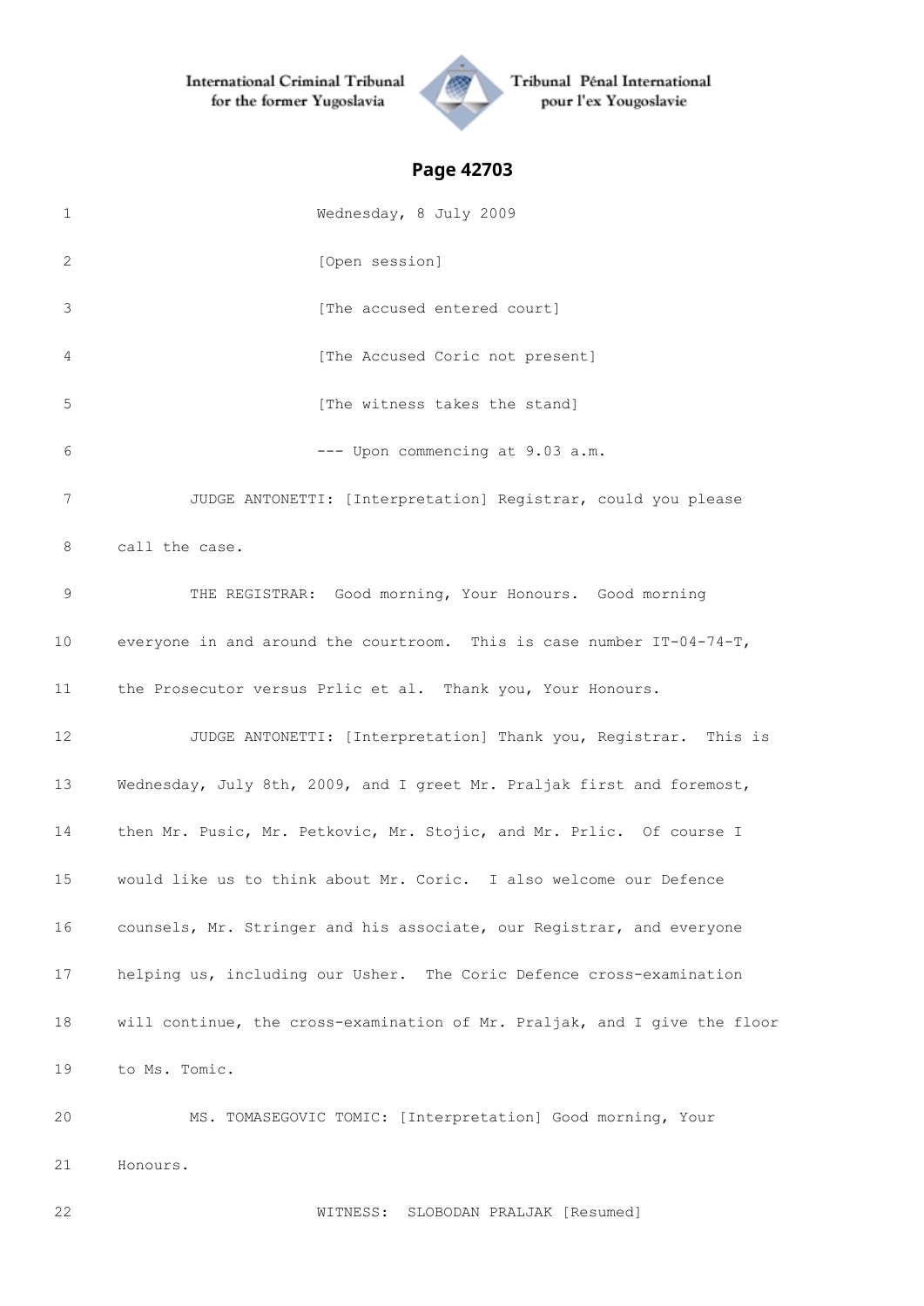## Page 42703

1 Wednesday, 8 July 2009

2 [Open session]

3 [The accused entered court]

4 [The Accused Coric not present]

5 [The witness takes the stand]

6 --- Upon commencing at 9.03 a.m.

7 JUDGE ANTONETTI: [Interpretation] Registrar, could you please

8 call the case.

9 THE REGISTRAR: Good morning, Your Honours. Good morning

10 everyone in and around the courtroom. This is case number IT-04-74-T,

11 the Prosecutor versus Prlic et al. Thank you, Your Honours.

12 JUDGE ANTONETTI: [Interpretation] Thank you, Registrar. This is

13 Wednesday, July 8th, 2009, and I greet Mr. Praljak first and foremost,

14 then Mr. Pusic, Mr. Petkovic, Mr. Stojic, and Mr. Prlic. Of course I

15 would like us to think about Mr. Coric. I also welcome our Defence

16 counsels, Mr. Stringer and his associate, our Registrar, and everyone

17 helping us, including our Usher. The Coric Defence cross-examination

18 will continue, the cross-examination of Mr. Praljak, and I give the floor

19 to Ms. Tomic.

20 MS. TOMASEGOVIC TOMIC: [Interpretation] Good morning, Your

21 Honours.

22 WITNESS: SLOBODAN PRALJAK [Resumed]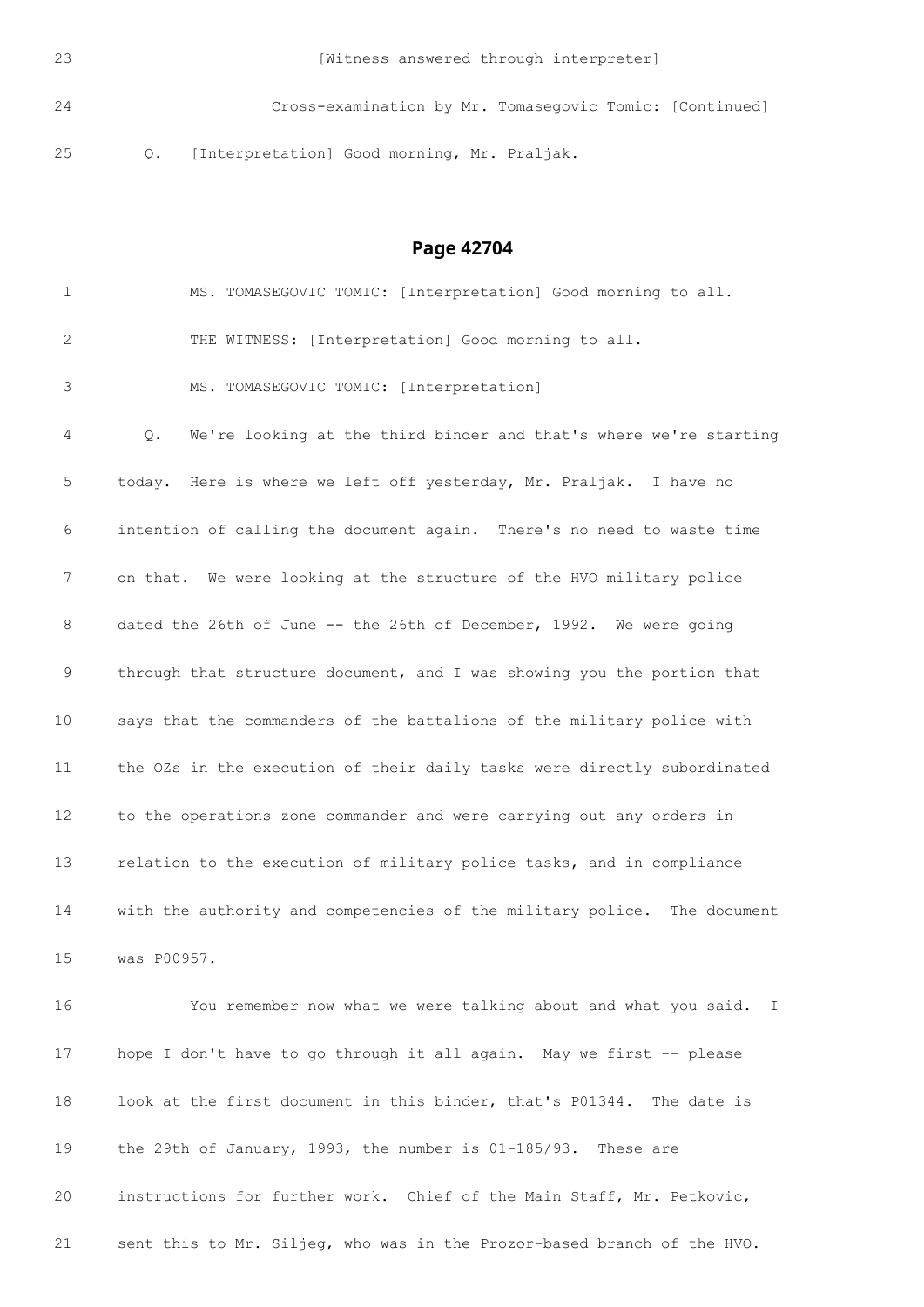23 [Witness answered through interpreter]

24 Cross-examination by Mr. Tomasegovic Tomic: [Continued]

25 Q. [Interpretation] Good morning, Mr. Praljak.

## Page 42704

1 MS. TOMASEGOVIC TOMIC: [Interpretation] Good morning to all.

2 THE WITNESS: [Interpretation] Good morning to all.

3 MS. TOMASEGOVIC TOMIC: [Interpretation]

4 Q. We're looking at the third binder and that's where we're starting

5 today. Here is where we left off yesterday, Mr. Praljak. I have no

6 intention of calling the document again. There's no need to waste time

7 on that. We were looking at the structure of the HVO military police

8 dated the 26th of June -- the 26th of December, 1992. We were going

9 through that structure document, and I was showing you the portion that

10 says that the commanders of the battalions of the military police with

11 the OZs in the execution of their daily tasks were directly subordinated

12 to the operations zone commander and were carrying out any orders in

13 relation to the execution of military police tasks, and in compliance

14 with the authority and competencies of the military police. The document

15 was P00957.

16 You remember now what we were talking about and what you said. I

17 hope I don't have to go through it all again. May we first -- please

18 look at the first document in this binder, that's P01344. The date is

19 the 29th of January, 1993, the number is 01-185/93. These are

20 instructions for further work. Chief of the Main Staff, Mr. Petkovic,

21 sent this to Mr. Siljeg, who was in the Prozor-based branch of the HVO.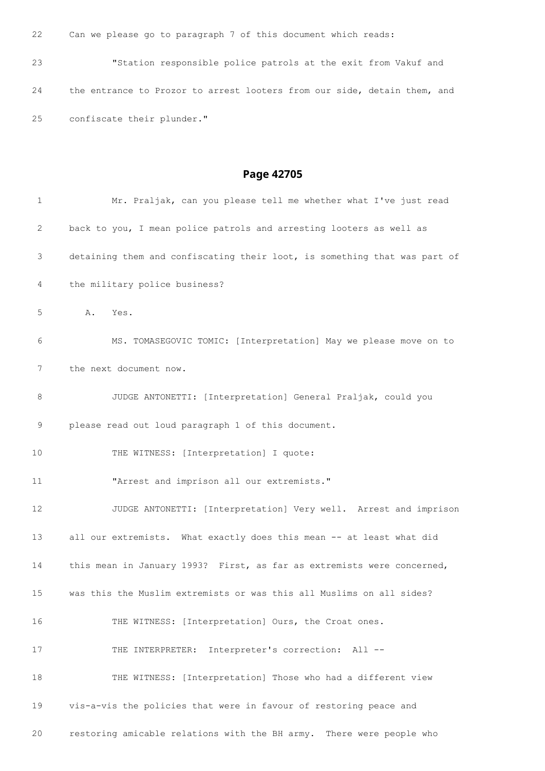22 Can we please go to paragraph 7 of this document which reads:

23 "Station responsible police patrols at the exit from Vakuf and

24 the entrance to Prozor to arrest looters from our side, detain them, and

25 confiscate their plunder."

## Page 42705

1 Mr. Praljak, can you please tell me whether what I've just read

2 back to you, I mean police patrols and arresting looters as well as

3 detaining them and confiscating their loot, is something that was part of

4 the military police business?

5 A. Yes.

6 MS. TOMASEGOVIC TOMIC: [Interpretation] May we please move on to

7 the next document now.

8 JUDGE ANTONETTI: [Interpretation] General Praljak, could you

9 please read out loud paragraph 1 of this document.

10 THE WITNESS: [Interpretation] I quote:

11 "Arrest and imprison all our extremists."

12 JUDGE ANTONETTI: [Interpretation] Very well. Arrest and imprison

13 all our extremists. What exactly does this mean -- at least what did

14 this mean in January 1993? First, as far as extremists were concerned,

15 was this the Muslim extremists or was this all Muslims on all sides?

16 THE WITNESS: [Interpretation] Ours, the Croat ones.

17 THE INTERPRETER: Interpreter's correction: All --

18 THE WITNESS: [Interpretation] Those who had a different view

19 vis-a-vis the policies that were in favour of restoring peace and

20 restoring amicable relations with the BH army. There were people who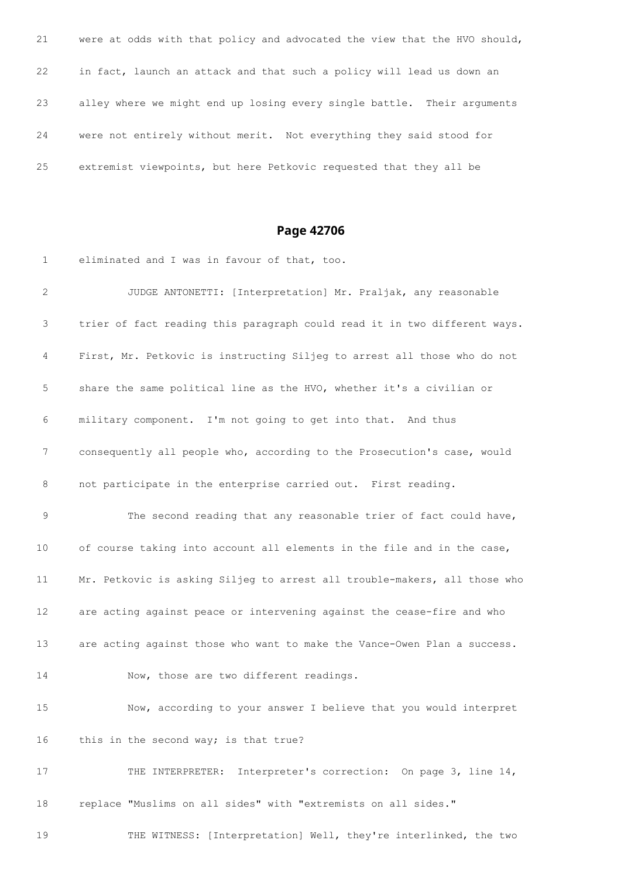21 were at odds with that policy and advocated the view that the HVO should,

22 in fact, launch an attack and that such a policy will lead us down an

23 alley where we might end up losing every single battle. Their arguments

24 were not entirely without merit. Not everything they said stood for

25 extremist viewpoints, but here Petkovic requested that they all be

## Page 42706

1 eliminated and I was in favour of that, too.

2 JUDGE ANTONETTI: [Interpretation] Mr. Praljak, any reasonable

3 trier of fact reading this paragraph could read it in two different ways.

4 First, Mr. Petkovic is instructing Siljeg to arrest all those who do not

5 share the same political line as the HVO, whether it's a civilian or

6 military component. I'm not going to get into that. And thus

7 consequently all people who, according to the Prosecution's case, would

8 not participate in the enterprise carried out. First reading.

9 The second reading that any reasonable trier of fact could have,

10 of course taking into account all elements in the file and in the case,

11 Mr. Petkovic is asking Siljeg to arrest all trouble-makers, all those who

12 are acting against peace or intervening against the cease-fire and who

13 are acting against those who want to make the Vance-Owen Plan a success.

14 Now, those are two different readings.

15 Now, according to your answer I believe that you would interpret

16 this in the second way; is that true?

17 THE INTERPRETER: Interpreter's correction: On page 3, line 14,

18 replace "Muslims on all sides" with "extremists on all sides."

19 THE WITNESS: [Interpretation] Well, they're interlinked, the two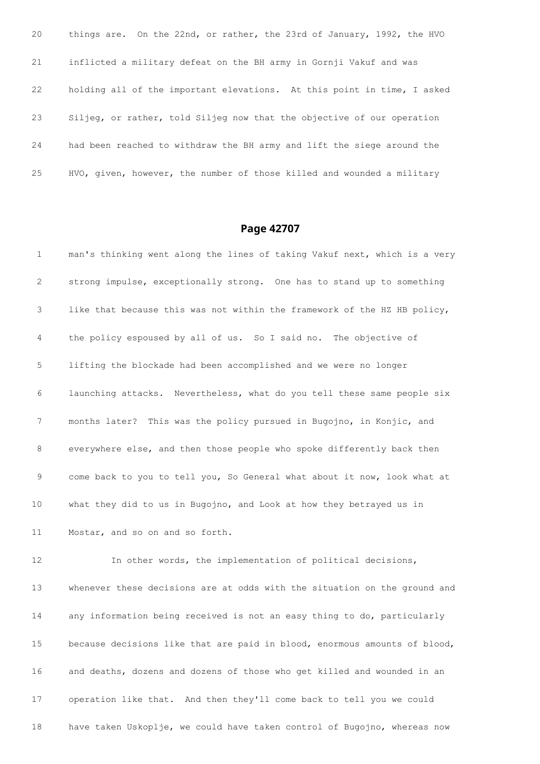20 things are. On the 22nd, or rather, the 23rd of January, 1992, the HVO

21 inflicted a military defeat on the BH army in Gornji Vakuf and was

22 holding all of the important elevations. At this point in time, I asked

23 Siljeg, or rather, told Siljeg now that the objective of our operation

24 had been reached to withdraw the BH army and lift the siege around the

25 HVO, given, however, the number of those killed and wounded a military

## Page 42707

1 man's thinking went along the lines of taking Vakuf next, which is a very

2 strong impulse, exceptionally strong. One has to stand up to something

3 like that because this was not within the framework of the HZ HB policy,

4 the policy espoused by all of us. So I said no. The objective of

5 lifting the blockade had been accomplished and we were no longer

6 launching attacks. Nevertheless, what do you tell these same people six

7 months later? This was the policy pursued in Bugojno, in Konjic, and

8 everywhere else, and then those people who spoke differently back then

9 come back to you to tell you, So General what about it now, look what at

10 what they did to us in Bugojno, and Look at how they betrayed us in

11 Mostar, and so on and so forth.

12 In other words, the implementation of political decisions,

13 whenever these decisions are at odds with the situation on the ground and

14 any information being received is not an easy thing to do, particularly

15 because decisions like that are paid in blood, enormous amounts of blood,

16 and deaths, dozens and dozens of those who get killed and wounded in an

17 operation like that. And then they'll come back to tell you we could

18 have taken Uskoplje, we could have taken control of Bugojno, whereas now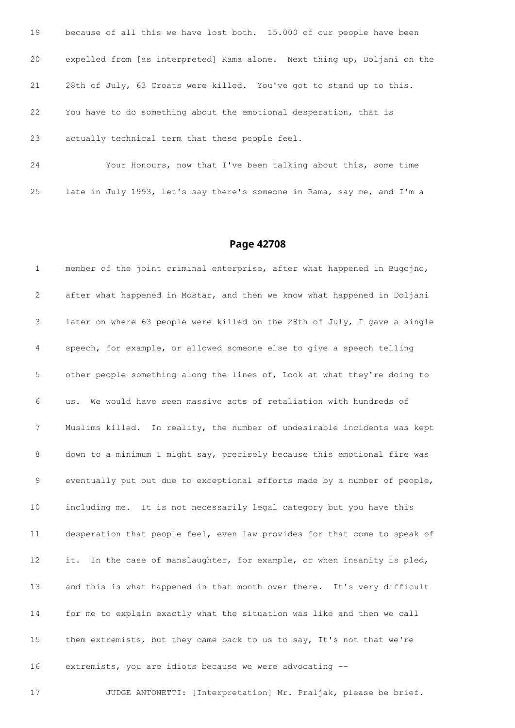19 because of all this we have lost both. 15.000 of our people have been

20 expelled from [as interpreted] Rama alone. Next thing up, Doljani on the

21 28th of July, 63 Croats were killed. You've got to stand up to this.

22 You have to do something about the emotional desperation, that is

23 actually technical term that these people feel.

24 Your Honours, now that I've been talking about this, some time

25 late in July 1993, let's say there's someone in Rama, say me, and I'm a

## Page 42708

1 member of the joint criminal enterprise, after what happened in Bugojno,

2 after what happened in Mostar, and then we know what happened in Doljani

3 later on where 63 people were killed on the 28th of July, I gave a single

4 speech, for example, or allowed someone else to give a speech telling

5 other people something along the lines of, Look at what they're doing to

6 us. We would have seen massive acts of retaliation with hundreds of

7 Muslims killed. In reality, the number of undesirable incidents was kept

8 down to a minimum I might say, precisely because this emotional fire was

9 eventually put out due to exceptional efforts made by a number of people,

10 including me. It is not necessarily legal category but you have this

11 desperation that people feel, even law provides for that come to speak of

12 it. In the case of manslaughter, for example, or when insanity is pled,

13 and this is what happened in that month over there. It's very difficult

14 for me to explain exactly what the situation was like and then we call

15 them extremists, but they came back to us to say, It's not that we're

16 extremists, you are idiots because we were advocating --

17 JUDGE ANTONETTI: [Interpretation] Mr. Praljak, please be brief.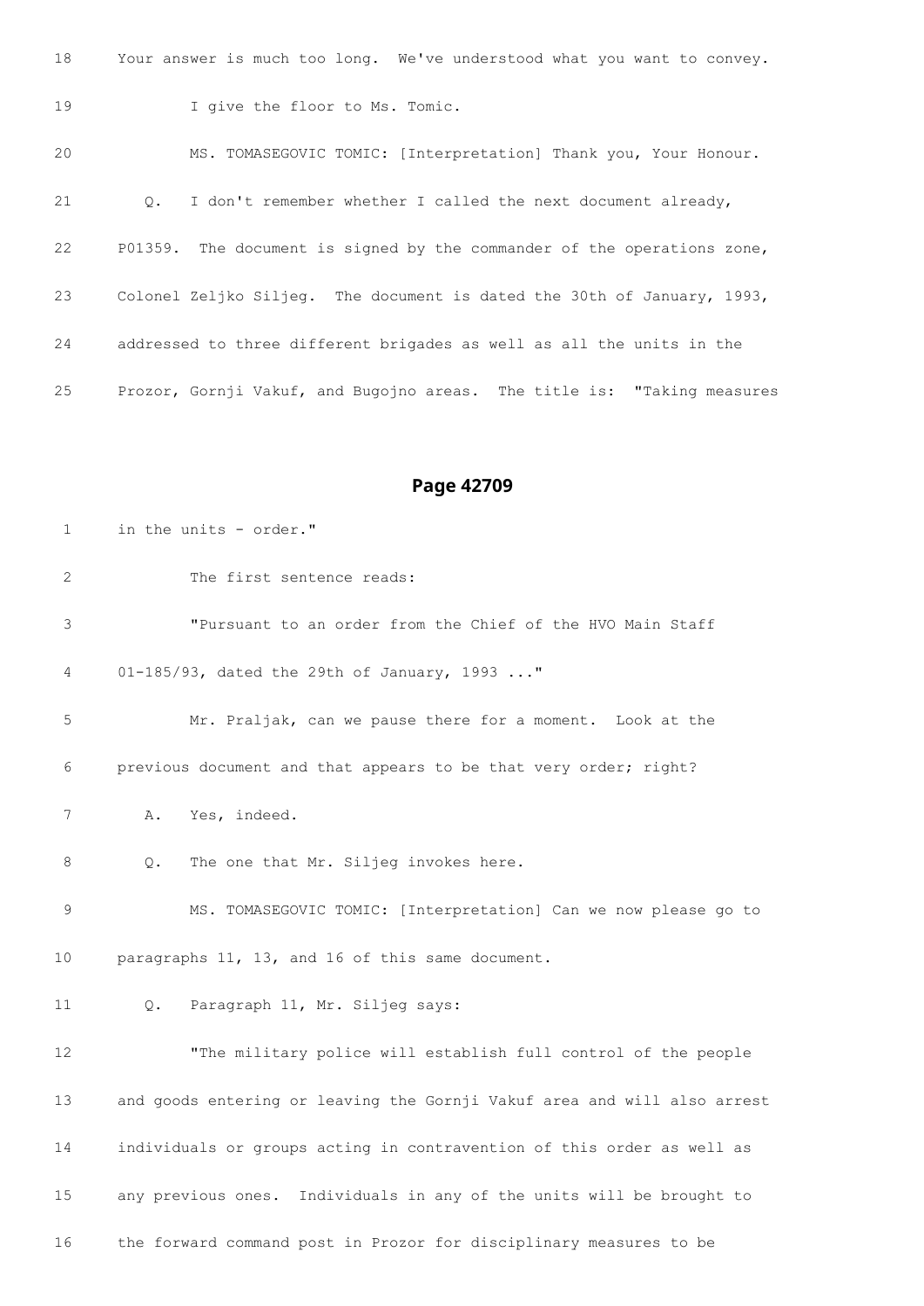18 Your answer is much too long. We've understood what you want to convey.

19 I give the floor to Ms. Tomic.

20 MS. TOMASEGOVIC TOMIC: [Interpretation] Thank you, Your Honour.

21 Q. I don't remember whether I called the next document already,

22 P01359. The document is signed by the commander of the operations zone,

23 Colonel Zeljko Siljeg. The document is dated the 30th of January, 1993,

24 addressed to three different brigades as well as all the units in the

25 Prozor, Gornji Vakuf, and Bugojno areas. The title is: "Taking measures

## Page 42709

1 in the units - order."

2 The first sentence reads:

3 "Pursuant to an order from the Chief of the HVO Main Staff

4 01-185/93, dated the 29th of January, 1993 ..."

5 Mr. Praljak, can we pause there for a moment. Look at the

6 previous document and that appears to be that very order; right?

7 A. Yes, indeed.

8 Q. The one that Mr. Siljeg invokes here.

9 MS. TOMASEGOVIC TOMIC: [Interpretation] Can we now please go to

10 paragraphs 11, 13, and 16 of this same document.

11 Q. Paragraph 11, Mr. Siljeg says:

12 "The military police will establish full control of the people

13 and goods entering or leaving the Gornji Vakuf area and will also arrest

14 individuals or groups acting in contravention of this order as well as

15 any previous ones. Individuals in any of the units will be brought to

16 the forward command post in Prozor for disciplinary measures to be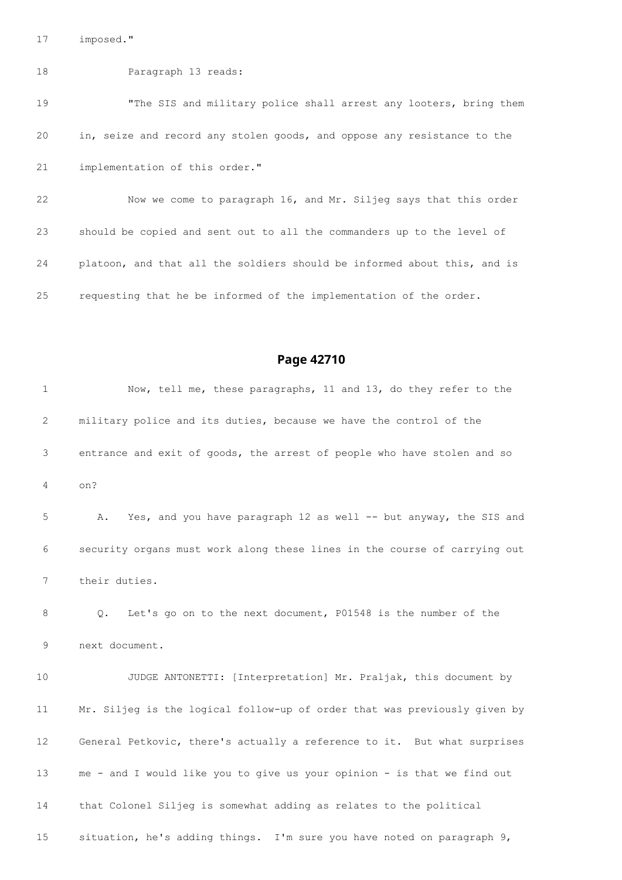17 imposed."

18 Paragraph 13 reads:

19 "The SIS and military police shall arrest any looters, bring them

20 in, seize and record any stolen goods, and oppose any resistance to the

21 implementation of this order."

22 Now we come to paragraph 16, and Mr. Siljeg says that this order

23 should be copied and sent out to all the commanders up to the level of

24 platoon, and that all the soldiers should be informed about this, and is

25 requesting that he be informed of the implementation of the order.

## Page 42710

1 Now, tell me, these paragraphs, 11 and 13, do they refer to the

2 military police and its duties, because we have the control of the

3 entrance and exit of goods, the arrest of people who have stolen and so

4 on?

5 A. Yes, and you have paragraph 12 as well -- but anyway, the SIS and

6 security organs must work along these lines in the course of carrying out

7 their duties.

8 Q. Let's go on to the next document, P01548 is the number of the

9 next document.

10 JUDGE ANTONETTI: [Interpretation] Mr. Praljak, this document by

11 Mr. Siljeg is the logical follow-up of order that was previously given by

12 General Petkovic, there's actually a reference to it. But what surprises

13 me - and I would like you to give us your opinion - is that we find out

14 that Colonel Siljeg is somewhat adding as relates to the political

15 situation, he's adding things. I'm sure you have noted on paragraph 9,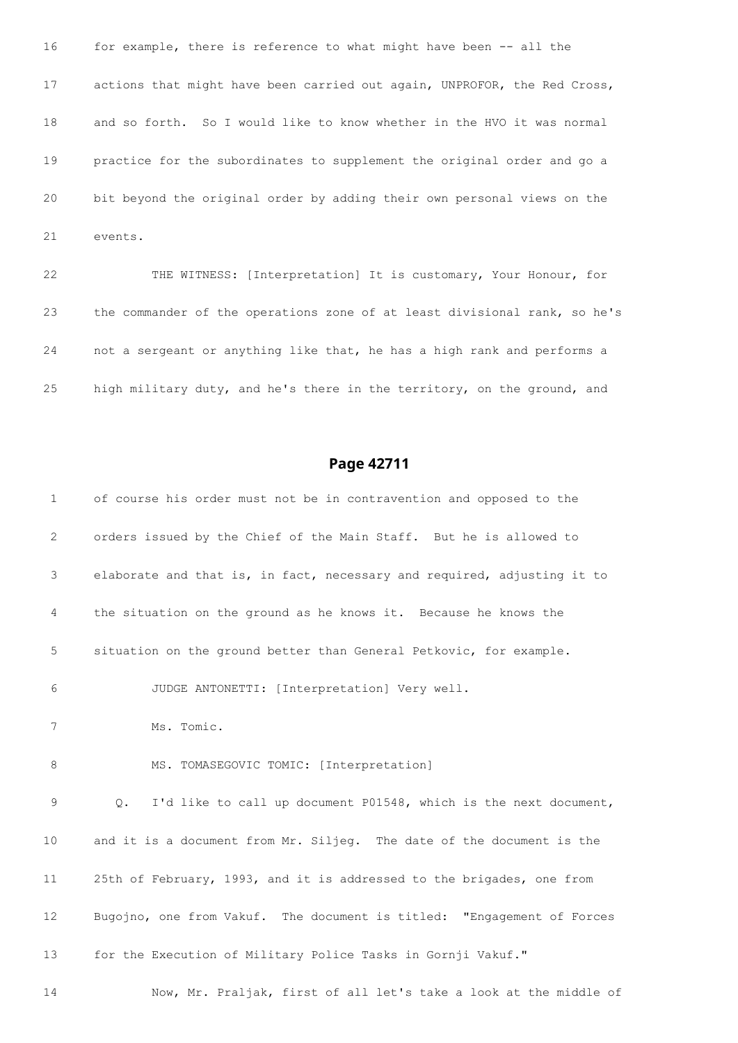for example, there is reference to what might have been -- all the actions that might have been carried out again, UNPROFOR, the Red Cross, and so forth. So I would like to know whether in the HVO it was normal practice for the subordinates to supplement the original order and go a bit beyond the original order by adding their own personal views on the events.

THE WITNESS: [Interpretation] It is customary, Your Honour, for the commander of the operations zone of at least divisional rank, so he's not a sergeant or anything like that, he has a high rank and performs a high military duty, and he's there in the territory, on the ground, and

## Page 42711

of course his order must not be in contravention and opposed to the orders issued by the Chief of the Main Staff. But he is allowed to elaborate and that is, in fact, necessary and required, adjusting it to the situation on the ground as he knows it. Because he knows the situation on the ground better than General Petkovic, for example.

JUDGE ANTONETTI: [Interpretation] Very well.

Ms. Tomic.

MS. TOMASEGOVIC TOMIC: [Interpretation]

Q. I'd like to call up document P01548, which is the next document, and it is a document from Mr. Siljeg. The date of the document is the 25th of February, 1993, and it is addressed to the brigades, one from Bugojno, one from Vakuf. The document is titled: "Engagement of Forces for the Execution of Military Police Tasks in Gornji Vakuf."

Now, Mr. Praljak, first of all let's take a look at the middle of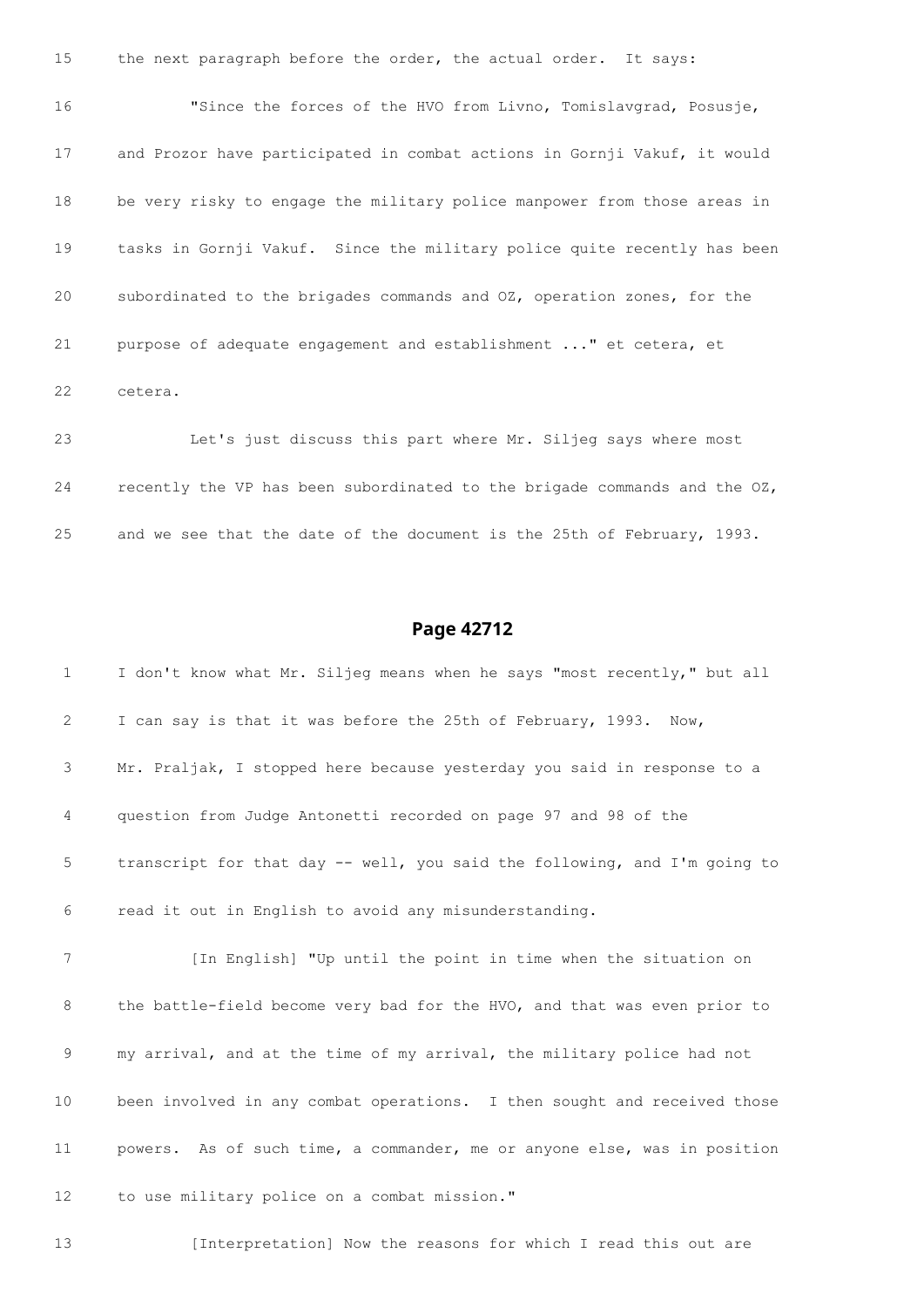15 the next paragraph before the order, the actual order. It says:

16 "Since the forces of the HVO from Livno, Tomislavgrad, Posusje,

17 and Prozor have participated in combat actions in Gornji Vakuf, it would

18 be very risky to engage the military police manpower from those areas in

19 tasks in Gornji Vakuf. Since the military police quite recently has been

20 subordinated to the brigades commands and OZ, operation zones, for the

21 purpose of adequate engagement and establishment ..." et cetera, et

22 cetera.

23 Let's just discuss this part where Mr. Siljeg says where most

24 recently the VP has been subordinated to the brigade commands and the OZ,

25 and we see that the date of the document is the 25th of February, 1993.

## Page 42712

1 I don't know what Mr. Siljeg means when he says "most recently," but all

2 I can say is that it was before the 25th of February, 1993. Now,

3 Mr. Praljak, I stopped here because yesterday you said in response to a

4 question from Judge Antonetti recorded on page 97 and 98 of the

5 transcript for that day -- well, you said the following, and I'm going to

6 read it out in English to avoid any misunderstanding.

7 [In English] "Up until the point in time when the situation on

8 the battle-field become very bad for the HVO, and that was even prior to

9 my arrival, and at the time of my arrival, the military police had not

10 been involved in any combat operations. I then sought and received those

11 powers. As of such time, a commander, me or anyone else, was in position

12 to use military police on a combat mission."

13 [Interpretation] Now the reasons for which I read this out are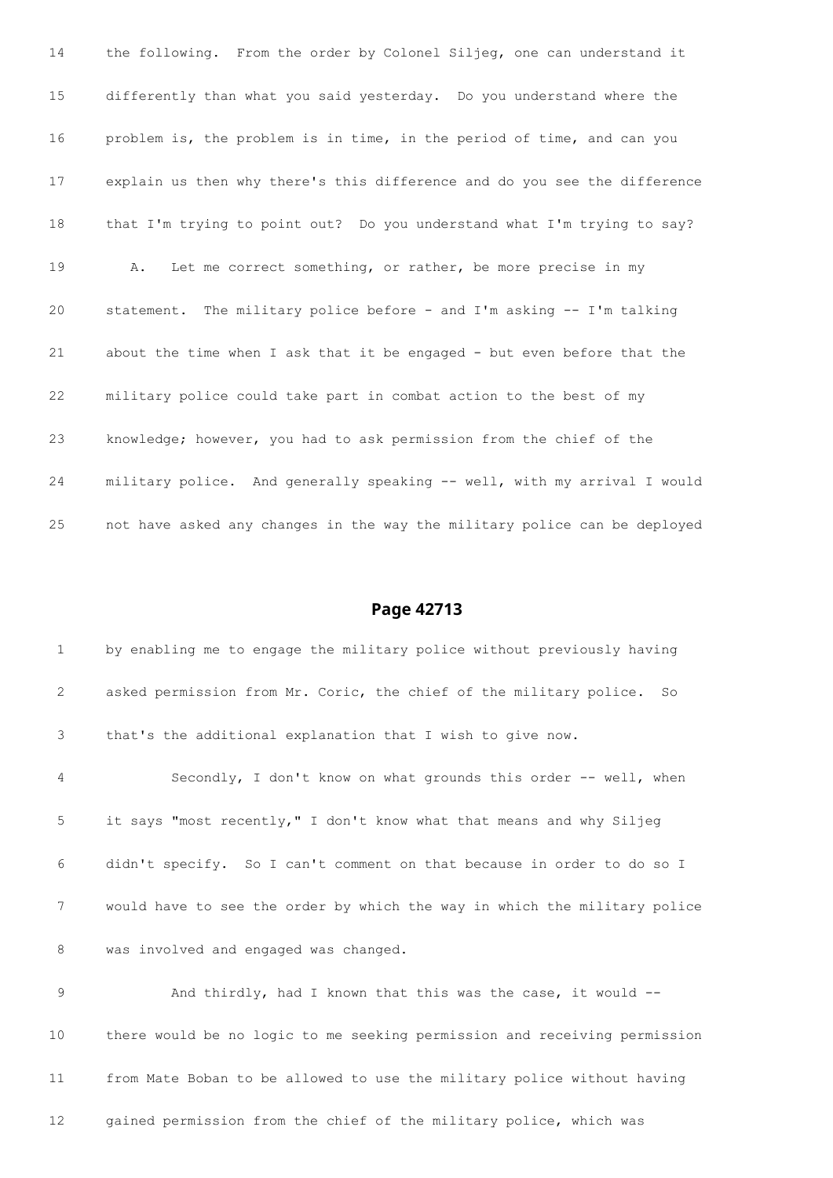14 the following. From the order by Colonel Siljeg, one can understand it

15 differently than what you said yesterday. Do you understand where the

16 problem is, the problem is in time, in the period of time, and can you

17 explain us then why there's this difference and do you see the difference

18 that I'm trying to point out? Do you understand what I'm trying to say?

19 A. Let me correct something, or rather, be more precise in my

20 statement. The military police before - and I'm asking -- I'm talking

21 about the time when I ask that it be engaged - but even before that the

22 military police could take part in combat action to the best of my

23 knowledge; however, you had to ask permission from the chief of the

24 military police. And generally speaking -- well, with my arrival I would

25 not have asked any changes in the way the military police can be deployed

## Page 42713

1 by enabling me to engage the military police without previously having

2 asked permission from Mr. Coric, the chief of the military police. So

3 that's the additional explanation that I wish to give now.

4 Secondly, I don't know on what grounds this order -- well, when

5 it says "most recently," I don't know what that means and why Siljeg

6 didn't specify. So I can't comment on that because in order to do so I

7 would have to see the order by which the way in which the military police

8 was involved and engaged was changed.

9 And thirdly, had I known that this was the case, it would --

10 there would be no logic to me seeking permission and receiving permission

11 from Mate Boban to be allowed to use the military police without having

12 gained permission from the chief of the military police, which was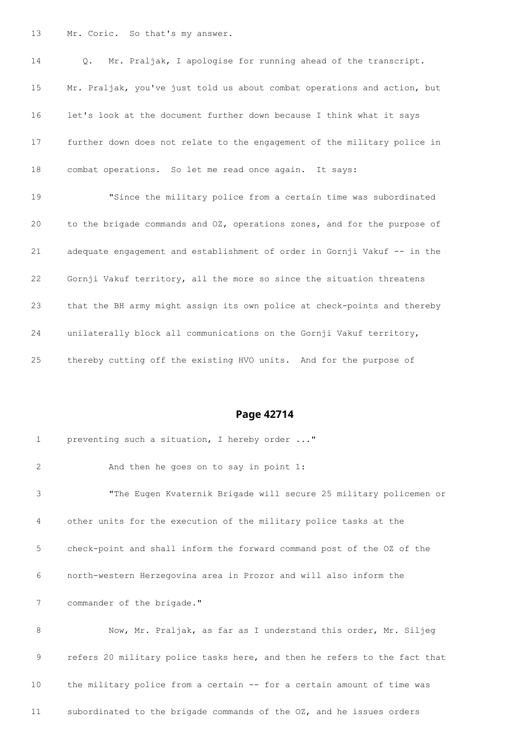13 Mr. Coric. So that's my answer.

14 Q. Mr. Praljak, I apologise for running ahead of the transcript.

15 Mr. Praljak, you've just told us about combat operations and action, but

16 let's look at the document further down because I think what it says

17 further down does not relate to the engagement of the military police in

18 combat operations. So let me read once again. It says:

19 "Since the military police from a certain time was subordinated

20 to the brigade commands and OZ, operations zones, and for the purpose of

21 adequate engagement and establishment of order in Gornji Vakuf -- in the

22 Gornji Vakuf territory, all the more so since the situation threatens

23 that the BH army might assign its own police at check-points and thereby

24 unilaterally block all communications on the Gornji Vakuf territory,

25 thereby cutting off the existing HVO units. And for the purpose of

## Page 42714

1 preventing such a situation, I hereby order ..."

2 And then he goes on to say in point 1:

3 "The Eugen Kvaternik Brigade will secure 25 military policemen or

4 other units for the execution of the military police tasks at the

5 check-point and shall inform the forward command post of the OZ of the

6 north-western Herzegovina area in Prozor and will also inform the

7 commander of the brigade."

8 Now, Mr. Praljak, as far as I understand this order, Mr. Siljeg

9 refers 20 military police tasks here, and then he refers to the fact that

10 the military police from a certain -- for a certain amount of time was

11 subordinated to the brigade commands of the OZ, and he issues orders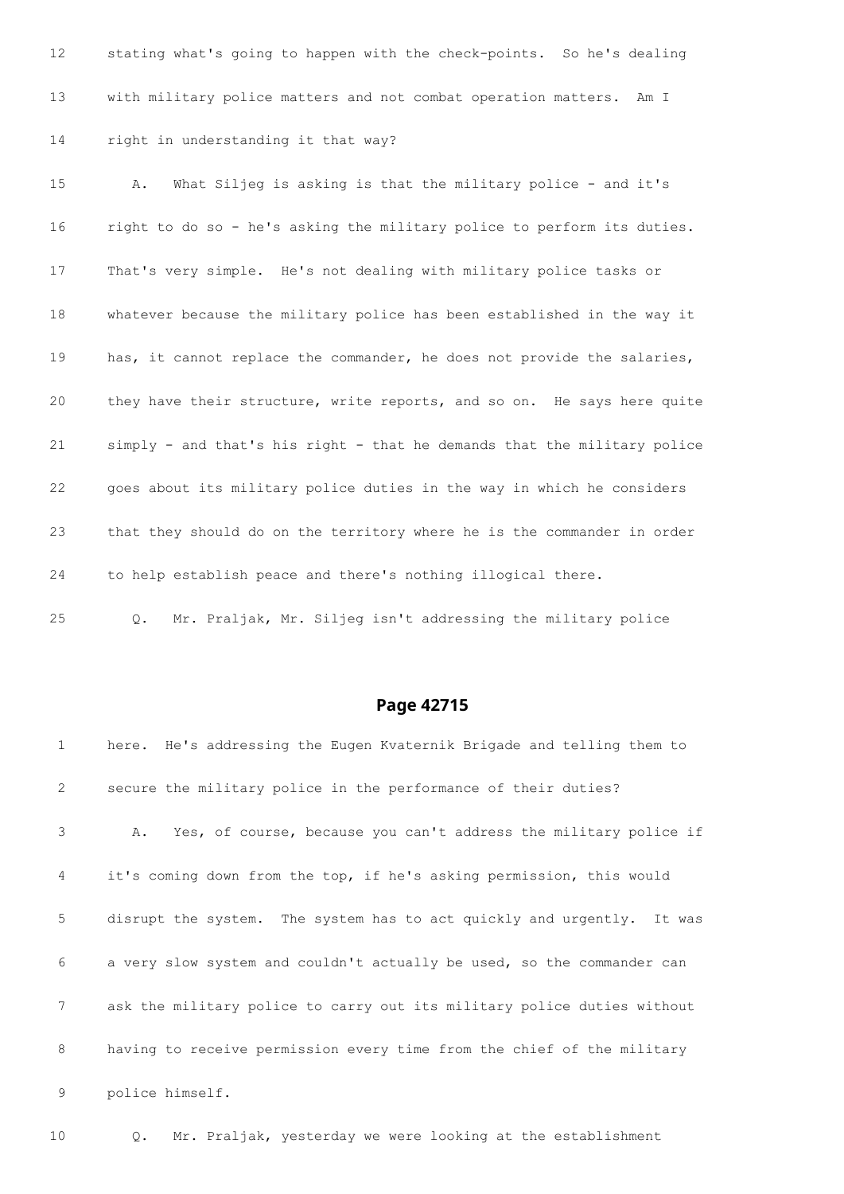12 stating what's going to happen with the check-points. So he's dealing

13 with military police matters and not combat operation matters. Am I

14 right in understanding it that way?

15 A. What Siljeg is asking is that the military police - and it's

16 right to do so - he's asking the military police to perform its duties.

17 That's very simple. He's not dealing with military police tasks or

18 whatever because the military police has been established in the way it

19 has, it cannot replace the commander, he does not provide the salaries,

20 they have their structure, write reports, and so on. He says here quite

21 simply - and that's his right - that he demands that the military police

22 goes about its military police duties in the way in which he considers

23 that they should do on the territory where he is the commander in order

24 to help establish peace and there's nothing illogical there.

25 Q. Mr. Praljak, Mr. Siljeg isn't addressing the military police

## Page 42715

1 here. He's addressing the Eugen Kvaternik Brigade and telling them to

2 secure the military police in the performance of their duties?

3 A. Yes, of course, because you can't address the military police if

4 it's coming down from the top, if he's asking permission, this would

5 disrupt the system. The system has to act quickly and urgently. It was

6 a very slow system and couldn't actually be used, so the commander can

7 ask the military police to carry out its military police duties without

8 having to receive permission every time from the chief of the military

9 police himself.

10 Q. Mr. Praljak, yesterday we were looking at the establishment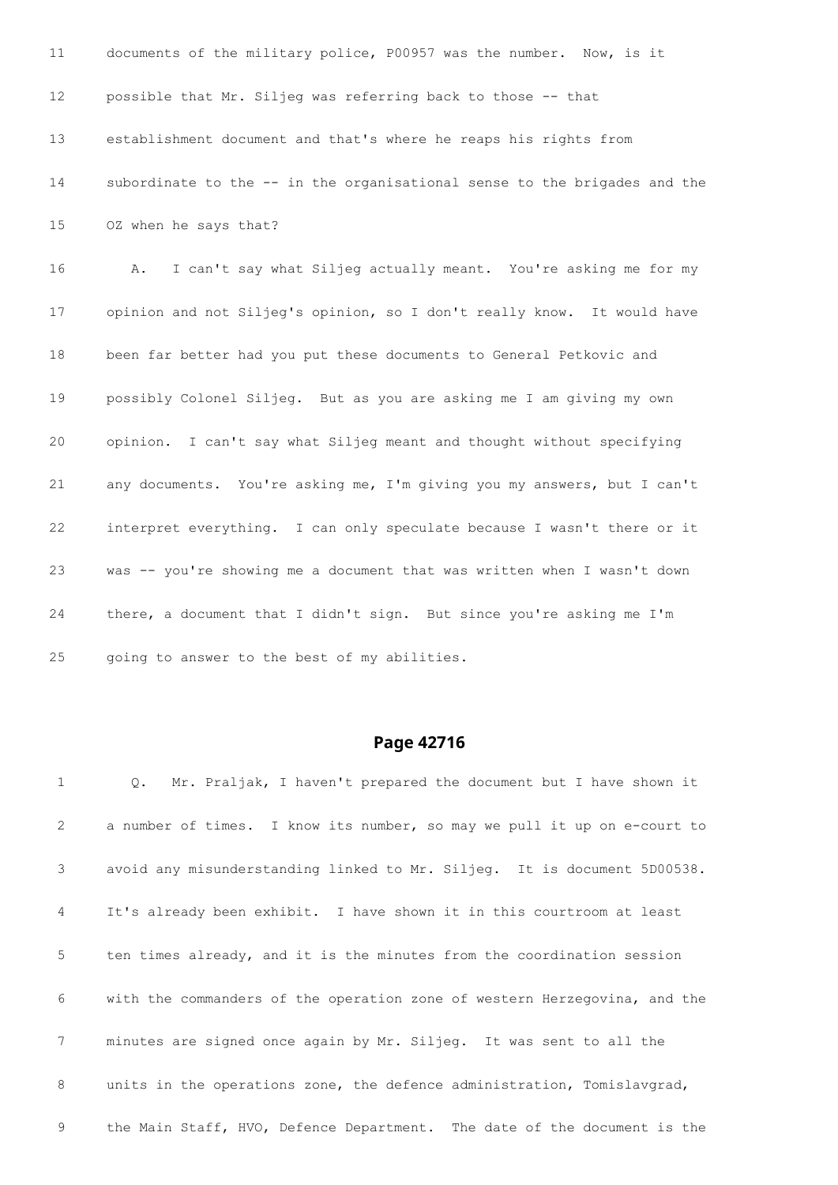11 documents of the military police, P00957 was the number. Now, is it

12 possible that Mr. Siljeg was referring back to those -- that

13 establishment document and that's where he reaps his rights from

14 subordinate to the -- in the organisational sense to the brigades and the

15 OZ when he says that?

16 A. I can't say what Siljeg actually meant. You're asking me for my

17 opinion and not Siljeg's opinion, so I don't really know. It would have

18 been far better had you put these documents to General Petkovic and

19 possibly Colonel Siljeg. But as you are asking me I am giving my own

20 opinion. I can't say what Siljeg meant and thought without specifying

21 any documents. You're asking me, I'm giving you my answers, but I can't

22 interpret everything. I can only speculate because I wasn't there or it

23 was -- you're showing me a document that was written when I wasn't down

24 there, a document that I didn't sign. But since you're asking me I'm

25 going to answer to the best of my abilities.

## Page 42716

1 Q. Mr. Praljak, I haven't prepared the document but I have shown it

2 a number of times. I know its number, so may we pull it up on e-court to

3 avoid any misunderstanding linked to Mr. Siljeg. It is document 5D00538.

4 It's already been exhibit. I have shown it in this courtroom at least

5 ten times already, and it is the minutes from the coordination session

6 with the commanders of the operation zone of western Herzegovina, and the

7 minutes are signed once again by Mr. Siljeg. It was sent to all the

8 units in the operations zone, the defence administration, Tomislavgrad,

9 the Main Staff, HVO, Defence Department. The date of the document is the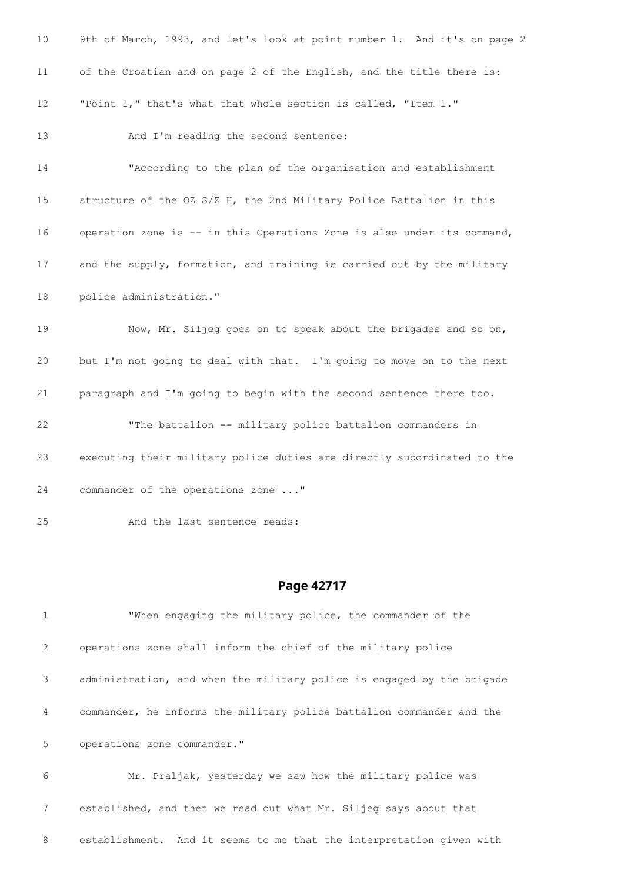9th of March, 1993, and let's look at point number 1. And it's on page 2 of the Croatian and on page 2 of the English, and the title there is: "Point 1," that's what that whole section is called, "Item 1."

And I'm reading the second sentence:

"According to the plan of the organisation and establishment structure of the OZ S/Z H, the 2nd Military Police Battalion in this operation zone is -- in this Operations Zone is also under its command, and the supply, formation, and training is carried out by the military police administration."

Now, Mr. Siljeg goes on to speak about the brigades and so on, but I'm not going to deal with that. I'm going to move on to the next paragraph and I'm going to begin with the second sentence there too.

"The battalion -- military police battalion commanders in executing their military police duties are directly subordinated to the commander of the operations zone ..."

And the last sentence reads:

## Page 42717

"When engaging the military police, the commander of the operations zone shall inform the chief of the military police administration, and when the military police is engaged by the brigade commander, he informs the military police battalion commander and the operations zone commander."

Mr. Praljak, yesterday we saw how the military police was established, and then we read out what Mr. Siljeg says about that establishment. And it seems to me that the interpretation given with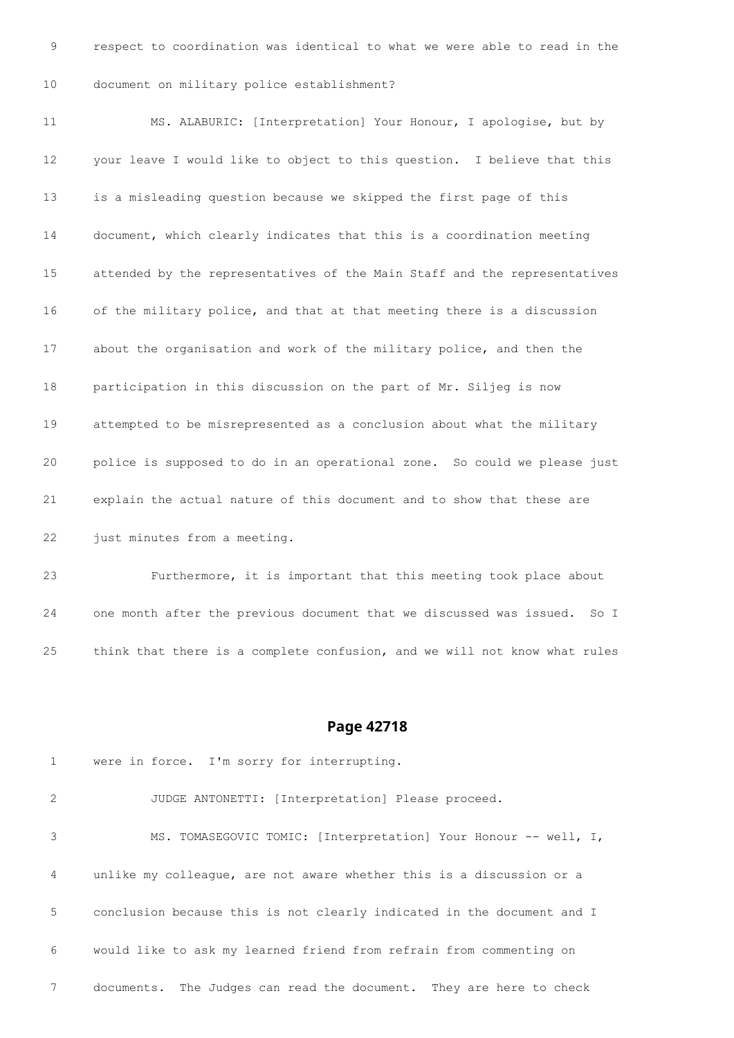9 respect to coordination was identical to what we were able to read in the

10 document on military police establishment?

11 MS. ALABURIC: [Interpretation] Your Honour, I apologise, but by

12 your leave I would like to object to this question. I believe that this

13 is a misleading question because we skipped the first page of this

14 document, which clearly indicates that this is a coordination meeting

15 attended by the representatives of the Main Staff and the representatives

16 of the military police, and that at that meeting there is a discussion

17 about the organisation and work of the military police, and then the

18 participation in this discussion on the part of Mr. Siljeg is now

19 attempted to be misrepresented as a conclusion about what the military

20 police is supposed to do in an operational zone. So could we please just

21 explain the actual nature of this document and to show that these are

22 just minutes from a meeting.

23 Furthermore, it is important that this meeting took place about

24 one month after the previous document that we discussed was issued. So I

25 think that there is a complete confusion, and we will not know what rules

## Page 42718

1 were in force. I'm sorry for interrupting.

2 JUDGE ANTONETTI: [Interpretation] Please proceed.

3 MS. TOMASEGOVIC TOMIC: [Interpretation] Your Honour -- well, I,

4 unlike my colleague, are not aware whether this is a discussion or a

5 conclusion because this is not clearly indicated in the document and I

6 would like to ask my learned friend from refrain from commenting on

7 documents. The Judges can read the document. They are here to check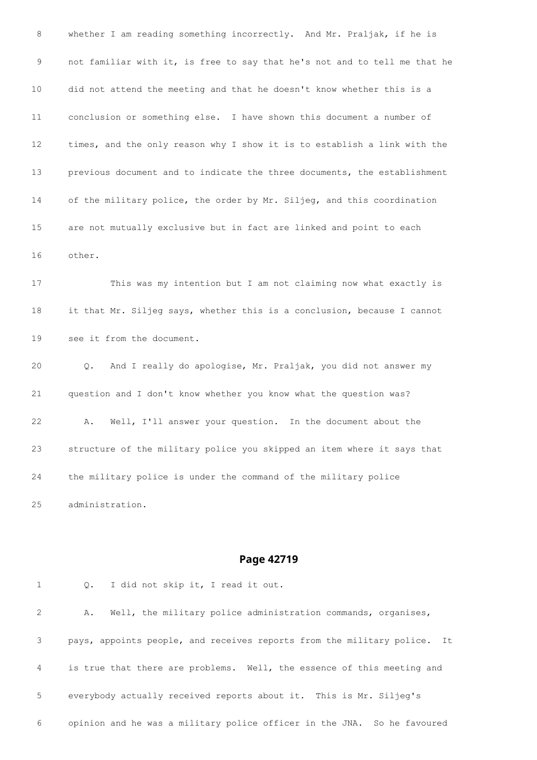8 whether I am reading something incorrectly. And Mr. Praljak, if he is

9 not familiar with it, is free to say that he's not and to tell me that he

10 did not attend the meeting and that he doesn't know whether this is a

11 conclusion or something else. I have shown this document a number of

12 times, and the only reason why I show it is to establish a link with the

13 previous document and to indicate the three documents, the establishment

14 of the military police, the order by Mr. Siljeg, and this coordination

15 are not mutually exclusive but in fact are linked and point to each

16 other.

17 This was my intention but I am not claiming now what exactly is

18 it that Mr. Siljeg says, whether this is a conclusion, because I cannot

19 see it from the document.

20 Q. And I really do apologise, Mr. Praljak, you did not answer my

21 question and I don't know whether you know what the question was?

22 A. Well, I'll answer your question. In the document about the

23 structure of the military police you skipped an item where it says that

24 the military police is under the command of the military police

25 administration.

## Page 42719

1 Q. I did not skip it, I read it out.

2 A. Well, the military police administration commands, organises,

3 pays, appoints people, and receives reports from the military police. It

4 is true that there are problems. Well, the essence of this meeting and

5 everybody actually received reports about it. This is Mr. Siljeg's

6 opinion and he was a military police officer in the JNA. So he favoured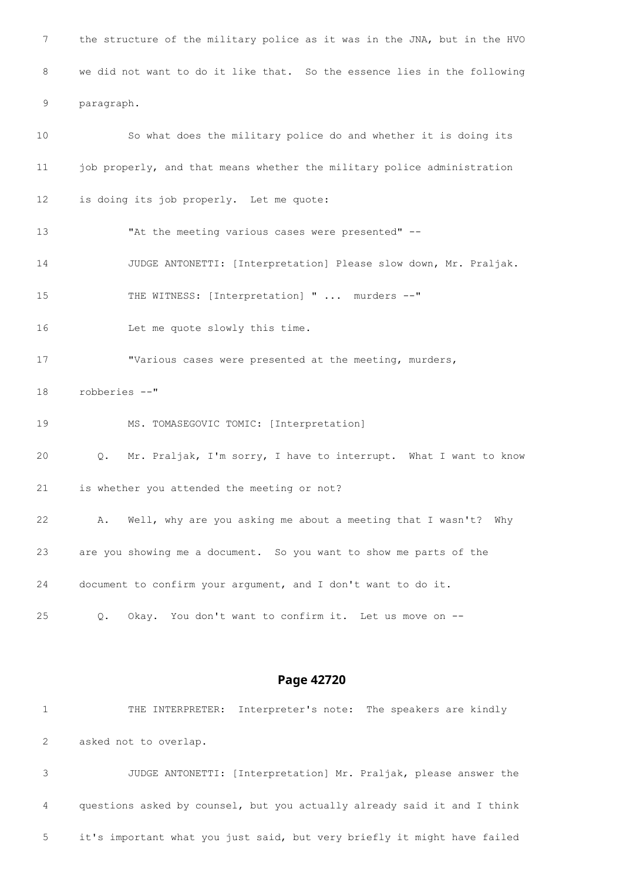7 the structure of the military police as it was in the JNA, but in the HVO

8 we did not want to do it like that. So the essence lies in the following

9 paragraph.

10 So what does the military police do and whether it is doing its

11 job properly, and that means whether the military police administration

12 is doing its job properly. Let me quote:

13 "At the meeting various cases were presented" --

14 JUDGE ANTONETTI: [Interpretation] Please slow down, Mr. Praljak.

15 THE WITNESS: [Interpretation] " ... murders --"

16 Let me quote slowly this time.

17 "Various cases were presented at the meeting, murders,

18 robberies --"

19 MS. TOMASEGOVIC TOMIC: [Interpretation]

20 Q. Mr. Praljak, I'm sorry, I have to interrupt. What I want to know

21 is whether you attended the meeting or not?

22 A. Well, why are you asking me about a meeting that I wasn't? Why

23 are you showing me a document. So you want to show me parts of the

24 document to confirm your argument, and I don't want to do it.

25 Q. Okay. You don't want to confirm it. Let us move on --

## Page 42720

1 THE INTERPRETER: Interpreter's note: The speakers are kindly

2 asked not to overlap.

3 JUDGE ANTONETTI: [Interpretation] Mr. Praljak, please answer the

4 questions asked by counsel, but you actually already said it and I think

5 it's important what you just said, but very briefly it might have failed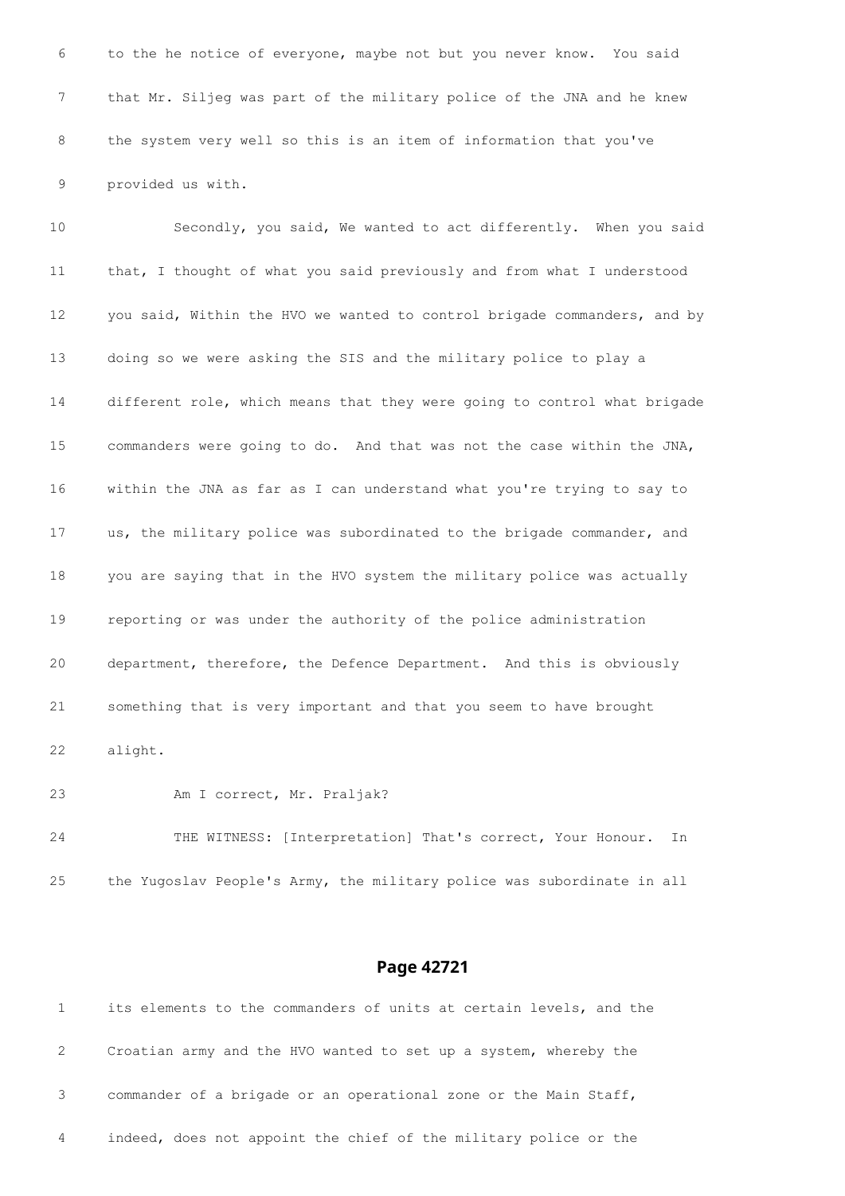to the he notice of everyone, maybe not but you never know. You said that Mr. Siljeg was part of the military police of the JNA and he knew the system very well so this is an item of information that you've provided us with.

Secondly, you said, We wanted to act differently. When you said that, I thought of what you said previously and from what I understood you said, Within the HVO we wanted to control brigade commanders, and by doing so we were asking the SIS and the military police to play a different role, which means that they were going to control what brigade commanders were going to do. And that was not the case within the JNA, within the JNA as far as I can understand what you're trying to say to us, the military police was subordinated to the brigade commander, and you are saying that in the HVO system the military police was actually reporting or was under the authority of the police administration department, therefore, the Defence Department. And this is obviously something that is very important and that you seem to have brought alight.

Am I correct, Mr. Praljak?

THE WITNESS: [Interpretation] That's correct, Your Honour. In the Yugoslav People's Army, the military police was subordinate in all

## Page 42721

its elements to the commanders of units at certain levels, and the Croatian army and the HVO wanted to set up a system, whereby the commander of a brigade or an operational zone or the Main Staff, indeed, does not appoint the chief of the military police or the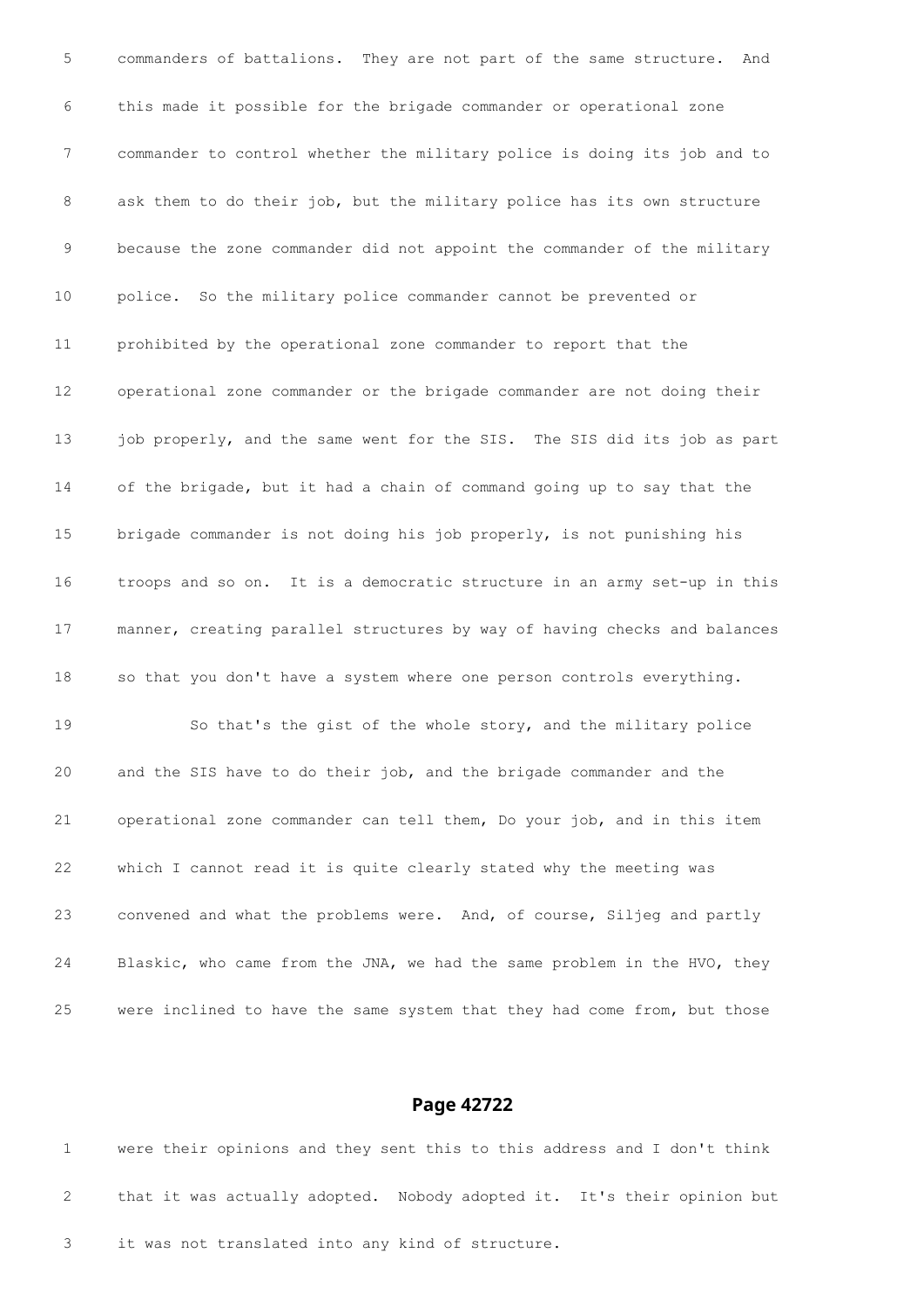commanders of battalions. They are not part of the same structure. And this made it possible for the brigade commander or operational zone commander to control whether the military police is doing its job and to ask them to do their job, but the military police has its own structure because the zone commander did not appoint the commander of the military police. So the military police commander cannot be prevented or prohibited by the operational zone commander to report that the operational zone commander or the brigade commander are not doing their job properly, and the same went for the SIS. The SIS did its job as part of the brigade, but it had a chain of command going up to say that the brigade commander is not doing his job properly, is not punishing his troops and so on. It is a democratic structure in an army set-up in this manner, creating parallel structures by way of having checks and balances so that you don't have a system where one person controls everything.

So that's the gist of the whole story, and the military police and the SIS have to do their job, and the brigade commander and the operational zone commander can tell them, Do your job, and in this item which I cannot read it is quite clearly stated why the meeting was convened and what the problems were. And, of course, Siljeg and partly Blaskic, who came from the JNA, we had the same problem in the HVO, they were inclined to have the same system that they had come from, but those

## Page 42722

were their opinions and they sent this to this address and I don't think that it was actually adopted. Nobody adopted it. It's their opinion but it was not translated into any kind of structure.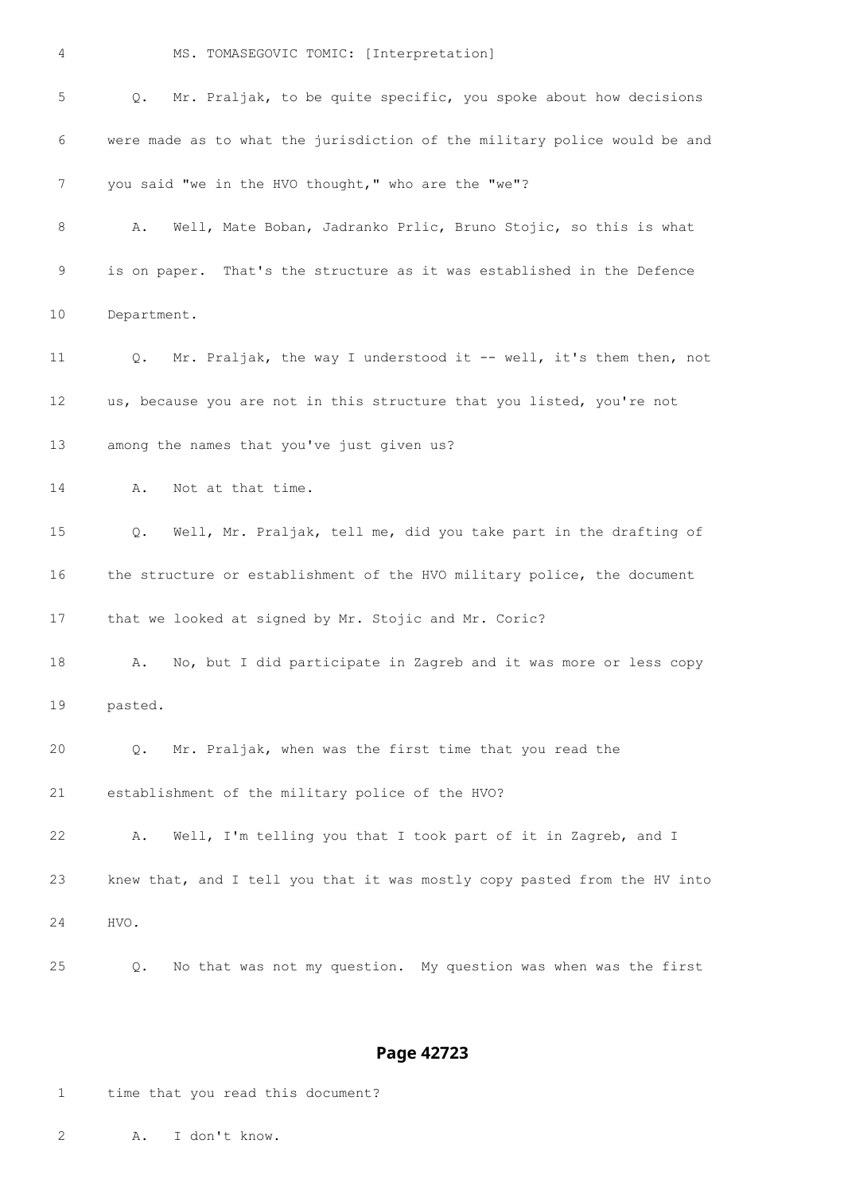MS. TOMASEGOVIC TOMIC: [Interpretation]

Q. Mr. Praljak, to be quite specific, you spoke about how decisions were made as to what the jurisdiction of the military police would be and you said "we in the HVO thought," who are the "we"?

A. Well, Mate Boban, Jadranko Prlic, Bruno Stojic, so this is what is on paper. That's the structure as it was established in the Defence Department.

Q. Mr. Praljak, the way I understood it -- well, it's them then, not us, because you are not in this structure that you listed, you're not among the names that you've just given us?

A. Not at that time.

Q. Well, Mr. Praljak, tell me, did you take part in the drafting of the structure or establishment of the HVO military police, the document that we looked at signed by Mr. Stojic and Mr. Coric?

A. No, but I did participate in Zagreb and it was more or less copy pasted.

Q. Mr. Praljak, when was the first time that you read the establishment of the military police of the HVO?

A. Well, I'm telling you that I took part of it in Zagreb, and I knew that, and I tell you that it was mostly copy pasted from the HV into HVO.

Q. No that was not my question. My question was when was the first time that you read this document?

A. I don't know.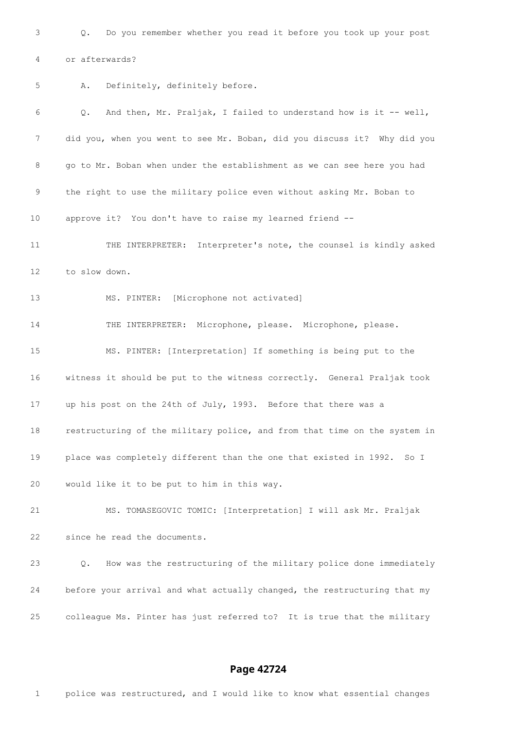Q. Do you remember whether you read it before you took up your post or afterwards?

A. Definitely, definitely before.

Q. And then, Mr. Praljak, I failed to understand how is it -- well, did you, when you went to see Mr. Boban, did you discuss it? Why did you go to Mr. Boban when under the establishment as we can see here you had the right to use the military police even without asking Mr. Boban to approve it? You don't have to raise my learned friend --

THE INTERPRETER: Interpreter's note, the counsel is kindly asked to slow down.

MS. PINTER: [Microphone not activated]

THE INTERPRETER: Microphone, please. Microphone, please.

MS. PINTER: [Interpretation] If something is being put to the witness it should be put to the witness correctly. General Praljak took up his post on the 24th of July, 1993. Before that there was a restructuring of the military police, and from that time on the system in place was completely different than the one that existed in 1992. So I would like it to be put to him in this way.

MS. TOMASEGOVIC TOMIC: [Interpretation] I will ask Mr. Praljak since he read the documents.

Q. How was the restructuring of the military police done immediately before your arrival and what actually changed, the restructuring that my colleague Ms. Pinter has just referred to? It is true that the military police was restructured, and I would like to know what essential changes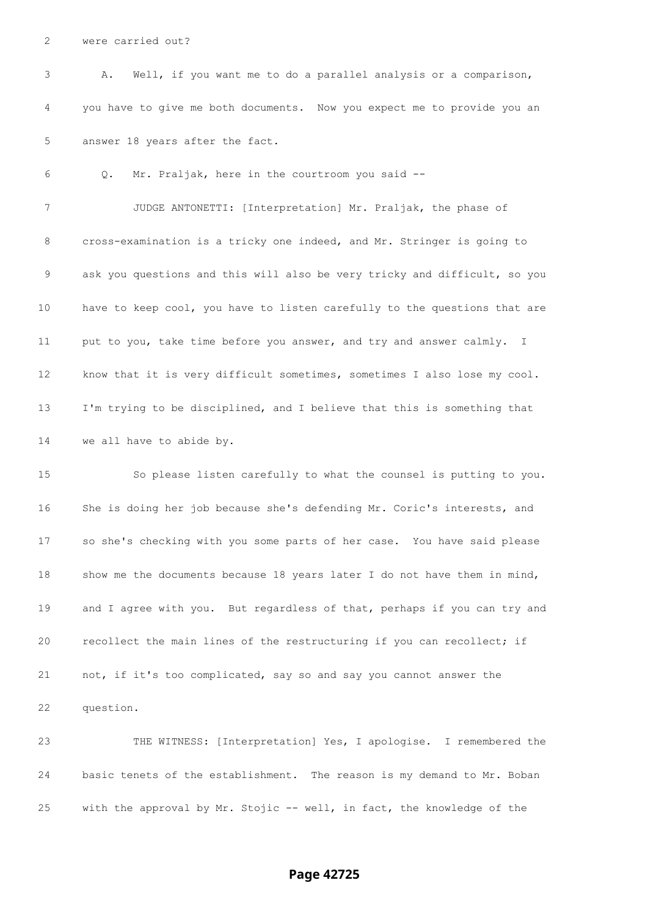were carried out?

A. Well, if you want me to do a parallel analysis or a comparison, you have to give me both documents. Now you expect me to provide you an answer 18 years after the fact.

Q. Mr. Praljak, here in the courtroom you said --

JUDGE ANTONETTI: [Interpretation] Mr. Praljak, the phase of cross-examination is a tricky one indeed, and Mr. Stringer is going to ask you questions and this will also be very tricky and difficult, so you have to keep cool, you have to listen carefully to the questions that are put to you, take time before you answer, and try and answer calmly. I know that it is very difficult sometimes, sometimes I also lose my cool. I'm trying to be disciplined, and I believe that this is something that we all have to abide by.

So please listen carefully to what the counsel is putting to you. She is doing her job because she's defending Mr. Coric's interests, and so she's checking with you some parts of her case. You have said please show me the documents because 18 years later I do not have them in mind, and I agree with you. But regardless of that, perhaps if you can try and recollect the main lines of the restructuring if you can recollect; if not, if it's too complicated, say so and say you cannot answer the question.

THE WITNESS: [Interpretation] Yes, I apologise. I remembered the basic tenets of the establishment. The reason is my demand to Mr. Boban with the approval by Mr. Stojic -- well, in fact, the knowledge of the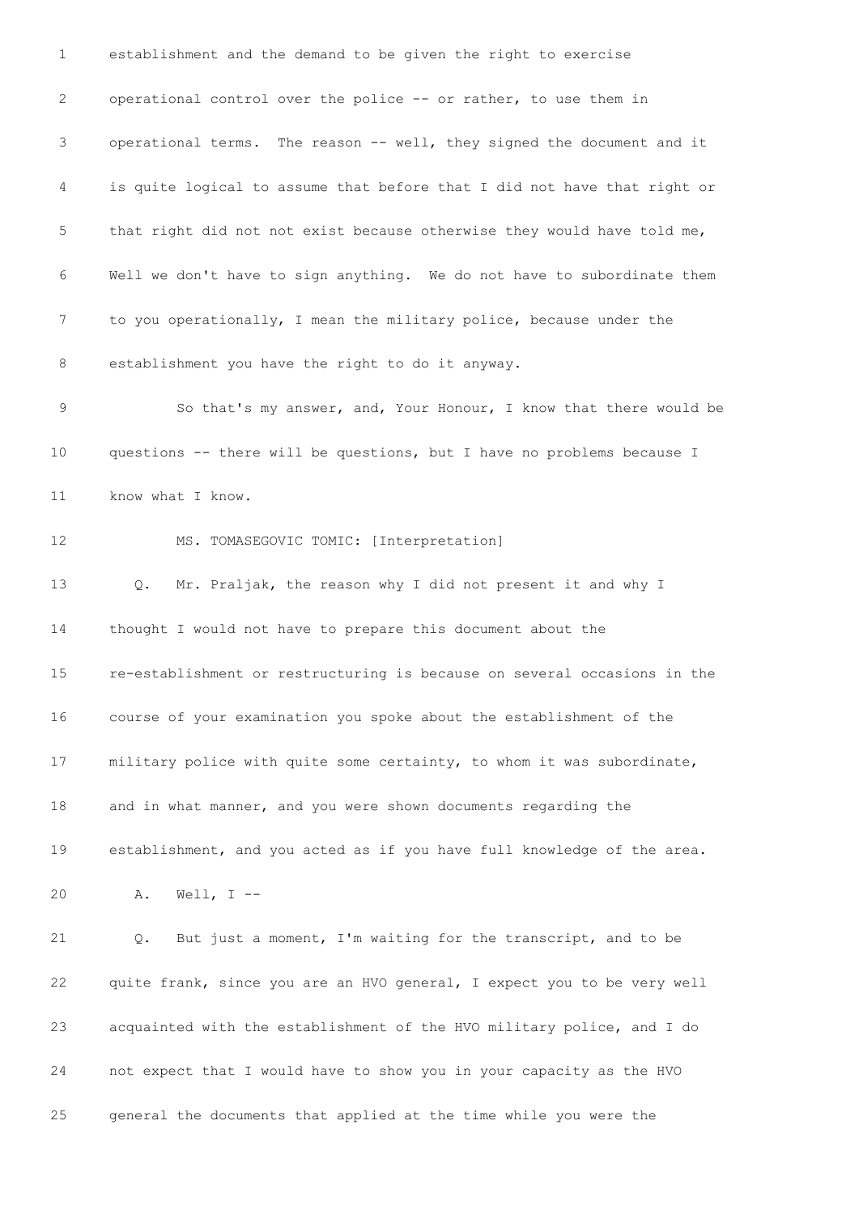establishment and the demand to be given the right to exercise operational control over the police -- or rather, to use them in operational terms. The reason -- well, they signed the document and it is quite logical to assume that before that I did not have that right or that right did not not exist because otherwise they would have told me, Well we don't have to sign anything. We do not have to subordinate them to you operationally, I mean the military police, because under the establishment you have the right to do it anyway.

So that's my answer, and, Your Honour, I know that there would be questions -- there will be questions, but I have no problems because I know what I know.

MS. TOMASEGOVIC TOMIC: [Interpretation]

Q. Mr. Praljak, the reason why I did not present it and why I thought I would not have to prepare this document about the re-establishment or restructuring is because on several occasions in the course of your examination you spoke about the establishment of the military police with quite some certainty, to whom it was subordinate, and in what manner, and you were shown documents regarding the establishment, and you acted as if you have full knowledge of the area.

A. Well, I --

Q. But just a moment, I'm waiting for the transcript, and to be quite frank, since you are an HVO general, I expect you to be very well acquainted with the establishment of the HVO military police, and I do not expect that I would have to show you in your capacity as the HVO general the documents that applied at the time while you were the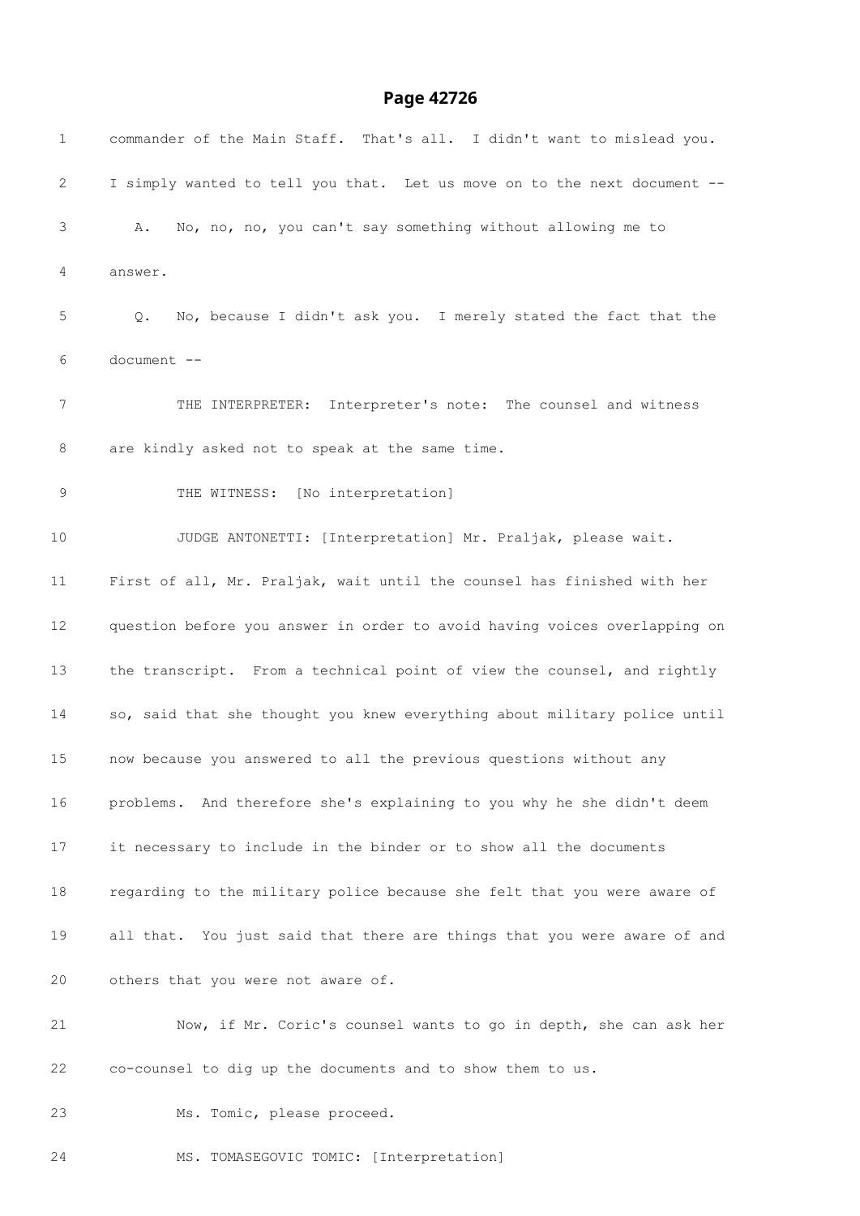commander of the Main Staff. That's all. I didn't want to mislead you. I simply wanted to tell you that. Let us move on to the next document --

A. No, no, no, you can't say something without allowing me to answer.

Q. No, because I didn't ask you. I merely stated the fact that the document --

THE INTERPRETER: Interpreter's note: The counsel and witness are kindly asked not to speak at the same time.

THE WITNESS: [No interpretation]

JUDGE ANTONETTI: [Interpretation] Mr. Praljak, please wait. First of all, Mr. Praljak, wait until the counsel has finished with her question before you answer in order to avoid having voices overlapping on the transcript. From a technical point of view the counsel, and rightly so, said that she thought you knew everything about military police until now because you answered to all the previous questions without any problems. And therefore she's explaining to you why he she didn't deem it necessary to include in the binder or to show all the documents regarding to the military police because she felt that you were aware of all that. You just said that there are things that you were aware of and others that you were not aware of.

Now, if Mr. Coric's counsel wants to go in depth, she can ask her co-counsel to dig up the documents and to show them to us.

Ms. Tomic, please proceed.

MS. TOMASEGOVIC TOMIC: [Interpretation]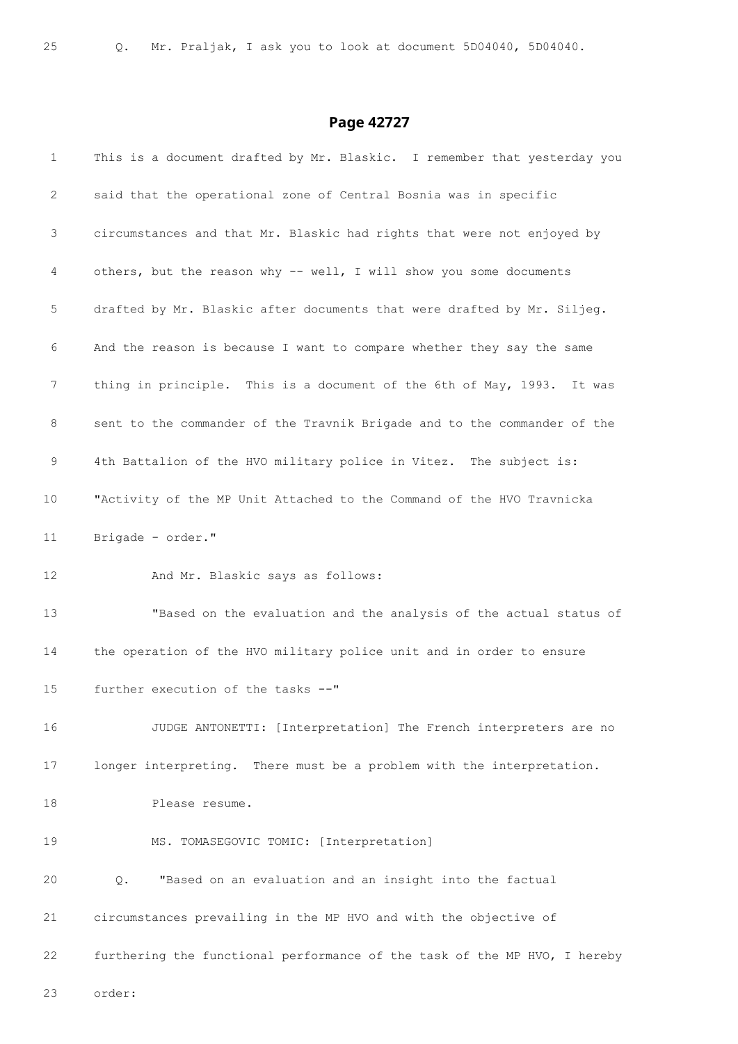25 Q. Mr. Praljak, I ask you to look at document 5D04040, 5D04040.

## Page 42727

1 This is a document drafted by Mr. Blaskic. I remember that yesterday you
2 said that the operational zone of Central Bosnia was in specific
3 circumstances and that Mr. Blaskic had rights that were not enjoyed by
4 others, but the reason why -- well, I will show you some documents
5 drafted by Mr. Blaskic after documents that were drafted by Mr. Siljeg.
6 And the reason is because I want to compare whether they say the same
7 thing in principle. This is a document of the 6th of May, 1993. It was
8 sent to the commander of the Travnik Brigade and to the commander of the
9 4th Battalion of the HVO military police in Vitez. The subject is:
10 "Activity of the MP Unit Attached to the Command of the HVO Travnicka
11 Brigade - order."
12 And Mr. Blaskic says as follows:
13 "Based on the evaluation and the analysis of the actual status of
14 the operation of the HVO military police unit and in order to ensure
15 further execution of the tasks --"
16 JUDGE ANTONETTI: [Interpretation] The French interpreters are no
17 longer interpreting. There must be a problem with the interpretation.
18 Please resume.
19 MS. TOMASEGOVIC TOMIC: [Interpretation]
20 Q. "Based on an evaluation and an insight into the factual
21 circumstances prevailing in the MP HVO and with the objective of
22 furthering the functional performance of the task of the MP HVO, I hereby
23 order: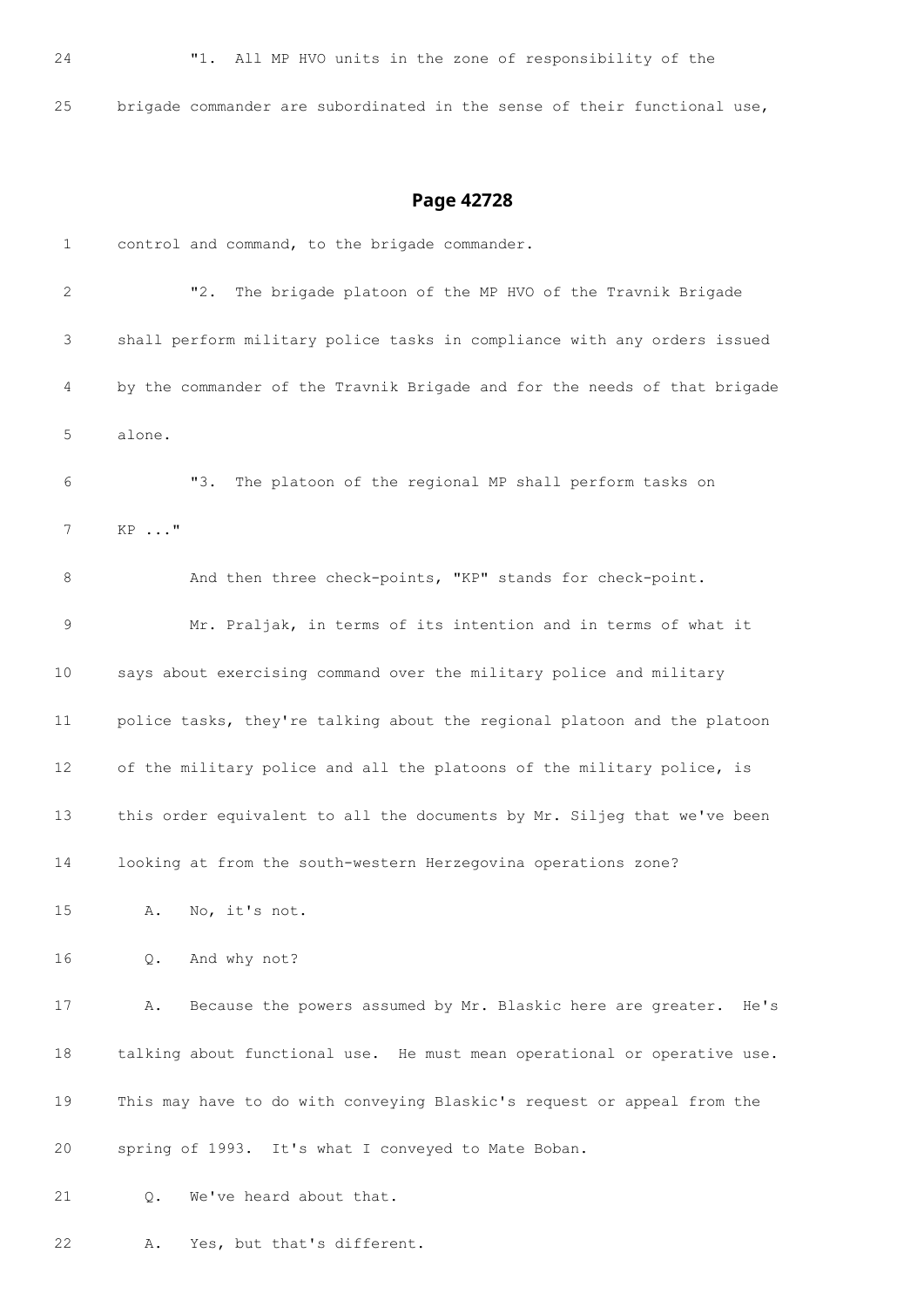24 "1. All MP HVO units in the zone of responsibility of the

25 brigade commander are subordinated in the sense of their functional use,

## Page 42728

1 control and command, to the brigade commander.

2 "2. The brigade platoon of the MP HVO of the Travnik Brigade

3 shall perform military police tasks in compliance with any orders issued

4 by the commander of the Travnik Brigade and for the needs of that brigade

5 alone.

6 "3. The platoon of the regional MP shall perform tasks on

7 KP ..."

8 And then three check-points, "KP" stands for check-point.

9 Mr. Praljak, in terms of its intention and in terms of what it

10 says about exercising command over the military police and military

11 police tasks, they're talking about the regional platoon and the platoon

12 of the military police and all the platoons of the military police, is

13 this order equivalent to all the documents by Mr. Siljeg that we've been

14 looking at from the south-western Herzegovina operations zone?

15 A. No, it's not.

16 Q. And why not?

17 A. Because the powers assumed by Mr. Blaskic here are greater. He's

18 talking about functional use. He must mean operational or operative use.

19 This may have to do with conveying Blaskic's request or appeal from the

20 spring of 1993. It's what I conveyed to Mate Boban.

21 Q. We've heard about that.

22 A. Yes, but that's different.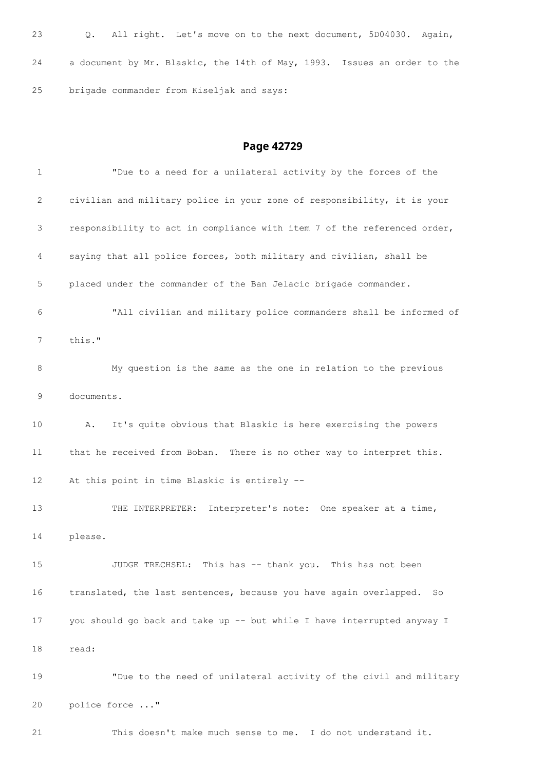23 Q. All right. Let's move on to the next document, 5D04030. Again,

24 a document by Mr. Blaskic, the 14th of May, 1993. Issues an order to the

25 brigade commander from Kiseljak and says:

## Page 42729

1 "Due to a need for a unilateral activity by the forces of the

2 civilian and military police in your zone of responsibility, it is your

3 responsibility to act in compliance with item 7 of the referenced order,

4 saying that all police forces, both military and civilian, shall be

5 placed under the commander of the Ban Jelacic brigade commander.

6 "All civilian and military police commanders shall be informed of

7 this."

8 My question is the same as the one in relation to the previous

9 documents.

10 A. It's quite obvious that Blaskic is here exercising the powers

11 that he received from Boban. There is no other way to interpret this.

12 At this point in time Blaskic is entirely --

13 THE INTERPRETER: Interpreter's note: One speaker at a time,

14 please.

15 JUDGE TRECHSEL: This has -- thank you. This has not been

16 translated, the last sentences, because you have again overlapped. So

17 you should go back and take up -- but while I have interrupted anyway I

18 read:

19 "Due to the need of unilateral activity of the civil and military

20 police force ..."

21 This doesn't make much sense to me. I do not understand it.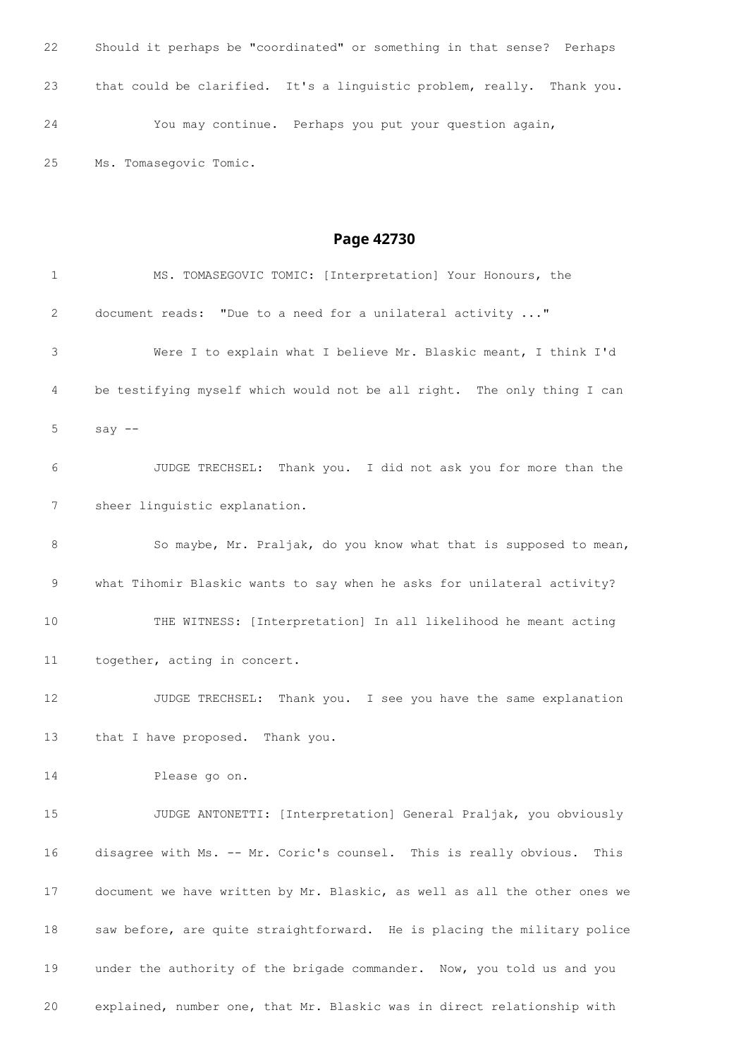22 Should it perhaps be "coordinated" or something in that sense? Perhaps

23 that could be clarified. It's a linguistic problem, really. Thank you.

24 You may continue. Perhaps you put your question again,

25 Ms. Tomasegovic Tomic.

## Page 42730

1 MS. TOMASEGOVIC TOMIC: [Interpretation] Your Honours, the

2 document reads: "Due to a need for a unilateral activity ..."

3 Were I to explain what I believe Mr. Blaskic meant, I think I'd

4 be testifying myself which would not be all right. The only thing I can

5 say --

6 JUDGE TRECHSEL: Thank you. I did not ask you for more than the

7 sheer linguistic explanation.

8 So maybe, Mr. Praljak, do you know what that is supposed to mean,

9 what Tihomir Blaskic wants to say when he asks for unilateral activity?

10 THE WITNESS: [Interpretation] In all likelihood he meant acting

11 together, acting in concert.

12 JUDGE TRECHSEL: Thank you. I see you have the same explanation

13 that I have proposed. Thank you.

14 Please go on.

15 JUDGE ANTONETTI: [Interpretation] General Praljak, you obviously

16 disagree with Ms. -- Mr. Coric's counsel. This is really obvious. This

17 document we have written by Mr. Blaskic, as well as all the other ones we

18 saw before, are quite straightforward. He is placing the military police

19 under the authority of the brigade commander. Now, you told us and you

20 explained, number one, that Mr. Blaskic was in direct relationship with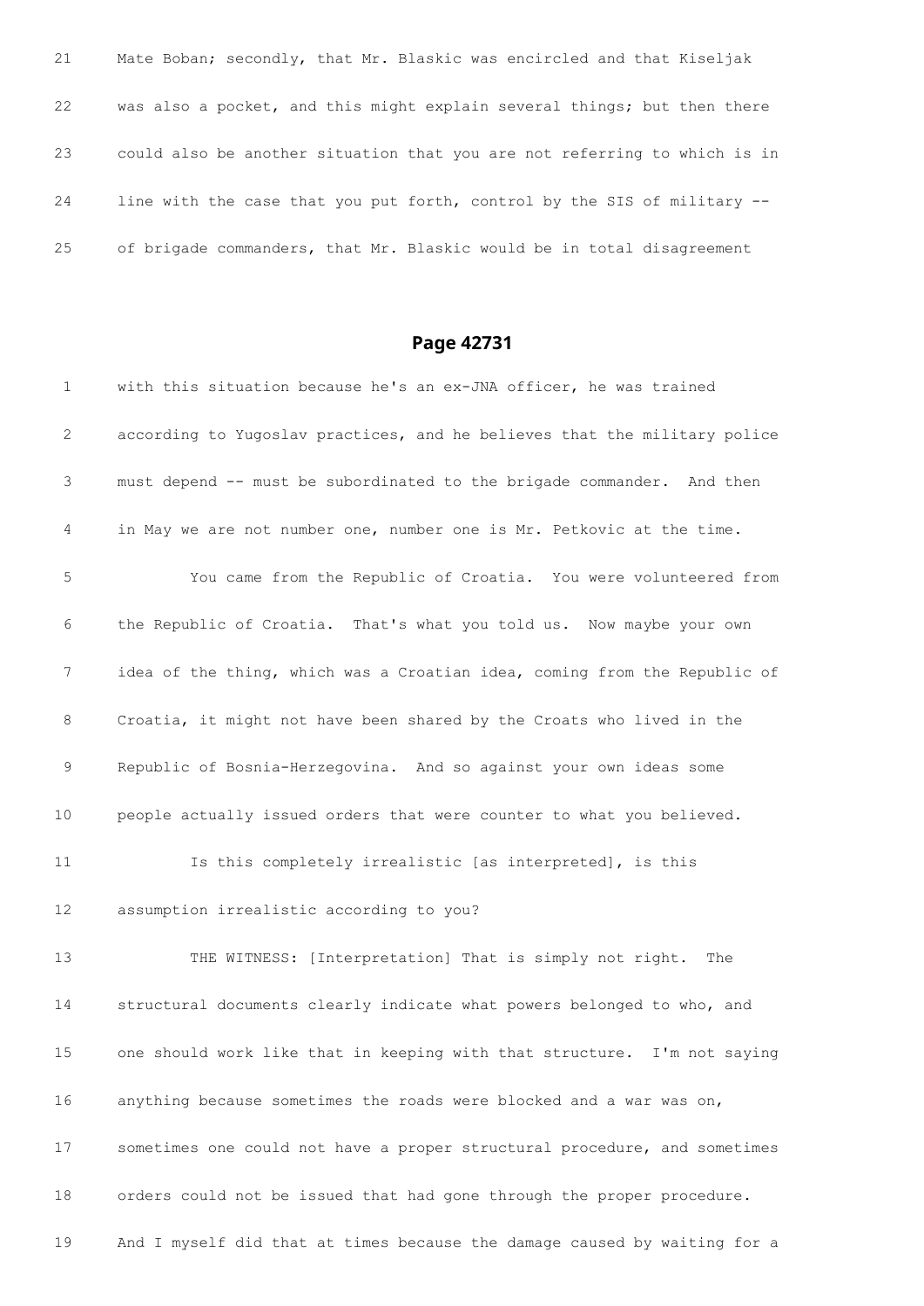21 Mate Boban; secondly, that Mr. Blaskic was encircled and that Kiseljak

22 was also a pocket, and this might explain several things; but then there

23 could also be another situation that you are not referring to which is in

24 line with the case that you put forth, control by the SIS of military --

25 of brigade commanders, that Mr. Blaskic would be in total disagreement

## Page 42731

1 with this situation because he's an ex-JNA officer, he was trained

2 according to Yugoslav practices, and he believes that the military police

3 must depend -- must be subordinated to the brigade commander. And then

4 in May we are not number one, number one is Mr. Petkovic at the time.

5 You came from the Republic of Croatia. You were volunteered from

6 the Republic of Croatia. That's what you told us. Now maybe your own

7 idea of the thing, which was a Croatian idea, coming from the Republic of

8 Croatia, it might not have been shared by the Croats who lived in the

9 Republic of Bosnia-Herzegovina. And so against your own ideas some

10 people actually issued orders that were counter to what you believed.

11 Is this completely irrealistic [as interpreted], is this

12 assumption irrealistic according to you?

13 THE WITNESS: [Interpretation] That is simply not right. The

14 structural documents clearly indicate what powers belonged to who, and

15 one should work like that in keeping with that structure. I'm not saying

16 anything because sometimes the roads were blocked and a war was on,

17 sometimes one could not have a proper structural procedure, and sometimes

18 orders could not be issued that had gone through the proper procedure.

19 And I myself did that at times because the damage caused by waiting for a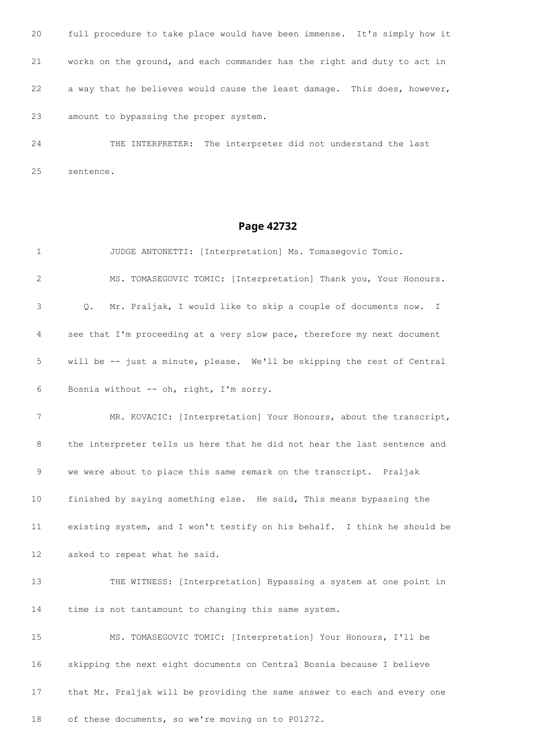20 full procedure to take place would have been immense. It's simply how it

21 works on the ground, and each commander has the right and duty to act in

22 a way that he believes would cause the least damage. This does, however,

23 amount to bypassing the proper system.

24 THE INTERPRETER: The interpreter did not understand the last

25 sentence.

## Page 42732

1 JUDGE ANTONETTI: [Interpretation] Ms. Tomasegovic Tomic.

2 MS. TOMASEGOVIC TOMIC: [Interpretation] Thank you, Your Honours.

3 Q. Mr. Praljak, I would like to skip a couple of documents now. I

4 see that I'm proceeding at a very slow pace, therefore my next document

5 will be -- just a minute, please. We'll be skipping the rest of Central

6 Bosnia without -- oh, right, I'm sorry.

7 MR. KOVACIC: [Interpretation] Your Honours, about the transcript,

8 the interpreter tells us here that he did not hear the last sentence and

9 we were about to place this same remark on the transcript. Praljak

10 finished by saying something else. He said, This means bypassing the

11 existing system, and I won't testify on his behalf. I think he should be

12 asked to repeat what he said.

13 THE WITNESS: [Interpretation] Bypassing a system at one point in

14 time is not tantamount to changing this same system.

15 MS. TOMASEGOVIC TOMIC: [Interpretation] Your Honours, I'll be

16 skipping the next eight documents on Central Bosnia because I believe

17 that Mr. Praljak will be providing the same answer to each and every one

18 of these documents, so we're moving on to P01272.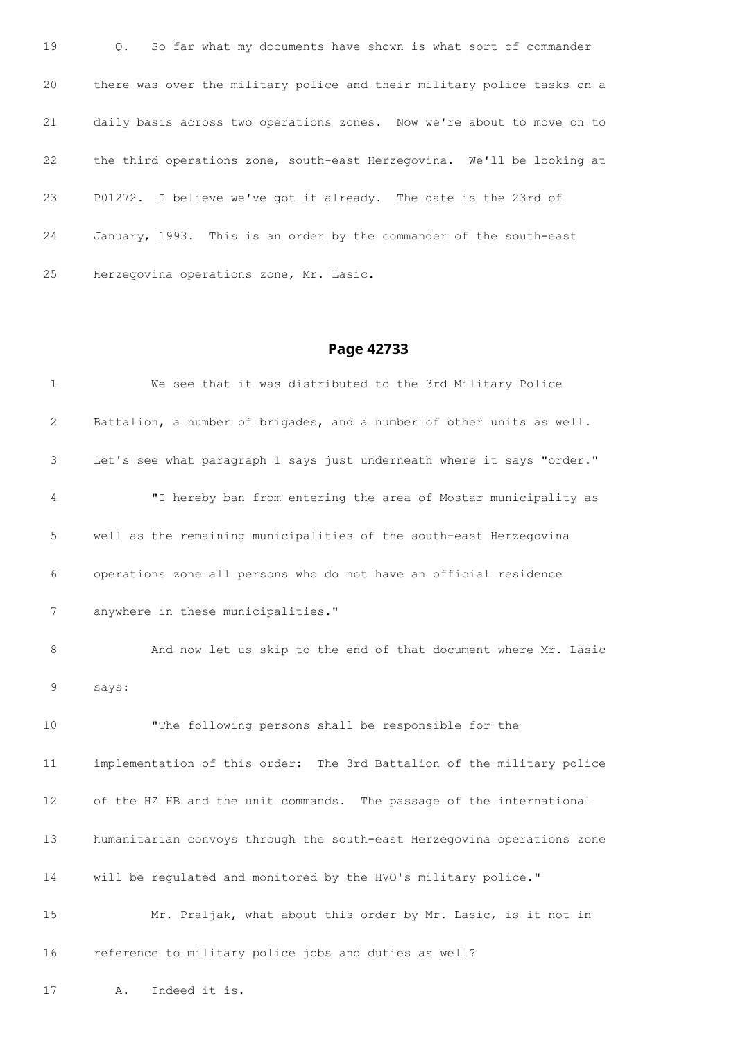19 Q. So far what my documents have shown is what sort of commander

20 there was over the military police and their military police tasks on a

21 daily basis across two operations zones. Now we're about to move on to

22 the third operations zone, south-east Herzegovina. We'll be looking at

23 P01272. I believe we've got it already. The date is the 23rd of

24 January, 1993. This is an order by the commander of the south-east

25 Herzegovina operations zone, Mr. Lasic.

## Page 42733

1 We see that it was distributed to the 3rd Military Police

2 Battalion, a number of brigades, and a number of other units as well.

3 Let's see what paragraph 1 says just underneath where it says "order."

4 "I hereby ban from entering the area of Mostar municipality as

5 well as the remaining municipalities of the south-east Herzegovina

6 operations zone all persons who do not have an official residence

7 anywhere in these municipalities."

8 And now let us skip to the end of that document where Mr. Lasic

9 says:

10 "The following persons shall be responsible for the

11 implementation of this order: The 3rd Battalion of the military police

12 of the HZ HB and the unit commands. The passage of the international

13 humanitarian convoys through the south-east Herzegovina operations zone

14 will be regulated and monitored by the HVO's military police."

15 Mr. Praljak, what about this order by Mr. Lasic, is it not in

16 reference to military police jobs and duties as well?

17 A. Indeed it is.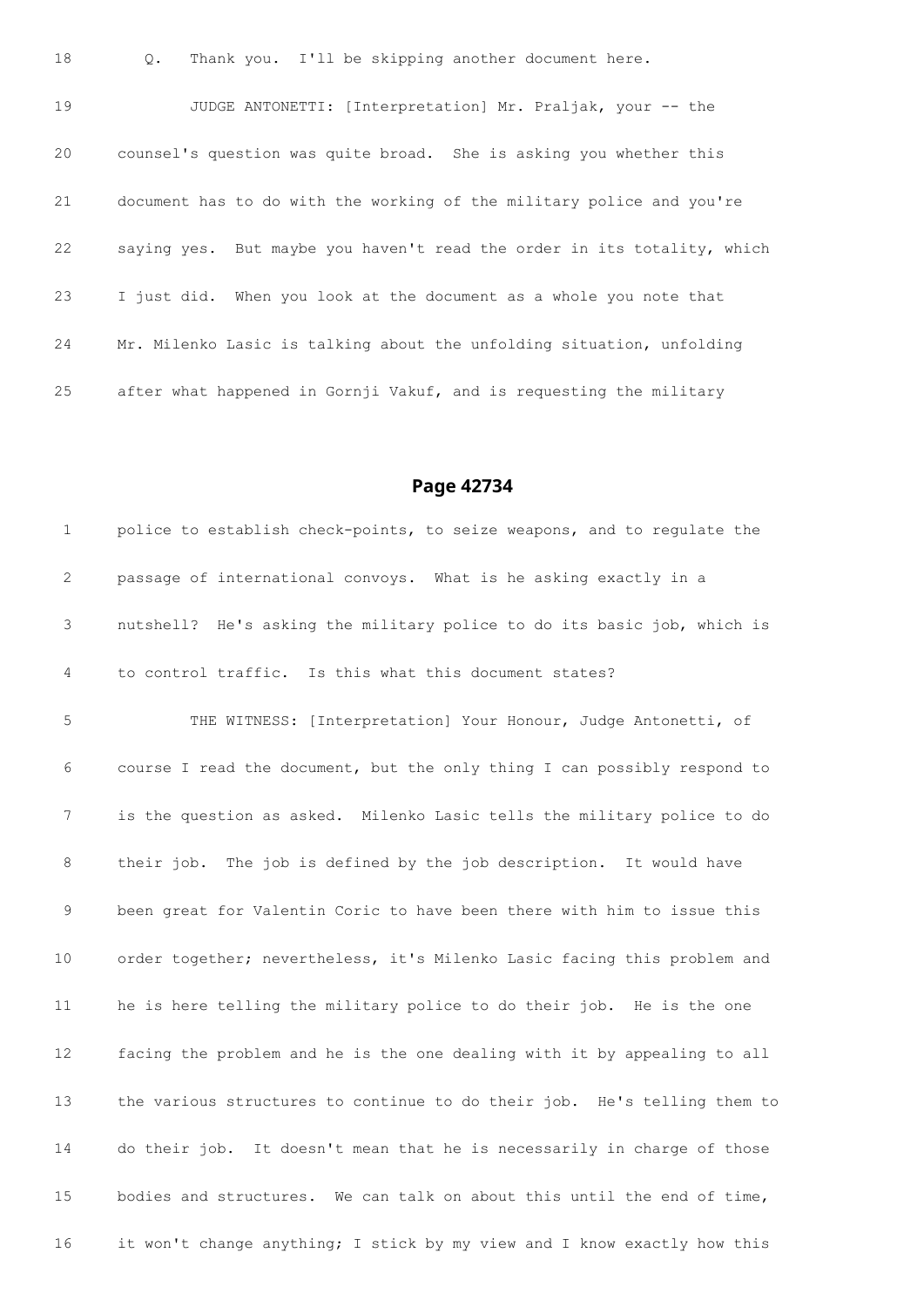18 Q. Thank you. I'll be skipping another document here.

19 JUDGE ANTONETTI: [Interpretation] Mr. Praljak, your -- the

20 counsel's question was quite broad. She is asking you whether this

21 document has to do with the working of the military police and you're

22 saying yes. But maybe you haven't read the order in its totality, which

23 I just did. When you look at the document as a whole you note that

24 Mr. Milenko Lasic is talking about the unfolding situation, unfolding

25 after what happened in Gornji Vakuf, and is requesting the military

## Page 42734

1 police to establish check-points, to seize weapons, and to regulate the

2 passage of international convoys. What is he asking exactly in a

3 nutshell? He's asking the military police to do its basic job, which is

4 to control traffic. Is this what this document states?

5 THE WITNESS: [Interpretation] Your Honour, Judge Antonetti, of

6 course I read the document, but the only thing I can possibly respond to

7 is the question as asked. Milenko Lasic tells the military police to do

8 their job. The job is defined by the job description. It would have

9 been great for Valentin Coric to have been there with him to issue this

10 order together; nevertheless, it's Milenko Lasic facing this problem and

11 he is here telling the military police to do their job. He is the one

12 facing the problem and he is the one dealing with it by appealing to all

13 the various structures to continue to do their job. He's telling them to

14 do their job. It doesn't mean that he is necessarily in charge of those

15 bodies and structures. We can talk on about this until the end of time,

16 it won't change anything; I stick by my view and I know exactly how this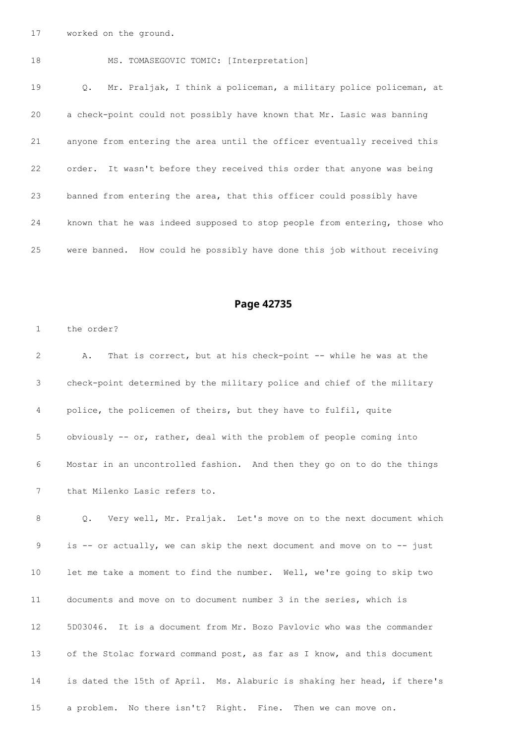17 worked on the ground.

18 MS. TOMASEGOVIC TOMIC: [Interpretation]

19 Q. Mr. Praljak, I think a policeman, a military police policeman, at

20 a check-point could not possibly have known that Mr. Lasic was banning

21 anyone from entering the area until the officer eventually received this

22 order. It wasn't before they received this order that anyone was being

23 banned from entering the area, that this officer could possibly have

24 known that he was indeed supposed to stop people from entering, those who

25 were banned. How could he possibly have done this job without receiving

## Page 42735

1 the order?

2 A. That is correct, but at his check-point -- while he was at the

3 check-point determined by the military police and chief of the military

4 police, the policemen of theirs, but they have to fulfil, quite

5 obviously -- or, rather, deal with the problem of people coming into

6 Mostar in an uncontrolled fashion. And then they go on to do the things

7 that Milenko Lasic refers to.

8 Q. Very well, Mr. Praljak. Let's move on to the next document which

9 is -- or actually, we can skip the next document and move on to -- just

10 let me take a moment to find the number. Well, we're going to skip two

11 documents and move on to document number 3 in the series, which is

12 5D03046. It is a document from Mr. Bozo Pavlovic who was the commander

13 of the Stolac forward command post, as far as I know, and this document

14 is dated the 15th of April. Ms. Alaburic is shaking her head, if there's

15 a problem. No there isn't? Right. Fine. Then we can move on.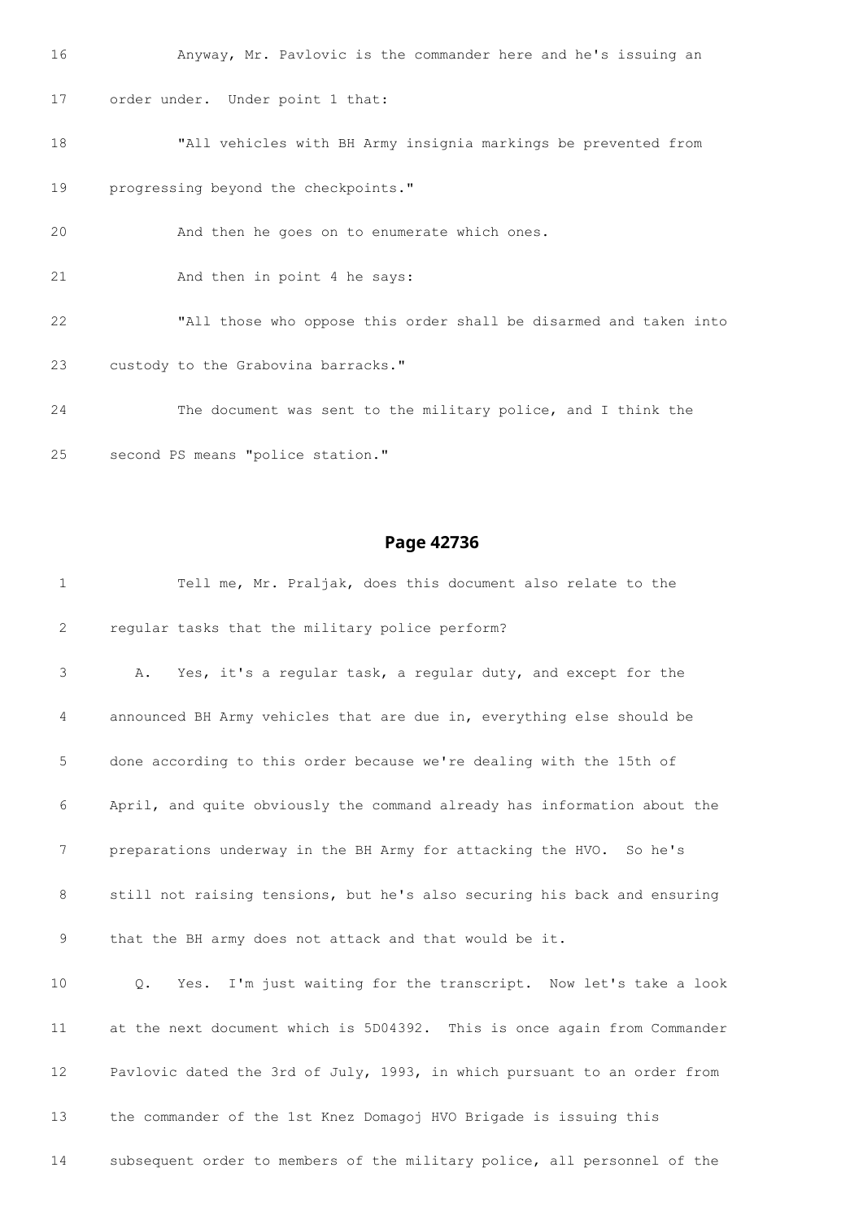16 Anyway, Mr. Pavlovic is the commander here and he's issuing an

17 order under. Under point 1 that:

18 "All vehicles with BH Army insignia markings be prevented from

19 progressing beyond the checkpoints."

20 And then he goes on to enumerate which ones.

21 And then in point 4 he says:

22 "All those who oppose this order shall be disarmed and taken into

23 custody to the Grabovina barracks."

24 The document was sent to the military police, and I think the

25 second PS means "police station."

## Page 42736

1 Tell me, Mr. Praljak, does this document also relate to the

2 regular tasks that the military police perform?

3 A. Yes, it's a regular task, a regular duty, and except for the

4 announced BH Army vehicles that are due in, everything else should be

5 done according to this order because we're dealing with the 15th of

6 April, and quite obviously the command already has information about the

7 preparations underway in the BH Army for attacking the HVO. So he's

8 still not raising tensions, but he's also securing his back and ensuring

9 that the BH army does not attack and that would be it.

10 Q. Yes. I'm just waiting for the transcript. Now let's take a look

11 at the next document which is 5D04392. This is once again from Commander

12 Pavlovic dated the 3rd of July, 1993, in which pursuant to an order from

13 the commander of the 1st Knez Domagoj HVO Brigade is issuing this

14 subsequent order to members of the military police, all personnel of the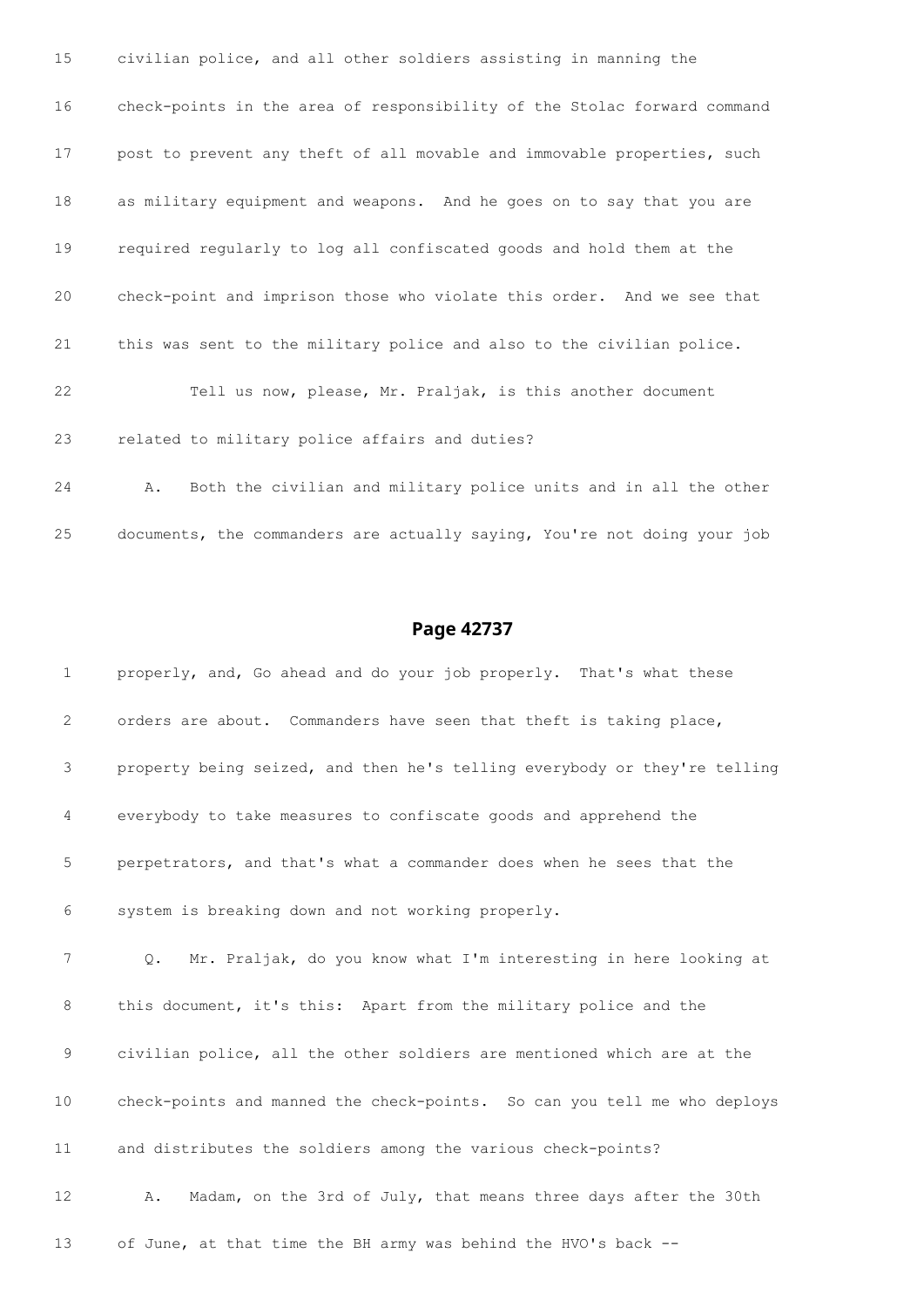15 civilian police, and all other soldiers assisting in manning the

16 check-points in the area of responsibility of the Stolac forward command

17 post to prevent any theft of all movable and immovable properties, such

18 as military equipment and weapons. And he goes on to say that you are

19 required regularly to log all confiscated goods and hold them at the

20 check-point and imprison those who violate this order. And we see that

21 this was sent to the military police and also to the civilian police.

22 Tell us now, please, Mr. Praljak, is this another document

23 related to military police affairs and duties?

24 A. Both the civilian and military police units and in all the other

25 documents, the commanders are actually saying, You're not doing your job

## Page 42737

1 properly, and, Go ahead and do your job properly. That's what these

2 orders are about. Commanders have seen that theft is taking place,

3 property being seized, and then he's telling everybody or they're telling

4 everybody to take measures to confiscate goods and apprehend the

5 perpetrators, and that's what a commander does when he sees that the

6 system is breaking down and not working properly.

7 Q. Mr. Praljak, do you know what I'm interesting in here looking at

8 this document, it's this: Apart from the military police and the

9 civilian police, all the other soldiers are mentioned which are at the

10 check-points and manned the check-points. So can you tell me who deploys

11 and distributes the soldiers among the various check-points?

12 A. Madam, on the 3rd of July, that means three days after the 30th

13 of June, at that time the BH army was behind the HVO's back --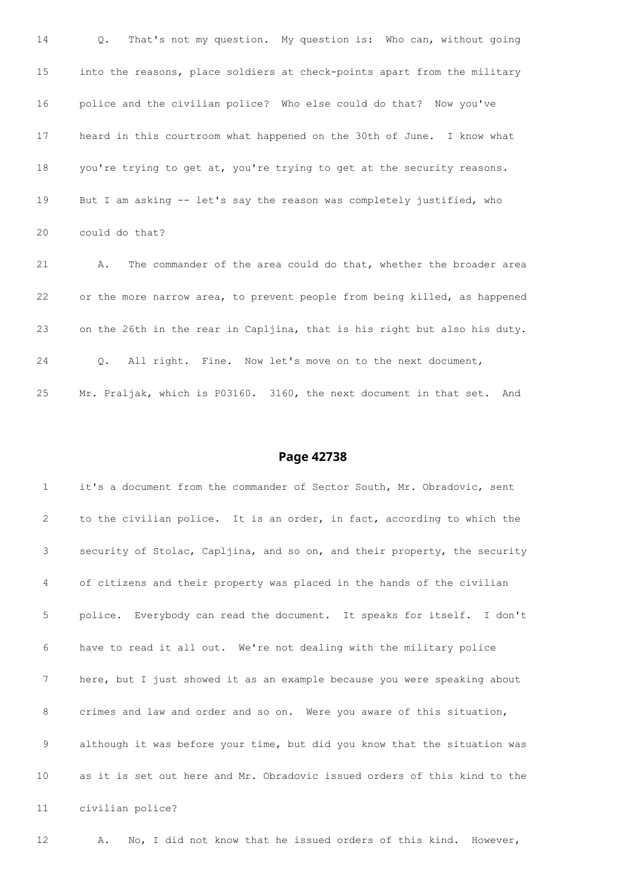14 Q. That's not my question. My question is: Who can, without going

15 into the reasons, place soldiers at check-points apart from the military

16 police and the civilian police? Who else could do that? Now you've

17 heard in this courtroom what happened on the 30th of June. I know what

18 you're trying to get at, you're trying to get at the security reasons.

19 But I am asking -- let's say the reason was completely justified, who

20 could do that?

21 A. The commander of the area could do that, whether the broader area

22 or the more narrow area, to prevent people from being killed, as happened

23 on the 26th in the rear in Capljina, that is his right but also his duty.

24 Q. All right. Fine. Now let's move on to the next document,

25 Mr. Praljak, which is P03160. 3160, the next document in that set. And

## Page 42738

1 it's a document from the commander of Sector South, Mr. Obradovic, sent

2 to the civilian police. It is an order, in fact, according to which the

3 security of Stolac, Capljina, and so on, and their property, the security

4 of citizens and their property was placed in the hands of the civilian

5 police. Everybody can read the document. It speaks for itself. I don't

6 have to read it all out. We're not dealing with the military police

7 here, but I just showed it as an example because you were speaking about

8 crimes and law and order and so on. Were you aware of this situation,

9 although it was before your time, but did you know that the situation was

10 as it is set out here and Mr. Obradovic issued orders of this kind to the

11 civilian police?

12 A. No, I did not know that he issued orders of this kind. However,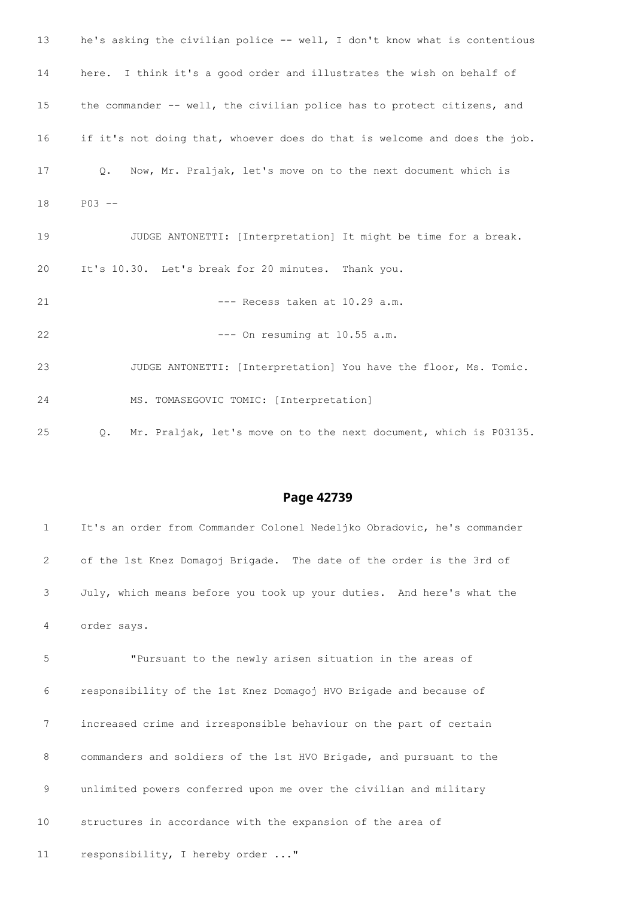13 he's asking the civilian police -- well, I don't know what is contentious

14 here. I think it's a good order and illustrates the wish on behalf of

15 the commander -- well, the civilian police has to protect citizens, and

16 if it's not doing that, whoever does do that is welcome and does the job.

17 Q. Now, Mr. Praljak, let's move on to the next document which is

18 P03 --

19 JUDGE ANTONETTI: [Interpretation] It might be time for a break.

20 It's 10.30. Let's break for 20 minutes. Thank you.

21 --- Recess taken at 10.29 a.m.

22 --- On resuming at 10.55 a.m.

23 JUDGE ANTONETTI: [Interpretation] You have the floor, Ms. Tomic.

24 MS. TOMASEGOVIC TOMIC: [Interpretation]

25 Q. Mr. Praljak, let's move on to the next document, which is P03135.

## Page 42739

1 It's an order from Commander Colonel Nedeljko Obradovic, he's commander

2 of the 1st Knez Domagoj Brigade. The date of the order is the 3rd of

3 July, which means before you took up your duties. And here's what the

4 order says.

5 "Pursuant to the newly arisen situation in the areas of

6 responsibility of the 1st Knez Domagoj HVO Brigade and because of

7 increased crime and irresponsible behaviour on the part of certain

8 commanders and soldiers of the 1st HVO Brigade, and pursuant to the

9 unlimited powers conferred upon me over the civilian and military

10 structures in accordance with the expansion of the area of

11 responsibility, I hereby order ..."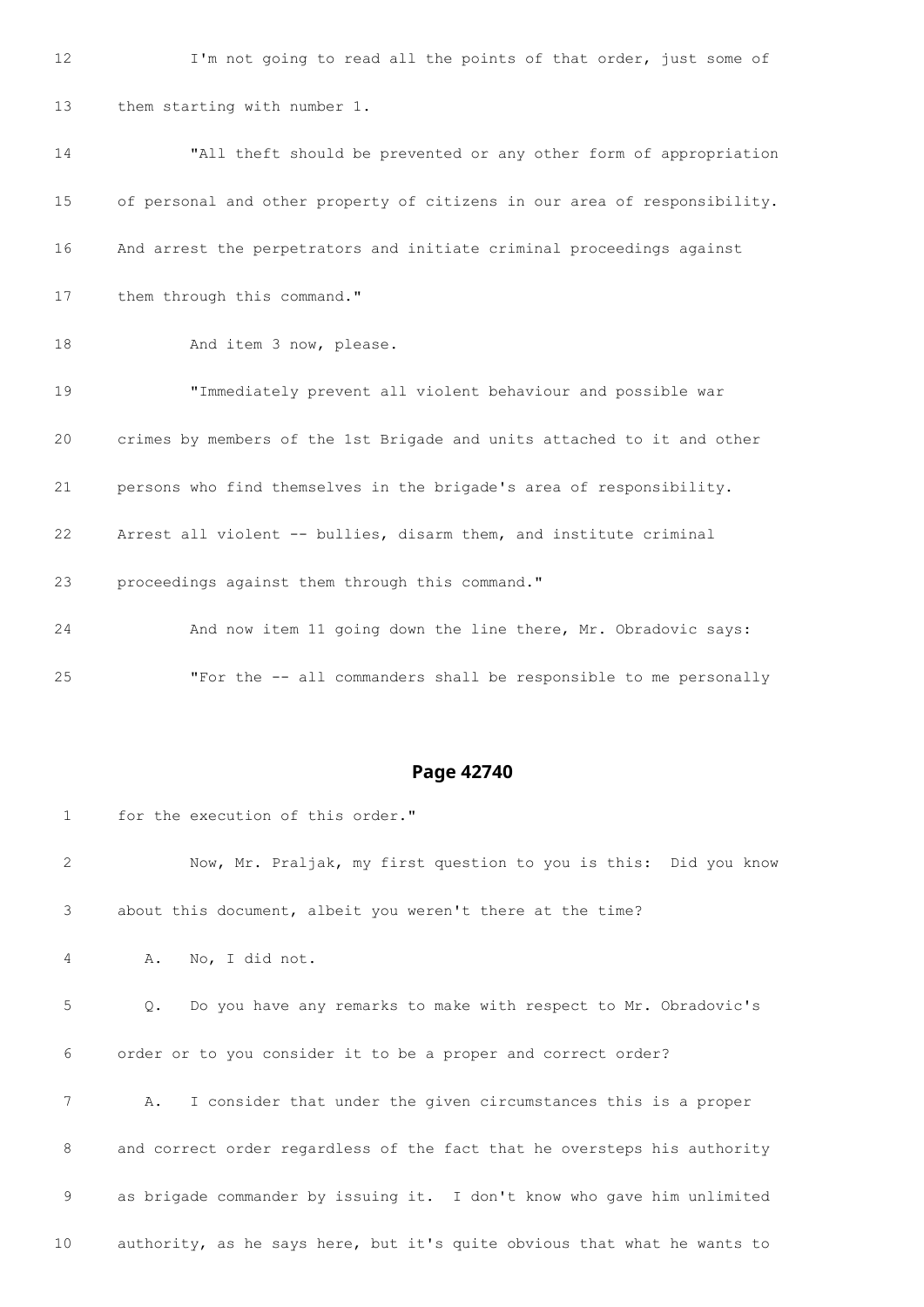12 I'm not going to read all the points of that order, just some of

13 them starting with number 1.

14 "All theft should be prevented or any other form of appropriation

15 of personal and other property of citizens in our area of responsibility.

16 And arrest the perpetrators and initiate criminal proceedings against

17 them through this command."

18 And item 3 now, please.

19 "Immediately prevent all violent behaviour and possible war

20 crimes by members of the 1st Brigade and units attached to it and other

21 persons who find themselves in the brigade's area of responsibility.

22 Arrest all violent -- bullies, disarm them, and institute criminal

23 proceedings against them through this command."

24 And now item 11 going down the line there, Mr. Obradovic says:

25 "For the -- all commanders shall be responsible to me personally

## Page 42740

1 for the execution of this order."

2 Now, Mr. Praljak, my first question to you is this: Did you know

3 about this document, albeit you weren't there at the time?

4 A. No, I did not.

5 Q. Do you have any remarks to make with respect to Mr. Obradovic's

6 order or to you consider it to be a proper and correct order?

7 A. I consider that under the given circumstances this is a proper

8 and correct order regardless of the fact that he oversteps his authority

9 as brigade commander by issuing it. I don't know who gave him unlimited

10 authority, as he says here, but it's quite obvious that what he wants to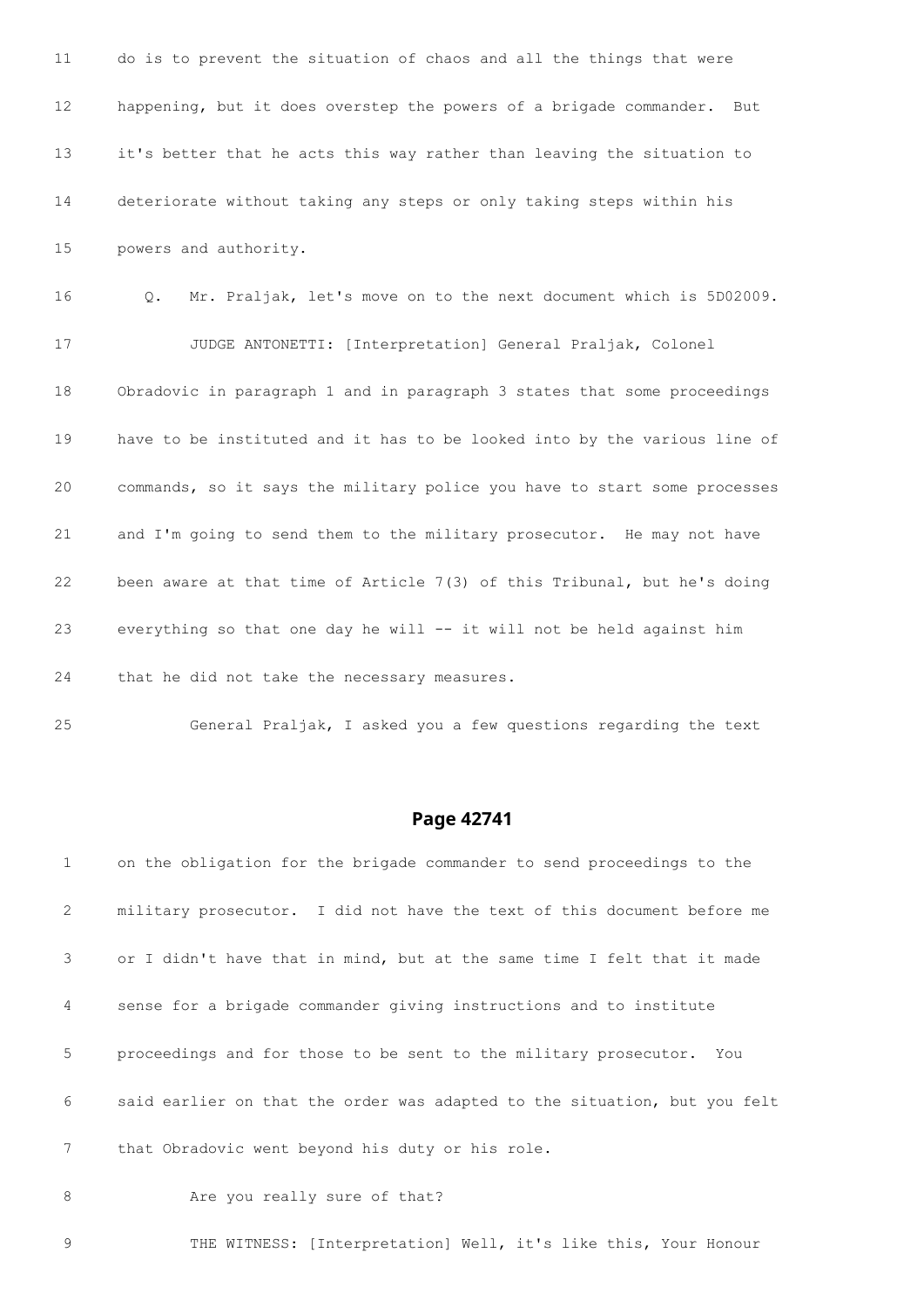11 do is to prevent the situation of chaos and all the things that were

12 happening, but it does overstep the powers of a brigade commander. But

13 it's better that he acts this way rather than leaving the situation to

14 deteriorate without taking any steps or only taking steps within his

15 powers and authority.

16 Q. Mr. Praljak, let's move on to the next document which is 5D02009.

17 JUDGE ANTONETTI: [Interpretation] General Praljak, Colonel

18 Obradovic in paragraph 1 and in paragraph 3 states that some proceedings

19 have to be instituted and it has to be looked into by the various line of

20 commands, so it says the military police you have to start some processes

21 and I'm going to send them to the military prosecutor. He may not have

22 been aware at that time of Article 7(3) of this Tribunal, but he's doing

23 everything so that one day he will -- it will not be held against him

24 that he did not take the necessary measures.

25 General Praljak, I asked you a few questions regarding the text

## Page 42741

1 on the obligation for the brigade commander to send proceedings to the

2 military prosecutor. I did not have the text of this document before me

3 or I didn't have that in mind, but at the same time I felt that it made

4 sense for a brigade commander giving instructions and to institute

5 proceedings and for those to be sent to the military prosecutor. You

6 said earlier on that the order was adapted to the situation, but you felt

7 that Obradovic went beyond his duty or his role.

8 Are you really sure of that?

9 THE WITNESS: [Interpretation] Well, it's like this, Your Honour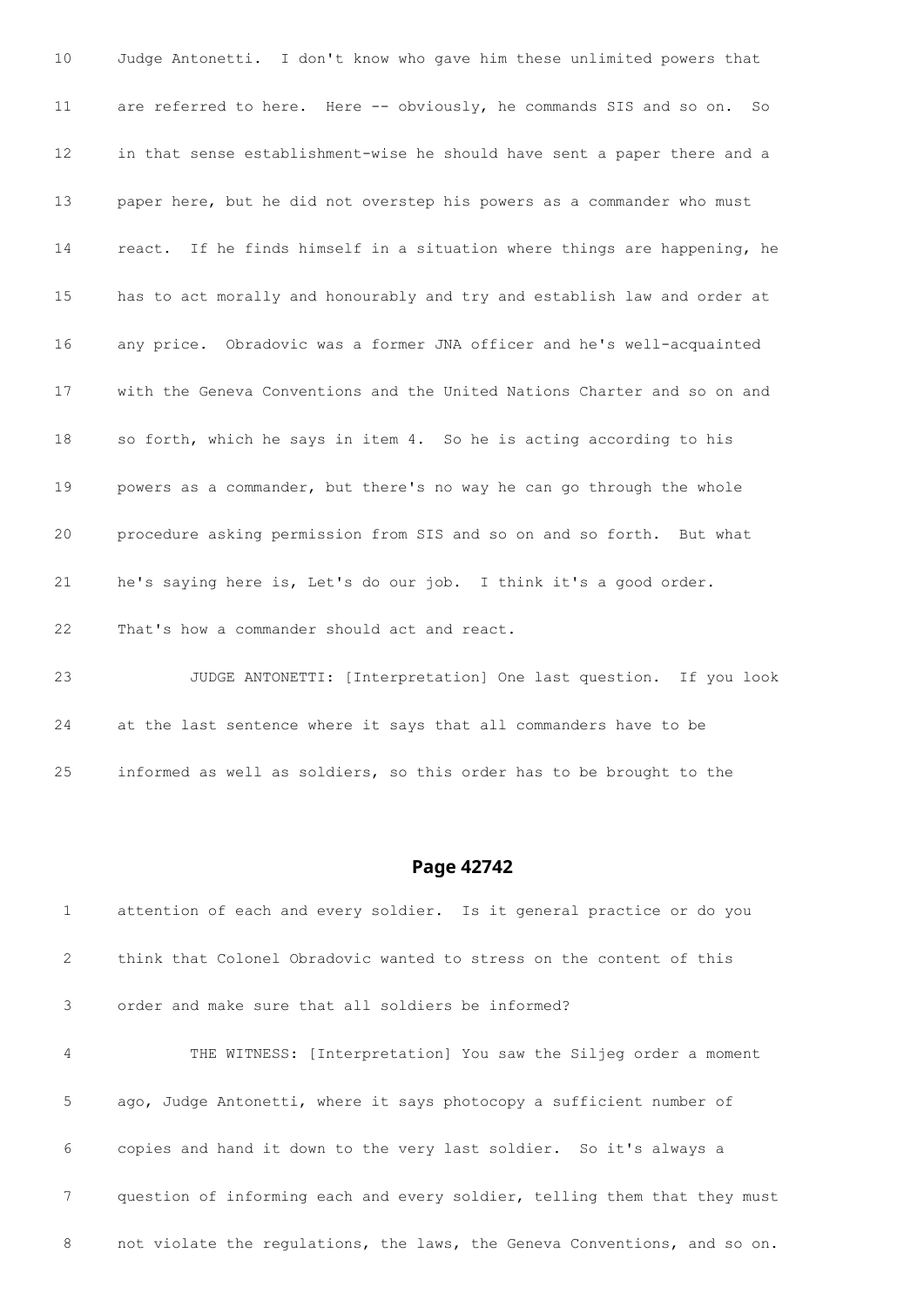10 Judge Antonetti. I don't know who gave him these unlimited powers that

11 are referred to here. Here -- obviously, he commands SIS and so on. So

12 in that sense establishment-wise he should have sent a paper there and a

13 paper here, but he did not overstep his powers as a commander who must

14 react. If he finds himself in a situation where things are happening, he

15 has to act morally and honourably and try and establish law and order at

16 any price. Obradovic was a former JNA officer and he's well-acquainted

17 with the Geneva Conventions and the United Nations Charter and so on and

18 so forth, which he says in item 4. So he is acting according to his

19 powers as a commander, but there's no way he can go through the whole

20 procedure asking permission from SIS and so on and so forth. But what

21 he's saying here is, Let's do our job. I think it's a good order.

22 That's how a commander should act and react.

23 JUDGE ANTONETTI: [Interpretation] One last question. If you look

24 at the last sentence where it says that all commanders have to be

25 informed as well as soldiers, so this order has to be brought to the

## Page 42742

1 attention of each and every soldier. Is it general practice or do you

2 think that Colonel Obradovic wanted to stress on the content of this

3 order and make sure that all soldiers be informed?

4 THE WITNESS: [Interpretation] You saw the Siljeg order a moment

5 ago, Judge Antonetti, where it says photocopy a sufficient number of

6 copies and hand it down to the very last soldier. So it's always a

7 question of informing each and every soldier, telling them that they must

8 not violate the regulations, the laws, the Geneva Conventions, and so on.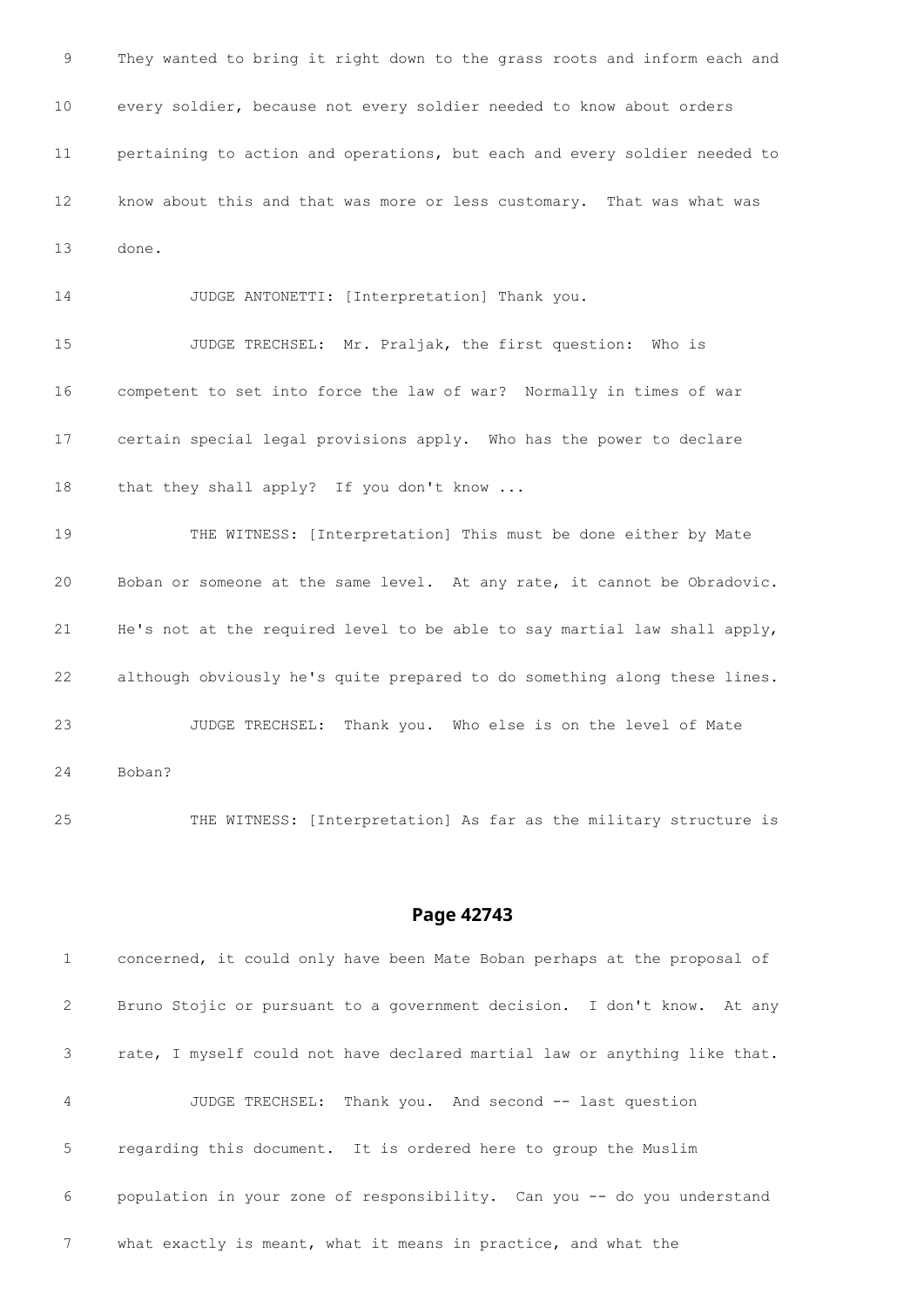9 They wanted to bring it right down to the grass roots and inform each and

10 every soldier, because not every soldier needed to know about orders

11 pertaining to action and operations, but each and every soldier needed to

12 know about this and that was more or less customary. That was what was

13 done.

14 JUDGE ANTONETTI: [Interpretation] Thank you.

15 JUDGE TRECHSEL: Mr. Praljak, the first question: Who is

16 competent to set into force the law of war? Normally in times of war

17 certain special legal provisions apply. Who has the power to declare

18 that they shall apply? If you don't know ...

19 THE WITNESS: [Interpretation] This must be done either by Mate

20 Boban or someone at the same level. At any rate, it cannot be Obradovic.

21 He's not at the required level to be able to say martial law shall apply,

22 although obviously he's quite prepared to do something along these lines.

23 JUDGE TRECHSEL: Thank you. Who else is on the level of Mate

24 Boban?

25 THE WITNESS: [Interpretation] As far as the military structure is

## Page 42743

1 concerned, it could only have been Mate Boban perhaps at the proposal of

2 Bruno Stojic or pursuant to a government decision. I don't know. At any

3 rate, I myself could not have declared martial law or anything like that.

4 JUDGE TRECHSEL: Thank you. And second -- last question

5 regarding this document. It is ordered here to group the Muslim

6 population in your zone of responsibility. Can you -- do you understand

7 what exactly is meant, what it means in practice, and what the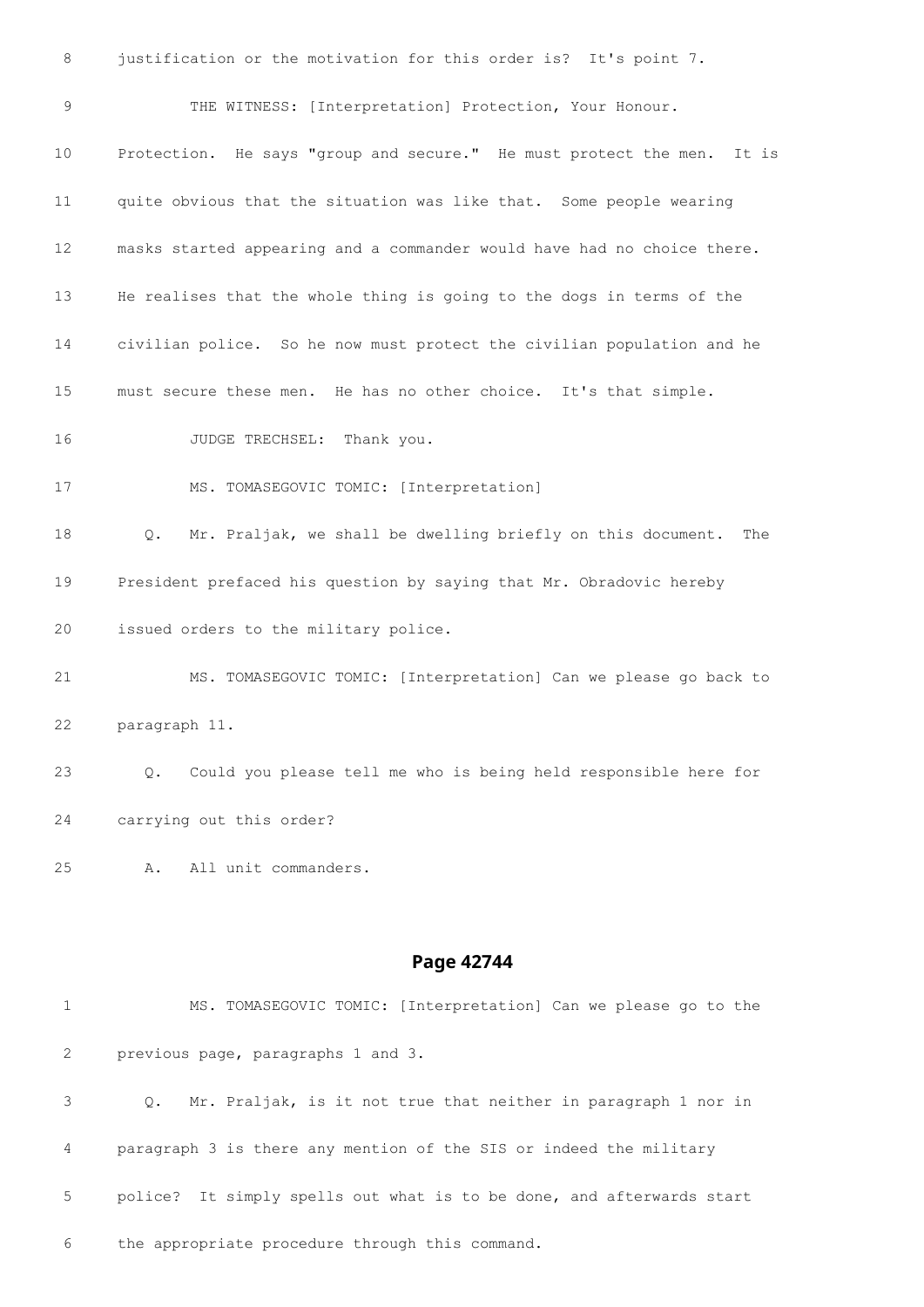8 justification or the motivation for this order is? It's point 7.

9 THE WITNESS: [Interpretation] Protection, Your Honour.

10 Protection. He says "group and secure." He must protect the men. It is

11 quite obvious that the situation was like that. Some people wearing

12 masks started appearing and a commander would have had no choice there.

13 He realises that the whole thing is going to the dogs in terms of the

14 civilian police. So he now must protect the civilian population and he

15 must secure these men. He has no other choice. It's that simple.

16 JUDGE TRECHSEL: Thank you.

17 MS. TOMASEGOVIC TOMIC: [Interpretation]

18 Q. Mr. Praljak, we shall be dwelling briefly on this document. The

19 President prefaced his question by saying that Mr. Obradovic hereby

20 issued orders to the military police.

21 MS. TOMASEGOVIC TOMIC: [Interpretation] Can we please go back to

22 paragraph 11.

23 Q. Could you please tell me who is being held responsible here for

24 carrying out this order?

25 A. All unit commanders.

## Page 42744

1 MS. TOMASEGOVIC TOMIC: [Interpretation] Can we please go to the

2 previous page, paragraphs 1 and 3.

3 Q. Mr. Praljak, is it not true that neither in paragraph 1 nor in

4 paragraph 3 is there any mention of the SIS or indeed the military

5 police? It simply spells out what is to be done, and afterwards start

6 the appropriate procedure through this command.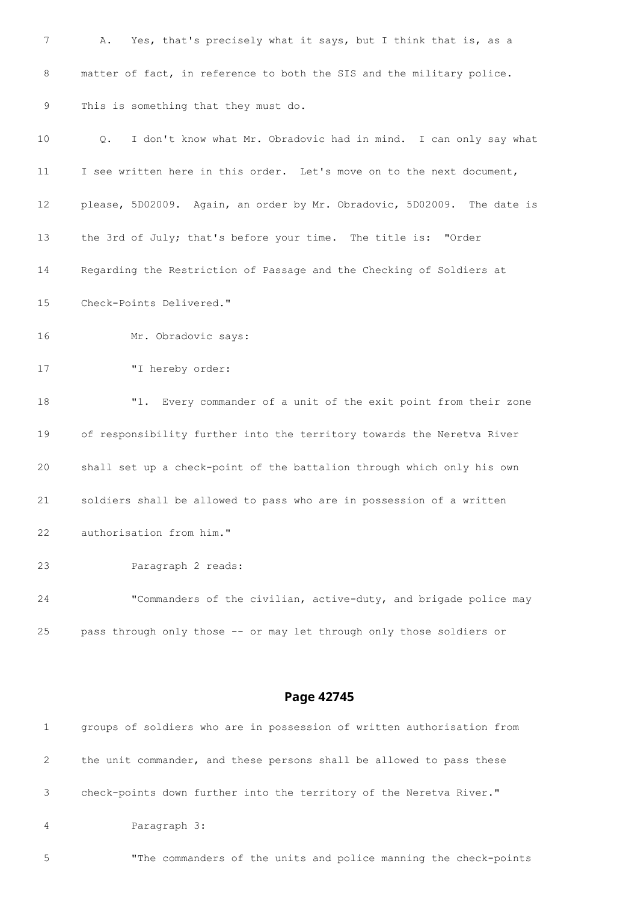A. Yes, that's precisely what it says, but I think that is, as a matter of fact, in reference to both the SIS and the military police. This is something that they must do.

Q. I don't know what Mr. Obradovic had in mind. I can only say what I see written here in this order. Let's move on to the next document, please, 5D02009. Again, an order by Mr. Obradovic, 5D02009. The date is the 3rd of July; that's before your time. The title is: "Order Regarding the Restriction of Passage and the Checking of Soldiers at Check-Points Delivered."

Mr. Obradovic says:

"I hereby order:

"1. Every commander of a unit of the exit point from their zone of responsibility further into the territory towards the Neretva River shall set up a check-point of the battalion through which only his own soldiers shall be allowed to pass who are in possession of a written authorisation from him."

Paragraph 2 reads:

"Commanders of the civilian, active-duty, and brigade police may pass through only those -- or may let through only those soldiers or groups of soldiers who are in possession of written authorisation from the unit commander, and these persons shall be allowed to pass these check-points down further into the territory of the Neretva River."

Paragraph 3:

"The commanders of the units and police manning the check-points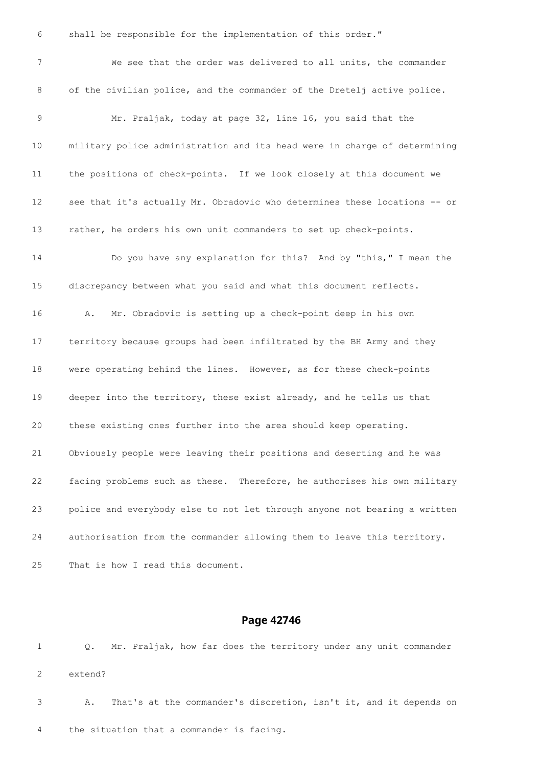6 shall be responsible for the implementation of this order."

7 We see that the order was delivered to all units, the commander

8 of the civilian police, and the commander of the Dretelj active police.

9 Mr. Praljak, today at page 32, line 16, you said that the

10 military police administration and its head were in charge of determining

11 the positions of check-points. If we look closely at this document we

12 see that it's actually Mr. Obradovic who determines these locations -- or

13 rather, he orders his own unit commanders to set up check-points.

14 Do you have any explanation for this? And by "this," I mean the

15 discrepancy between what you said and what this document reflects.

16 A. Mr. Obradovic is setting up a check-point deep in his own

17 territory because groups had been infiltrated by the BH Army and they

18 were operating behind the lines. However, as for these check-points

19 deeper into the territory, these exist already, and he tells us that

20 these existing ones further into the area should keep operating.

21 Obviously people were leaving their positions and deserting and he was

22 facing problems such as these. Therefore, he authorises his own military

23 police and everybody else to not let through anyone not bearing a written

24 authorisation from the commander allowing them to leave this territory.

25 That is how I read this document.

## Page 42746

1 Q. Mr. Praljak, how far does the territory under any unit commander

2 extend?

3 A. That's at the commander's discretion, isn't it, and it depends on

4 the situation that a commander is facing.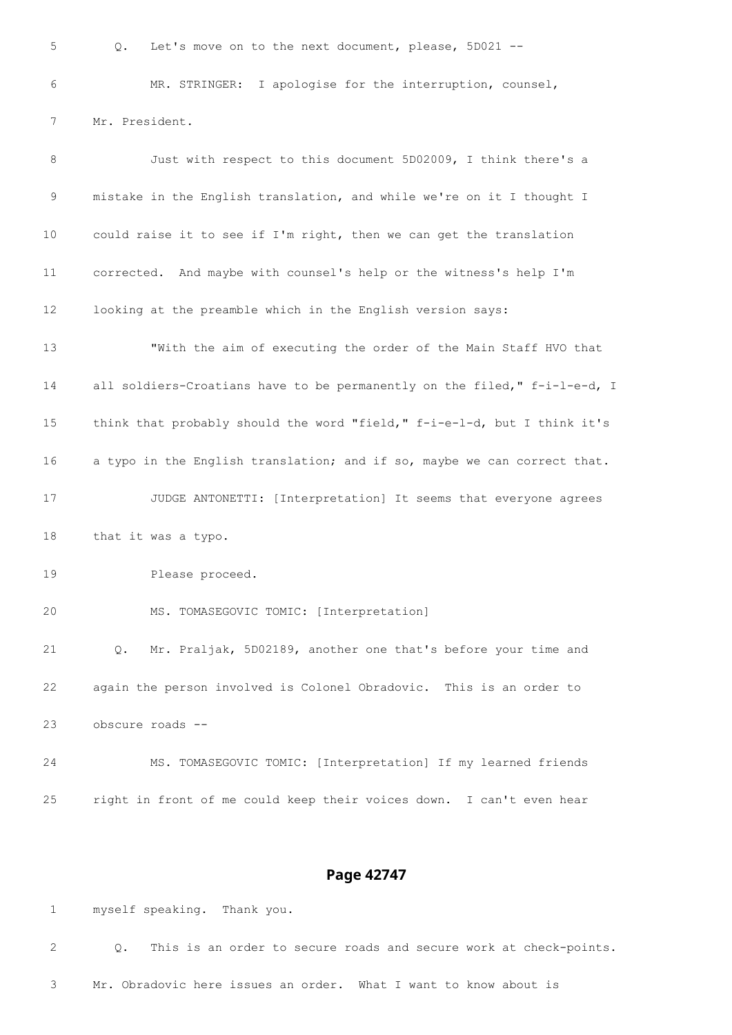5 Q. Let's move on to the next document, please, 5D021 --

6 MR. STRINGER: I apologise for the interruption, counsel,

7 Mr. President.

8 Just with respect to this document 5D02009, I think there's a

9 mistake in the English translation, and while we're on it I thought I

10 could raise it to see if I'm right, then we can get the translation

11 corrected. And maybe with counsel's help or the witness's help I'm

12 looking at the preamble which in the English version says:

13 "With the aim of executing the order of the Main Staff HVO that

14 all soldiers-Croatians have to be permanently on the filed," f-i-l-e-d, I

15 think that probably should the word "field," f-i-e-l-d, but I think it's

16 a typo in the English translation; and if so, maybe we can correct that.

17 JUDGE ANTONETTI: [Interpretation] It seems that everyone agrees

18 that it was a typo.

19 Please proceed.

20 MS. TOMASEGOVIC TOMIC: [Interpretation]

21 Q. Mr. Praljak, 5D02189, another one that's before your time and

22 again the person involved is Colonel Obradovic. This is an order to

23 obscure roads --

24 MS. TOMASEGOVIC TOMIC: [Interpretation] If my learned friends

25 right in front of me could keep their voices down. I can't even hear

## Page 42747

1 myself speaking. Thank you.

2 Q. This is an order to secure roads and secure work at check-points.

3 Mr. Obradovic here issues an order. What I want to know about is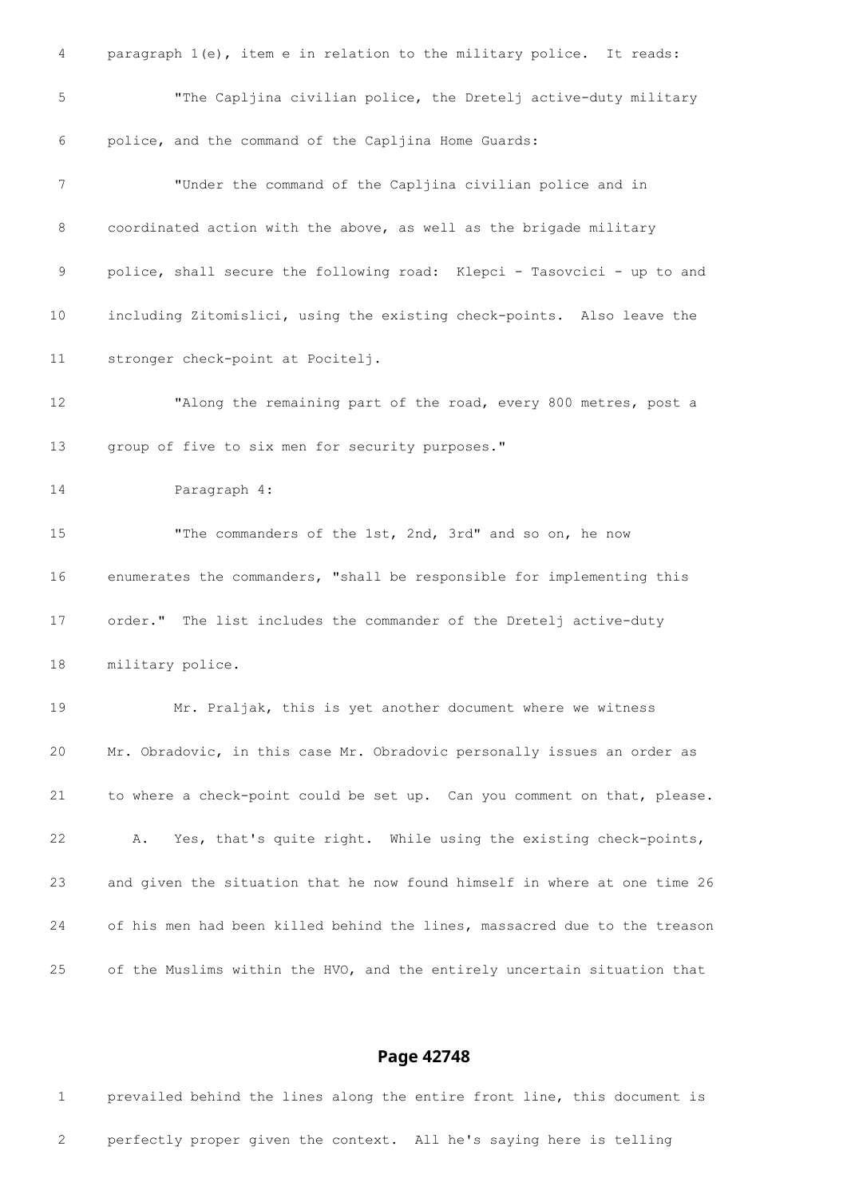paragraph 1(e), item e in relation to the military police. It reads:

"The Capljina civilian police, the Dretelj active-duty military police, and the command of the Capljina Home Guards:

"Under the command of the Capljina civilian police and in coordinated action with the above, as well as the brigade military police, shall secure the following road: Klepci - Tasovcici - up to and including Zitomislici, using the existing check-points. Also leave the stronger check-point at Pocitelj.

"Along the remaining part of the road, every 800 metres, post a group of five to six men for security purposes."

Paragraph 4:

"The commanders of the 1st, 2nd, 3rd" and so on, he now enumerates the commanders, "shall be responsible for implementing this order." The list includes the commander of the Dretelj active-duty military police.

Mr. Praljak, this is yet another document where we witness Mr. Obradovic, in this case Mr. Obradovic personally issues an order as to where a check-point could be set up. Can you comment on that, please.

A. Yes, that's quite right. While using the existing check-points, and given the situation that he now found himself in where at one time 26 of his men had been killed behind the lines, massacred due to the treason of the Muslims within the HVO, and the entirely uncertain situation that

**Page 42748**

prevailed behind the lines along the entire front line, this document is perfectly proper given the context. All he's saying here is telling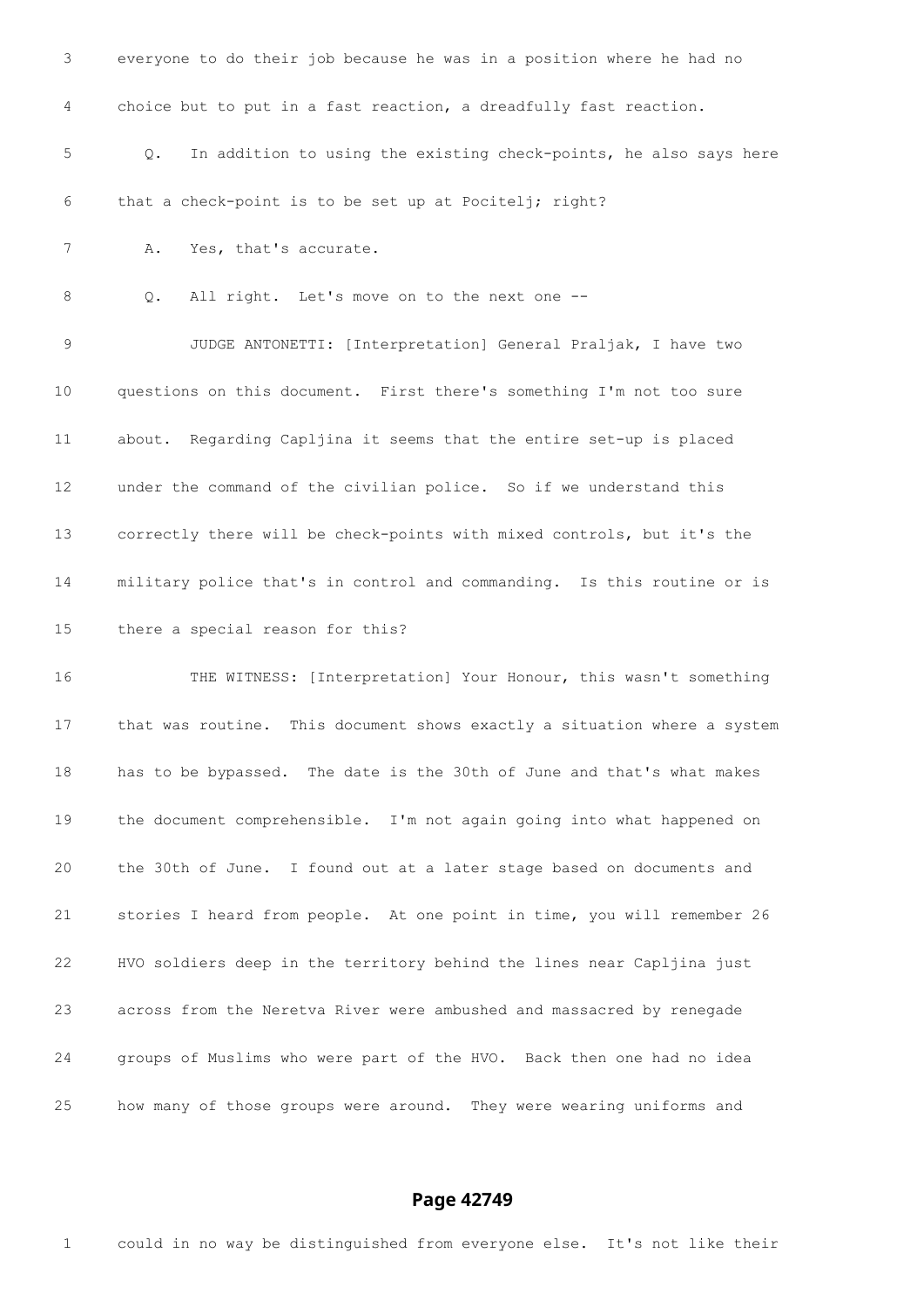everyone to do their job because he was in a position where he had no choice but to put in a fast reaction, a dreadfully fast reaction.

Q. In addition to using the existing check-points, he also says here that a check-point is to be set up at Pocitelj; right?

A. Yes, that's accurate.

Q. All right. Let's move on to the next one --

JUDGE ANTONETTI: [Interpretation] General Praljak, I have two questions on this document. First there's something I'm not too sure about. Regarding Capljina it seems that the entire set-up is placed under the command of the civilian police. So if we understand this correctly there will be check-points with mixed controls, but it's the military police that's in control and commanding. Is this routine or is there a special reason for this?

THE WITNESS: [Interpretation] Your Honour, this wasn't something that was routine. This document shows exactly a situation where a system has to be bypassed. The date is the 30th of June and that's what makes the document comprehensible. I'm not again going into what happened on the 30th of June. I found out at a later stage based on documents and stories I heard from people. At one point in time, you will remember 26 HVO soldiers deep in the territory behind the lines near Capljina just across from the Neretva River were ambushed and massacred by renegade groups of Muslims who were part of the HVO. Back then one had no idea how many of those groups were around. They were wearing uniforms and

**Page 42749**

could in no way be distinguished from everyone else. It's not like their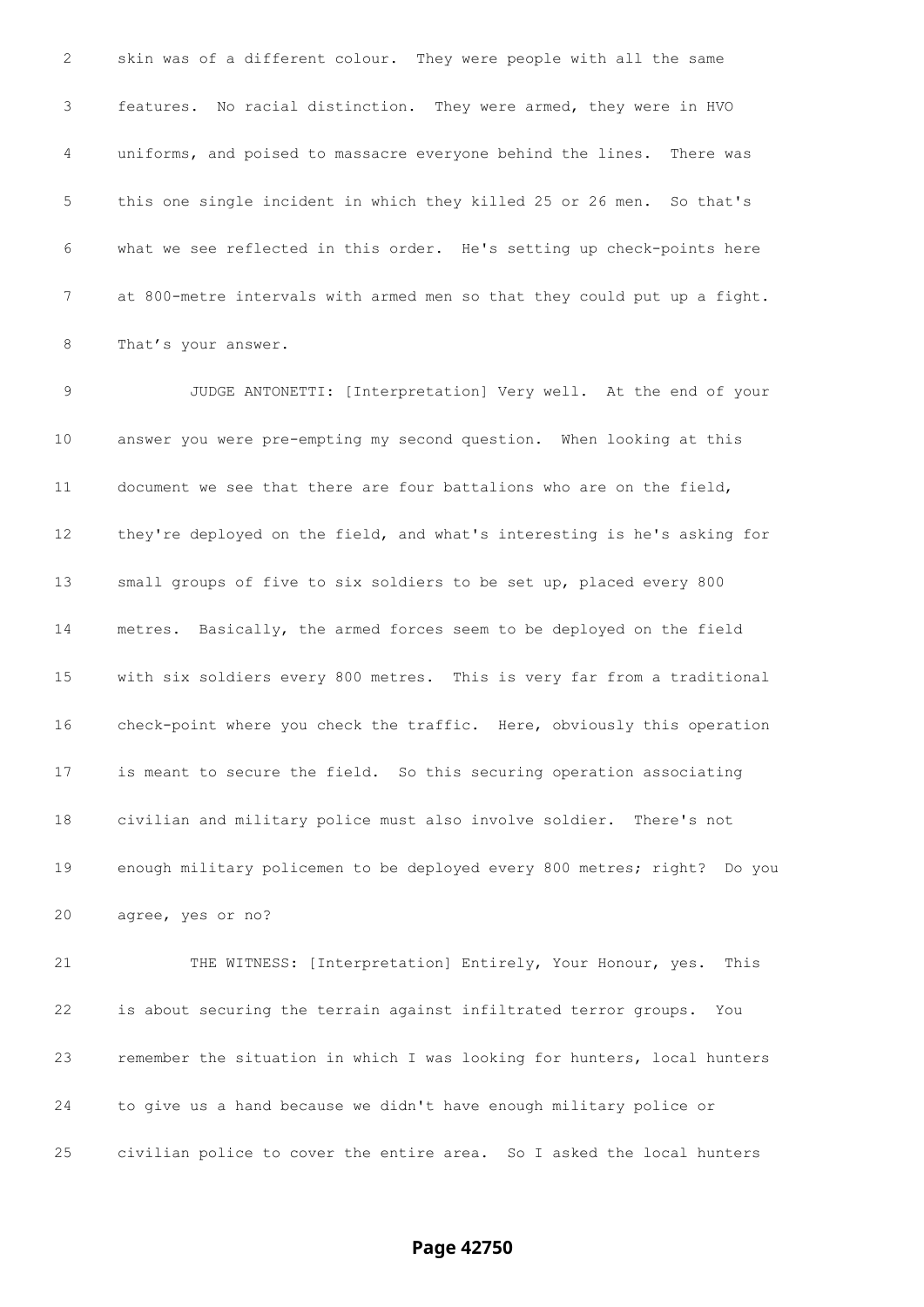skin was of a different colour. They were people with all the same features. No racial distinction. They were armed, they were in HVO uniforms, and poised to massacre everyone behind the lines. There was this one single incident in which they killed 25 or 26 men. So that's what we see reflected in this order. He's setting up check-points here at 800-metre intervals with armed men so that they could put up a fight. That's your answer.

JUDGE ANTONETTI: [Interpretation] Very well. At the end of your answer you were pre-empting my second question. When looking at this document we see that there are four battalions who are on the field, they're deployed on the field, and what's interesting is he's asking for small groups of five to six soldiers to be set up, placed every 800 metres. Basically, the armed forces seem to be deployed on the field with six soldiers every 800 metres. This is very far from a traditional check-point where you check the traffic. Here, obviously this operation is meant to secure the field. So this securing operation associating civilian and military police must also involve soldier. There's not enough military policemen to be deployed every 800 metres; right? Do you agree, yes or no?

THE WITNESS: [Interpretation] Entirely, Your Honour, yes. This is about securing the terrain against infiltrated terror groups. You remember the situation in which I was looking for hunters, local hunters to give us a hand because we didn't have enough military police or civilian police to cover the entire area. So I asked the local hunters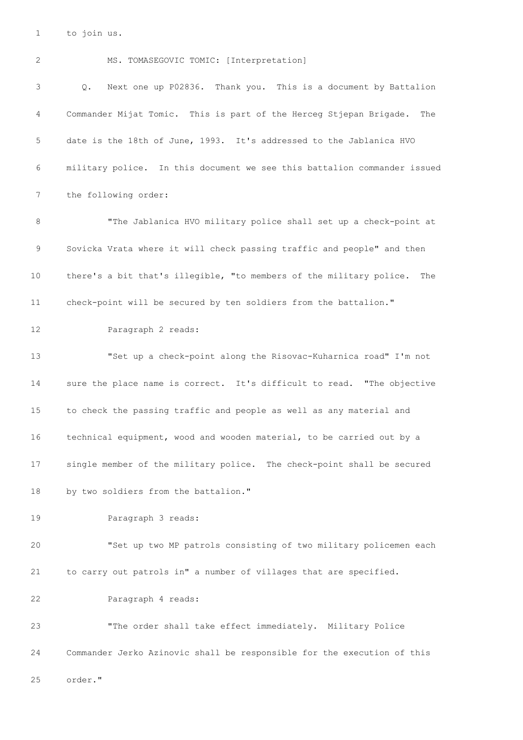to join us.

MS. TOMASEGOVIC TOMIC: [Interpretation]

Q. Next one up P02836. Thank you. This is a document by Battalion Commander Mijat Tomic. This is part of the Herceg Stjepan Brigade. The date is the 18th of June, 1993. It's addressed to the Jablanica HVO military police. In this document we see this battalion commander issued the following order:

"The Jablanica HVO military police shall set up a check-point at Sovicka Vrata where it will check passing traffic and people" and then there's a bit that's illegible, "to members of the military police. The check-point will be secured by ten soldiers from the battalion."

Paragraph 2 reads:

"Set up a check-point along the Risovac-Kuharnica road" I'm not sure the place name is correct. It's difficult to read. "The objective to check the passing traffic and people as well as any material and technical equipment, wood and wooden material, to be carried out by a single member of the military police. The check-point shall be secured by two soldiers from the battalion."

Paragraph 3 reads:

"Set up two MP patrols consisting of two military policemen each to carry out patrols in" a number of villages that are specified.

Paragraph 4 reads:

"The order shall take effect immediately. Military Police Commander Jerko Azinovic shall be responsible for the execution of this order."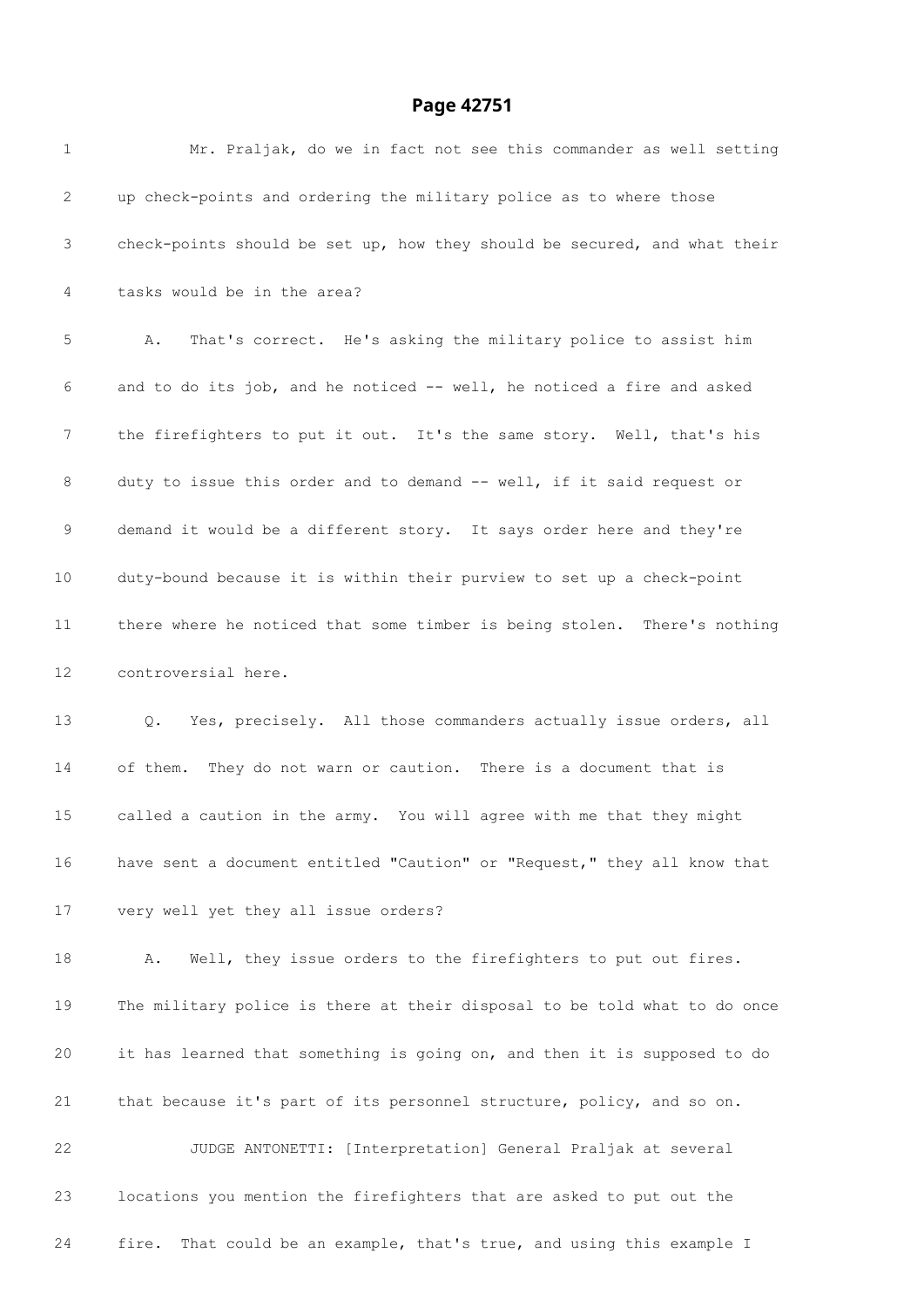# Page 42751

1 Mr. Praljak, do we in fact not see this commander as well setting
2 up check-points and ordering the military police as to where those
3 check-points should be set up, how they should be secured, and what their
4 tasks would be in the area?

5 A. That's correct. He's asking the military police to assist him
6 and to do its job, and he noticed -- well, he noticed a fire and asked
7 the firefighters to put it out. It's the same story. Well, that's his
8 duty to issue this order and to demand -- well, if it said request or
9 demand it would be a different story. It says order here and they're
10 duty-bound because it is within their purview to set up a check-point
11 there where he noticed that some timber is being stolen. There's nothing
12 controversial here.

13 Q. Yes, precisely. All those commanders actually issue orders, all
14 of them. They do not warn or caution. There is a document that is
15 called a caution in the army. You will agree with me that they might
16 have sent a document entitled "Caution" or "Request," they all know that
17 very well yet they all issue orders?

18 A. Well, they issue orders to the firefighters to put out fires.
19 The military police is there at their disposal to be told what to do once
20 it has learned that something is going on, and then it is supposed to do
21 that because it's part of its personnel structure, policy, and so on.

22 JUDGE ANTONETTI: [Interpretation] General Praljak at several
23 locations you mention the firefighters that are asked to put out the
24 fire. That could be an example, that's true, and using this example I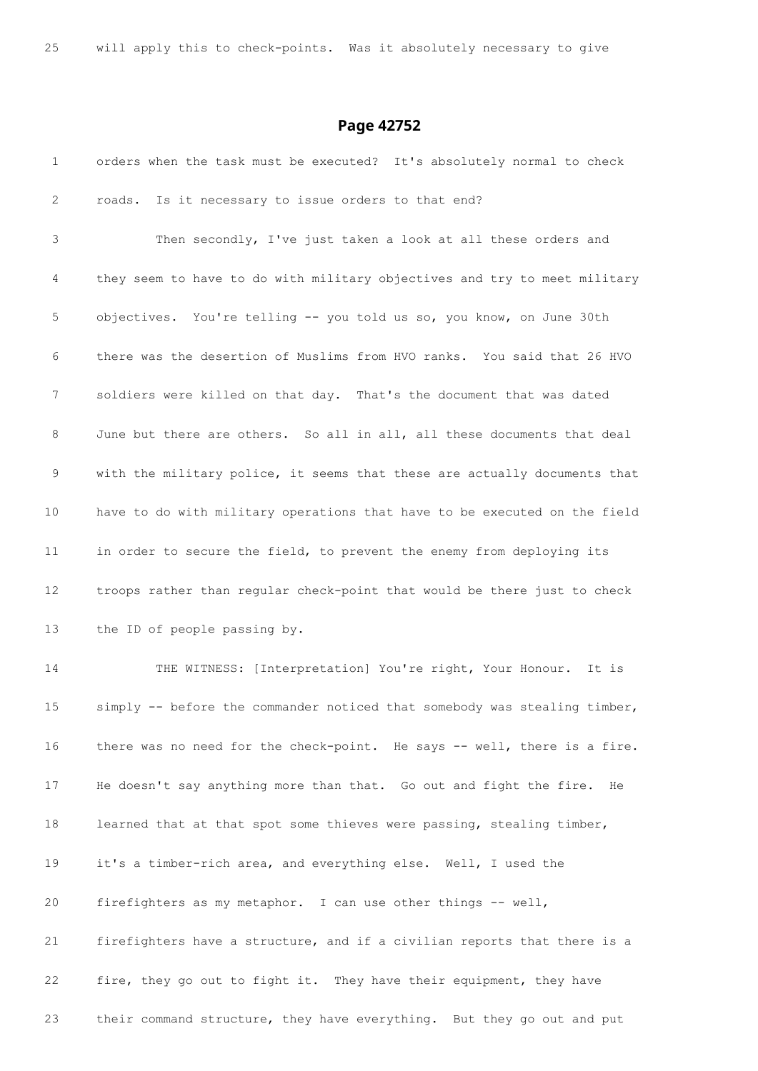will apply this to check-points. Was it absolutely necessary to give

## Page 42752

orders when the task must be executed? It's absolutely normal to check roads. Is it necessary to issue orders to that end?

Then secondly, I've just taken a look at all these orders and they seem to have to do with military objectives and try to meet military objectives. You're telling -- you told us so, you know, on June 30th there was the desertion of Muslims from HVO ranks. You said that 26 HVO soldiers were killed on that day. That's the document that was dated June but there are others. So all in all, all these documents that deal with the military police, it seems that these are actually documents that have to do with military operations that have to be executed on the field in order to secure the field, to prevent the enemy from deploying its troops rather than regular check-point that would be there just to check the ID of people passing by.

THE WITNESS: [Interpretation] You're right, Your Honour. It is simply -- before the commander noticed that somebody was stealing timber, there was no need for the check-point. He says -- well, there is a fire. He doesn't say anything more than that. Go out and fight the fire. He learned that at that spot some thieves were passing, stealing timber, it's a timber-rich area, and everything else. Well, I used the firefighters as my metaphor. I can use other things -- well, firefighters have a structure, and if a civilian reports that there is a fire, they go out to fight it. They have their equipment, they have their command structure, they have everything. But they go out and put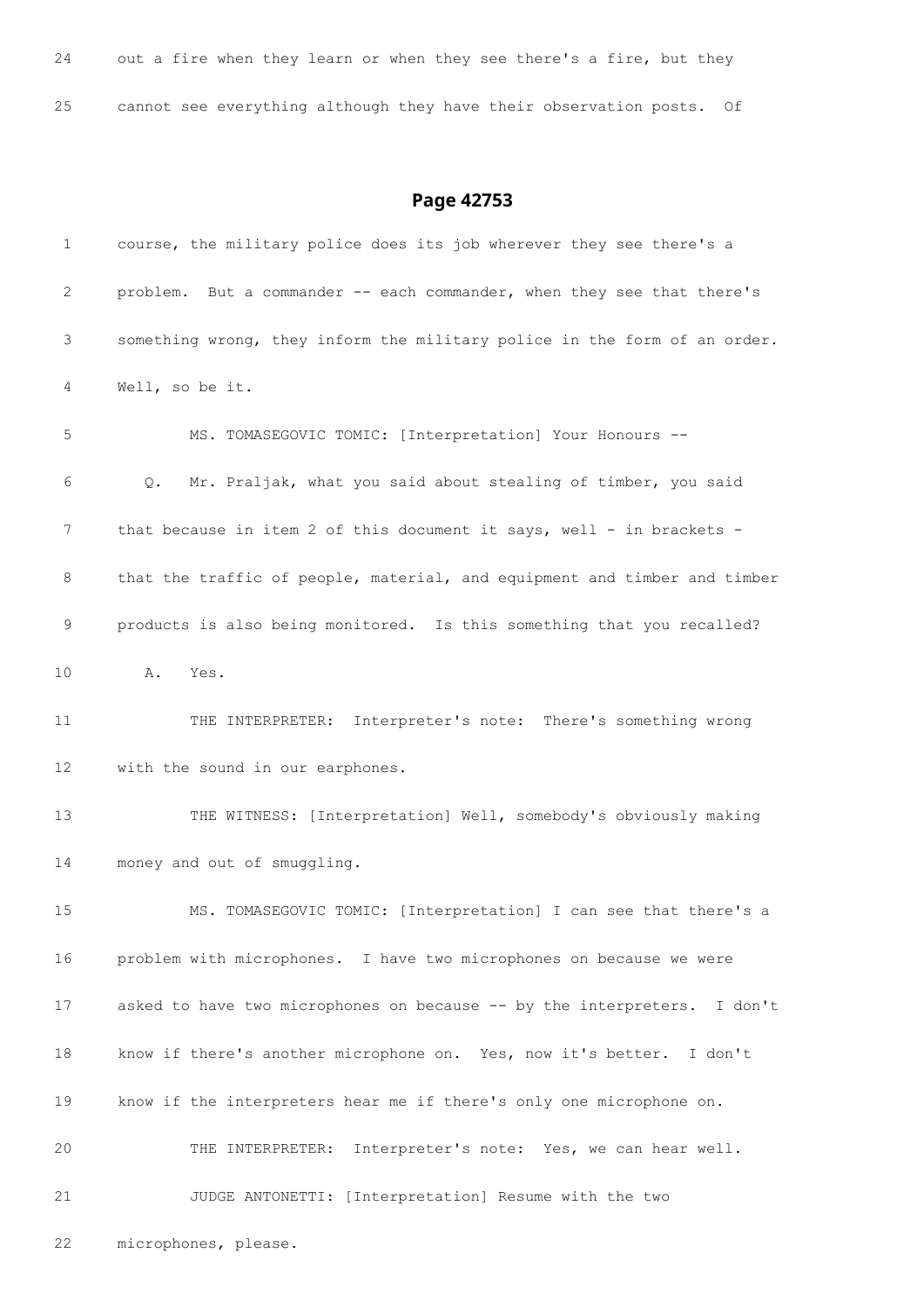24 out a fire when they learn or when they see there's a fire, but they

25 cannot see everything although they have their observation posts. Of

## Page 42753

1 course, the military police does its job wherever they see there's a

2 problem. But a commander -- each commander, when they see that there's

3 something wrong, they inform the military police in the form of an order.

4 Well, so be it.

5 MS. TOMASEGOVIC TOMIC: [Interpretation] Your Honours --

6 Q. Mr. Praljak, what you said about stealing of timber, you said

7 that because in item 2 of this document it says, well - in brackets -

8 that the traffic of people, material, and equipment and timber and timber

9 products is also being monitored. Is this something that you recalled?

10 A. Yes.

11 THE INTERPRETER: Interpreter's note: There's something wrong

12 with the sound in our earphones.

13 THE WITNESS: [Interpretation] Well, somebody's obviously making

14 money and out of smuggling.

15 MS. TOMASEGOVIC TOMIC: [Interpretation] I can see that there's a

16 problem with microphones. I have two microphones on because we were

17 asked to have two microphones on because -- by the interpreters. I don't

18 know if there's another microphone on. Yes, now it's better. I don't

19 know if the interpreters hear me if there's only one microphone on.

20 THE INTERPRETER: Interpreter's note: Yes, we can hear well.

21 JUDGE ANTONETTI: [Interpretation] Resume with the two

22 microphones, please.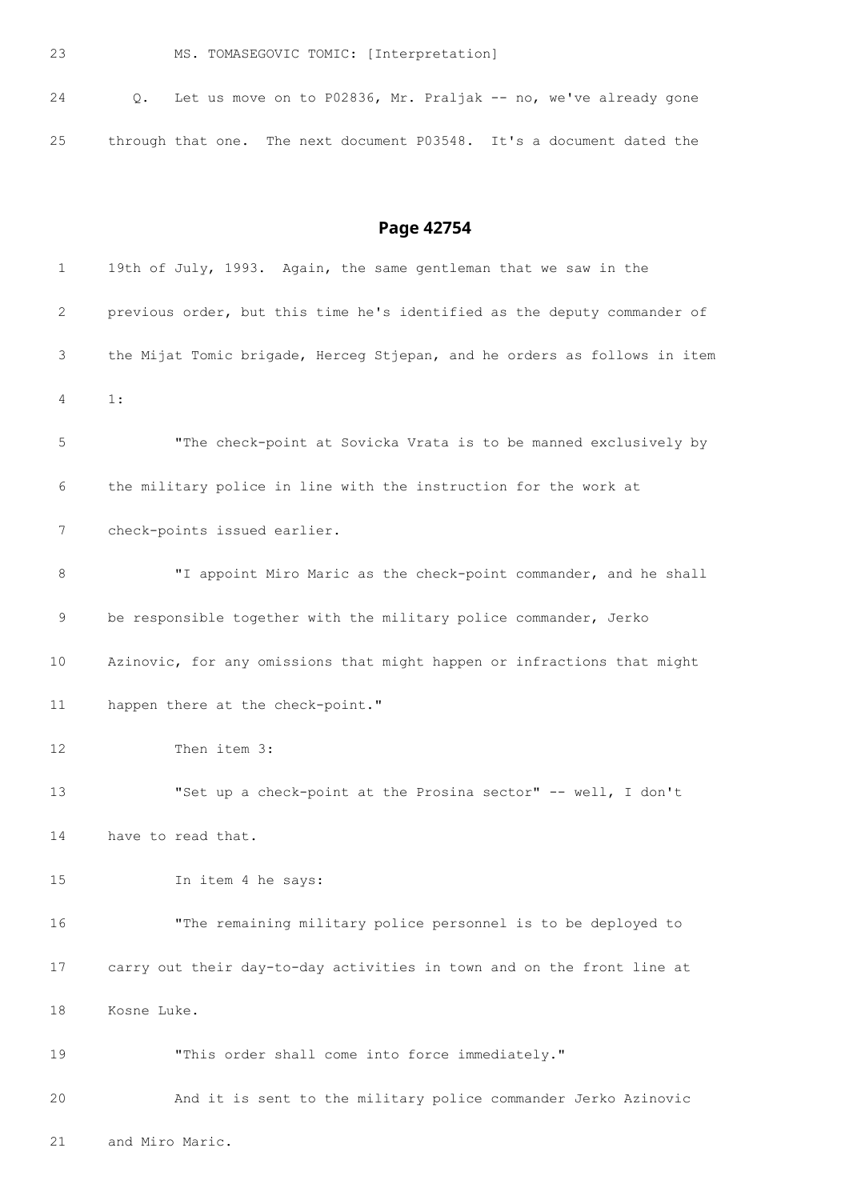23 MS. TOMASEGOVIC TOMIC: [Interpretation]

24 Q. Let us move on to P02836, Mr. Praljak -- no, we've already gone

25 through that one. The next document P03548. It's a document dated the

## Page 42754

1 19th of July, 1993. Again, the same gentleman that we saw in the

2 previous order, but this time he's identified as the deputy commander of

3 the Mijat Tomic brigade, Herceg Stjepan, and he orders as follows in item

4 1:

5 "The check-point at Sovicka Vrata is to be manned exclusively by

6 the military police in line with the instruction for the work at

7 check-points issued earlier.

8 "I appoint Miro Maric as the check-point commander, and he shall

9 be responsible together with the military police commander, Jerko

10 Azinovic, for any omissions that might happen or infractions that might

11 happen there at the check-point."

12 Then item 3:

13 "Set up a check-point at the Prosina sector" -- well, I don't

14 have to read that.

15 In item 4 he says:

16 "The remaining military police personnel is to be deployed to

17 carry out their day-to-day activities in town and on the front line at

18 Kosne Luke.

19 "This order shall come into force immediately."

20 And it is sent to the military police commander Jerko Azinovic

21 and Miro Maric.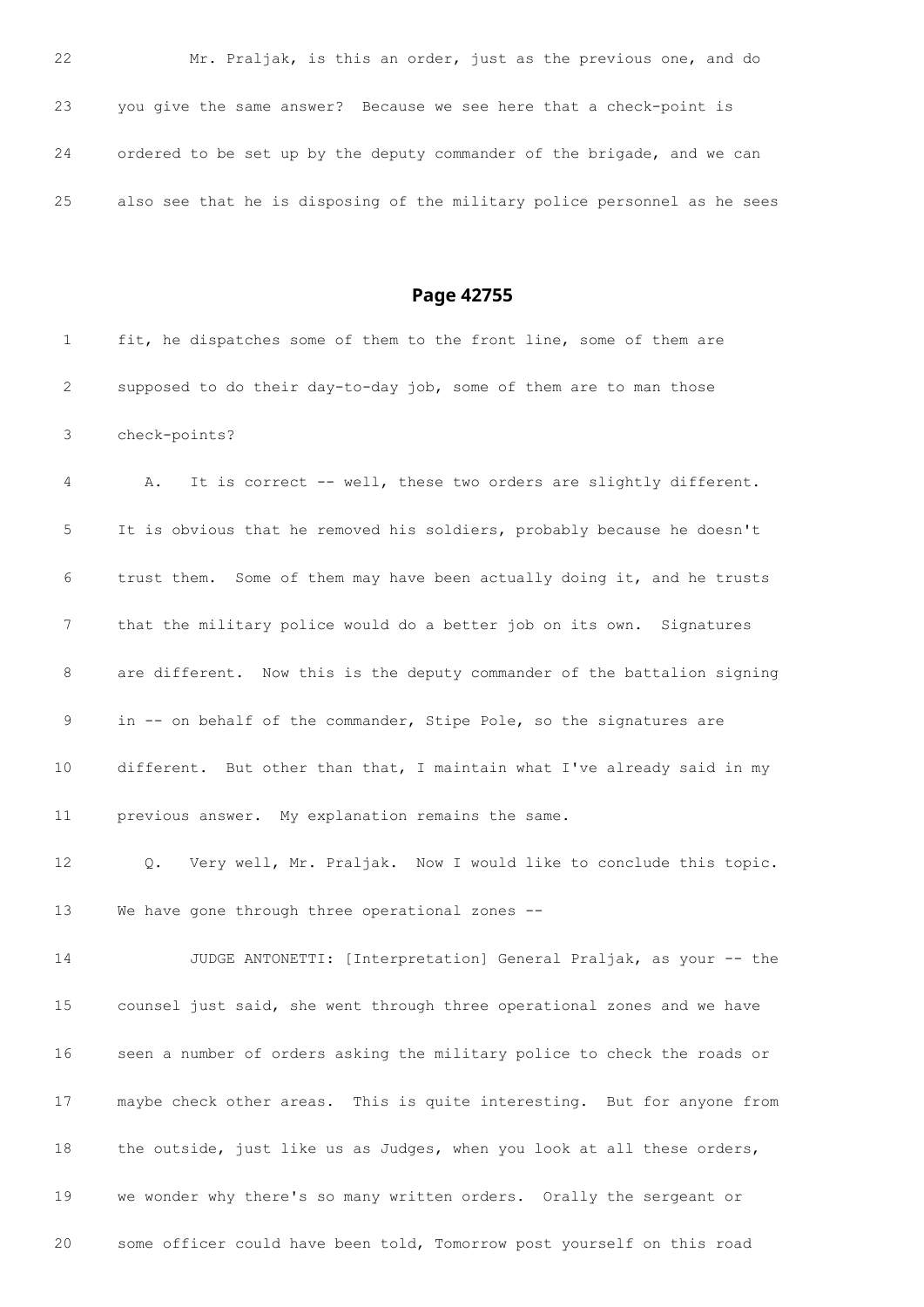22 Mr. Praljak, is this an order, just as the previous one, and do

23 you give the same answer? Because we see here that a check-point is

24 ordered to be set up by the deputy commander of the brigade, and we can

25 also see that he is disposing of the military police personnel as he sees

## Page 42755

1 fit, he dispatches some of them to the front line, some of them are

2 supposed to do their day-to-day job, some of them are to man those

3 check-points?

4 A. It is correct -- well, these two orders are slightly different.

5 It is obvious that he removed his soldiers, probably because he doesn't

6 trust them. Some of them may have been actually doing it, and he trusts

7 that the military police would do a better job on its own. Signatures

8 are different. Now this is the deputy commander of the battalion signing

9 in -- on behalf of the commander, Stipe Pole, so the signatures are

10 different. But other than that, I maintain what I've already said in my

11 previous answer. My explanation remains the same.

12 Q. Very well, Mr. Praljak. Now I would like to conclude this topic.

13 We have gone through three operational zones --

14 JUDGE ANTONETTI: [Interpretation] General Praljak, as your -- the

15 counsel just said, she went through three operational zones and we have

16 seen a number of orders asking the military police to check the roads or

17 maybe check other areas. This is quite interesting. But for anyone from

18 the outside, just like us as Judges, when you look at all these orders,

19 we wonder why there's so many written orders. Orally the sergeant or

20 some officer could have been told, Tomorrow post yourself on this road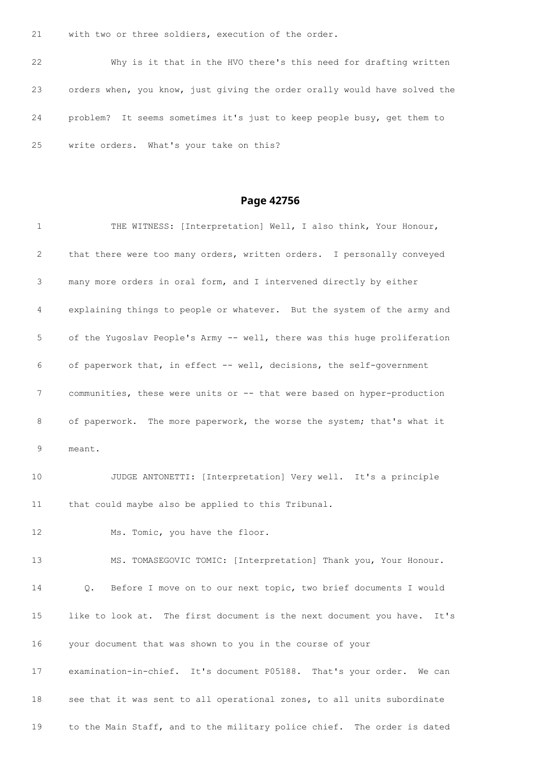21 with two or three soldiers, execution of the order.

22 Why is it that in the HVO there's this need for drafting written

23 orders when, you know, just giving the order orally would have solved the

24 problem? It seems sometimes it's just to keep people busy, get them to

25 write orders. What's your take on this?

## Page 42756

1 THE WITNESS: [Interpretation] Well, I also think, Your Honour,

2 that there were too many orders, written orders. I personally conveyed

3 many more orders in oral form, and I intervened directly by either

4 explaining things to people or whatever. But the system of the army and

5 of the Yugoslav People's Army -- well, there was this huge proliferation

6 of paperwork that, in effect -- well, decisions, the self-government

7 communities, these were units or -- that were based on hyper-production

8 of paperwork. The more paperwork, the worse the system; that's what it

9 meant.

10 JUDGE ANTONETTI: [Interpretation] Very well. It's a principle

11 that could maybe also be applied to this Tribunal.

12 Ms. Tomic, you have the floor.

13 MS. TOMASEGOVIC TOMIC: [Interpretation] Thank you, Your Honour.

14 Q. Before I move on to our next topic, two brief documents I would

15 like to look at. The first document is the next document you have. It's

16 your document that was shown to you in the course of your

17 examination-in-chief. It's document P05188. That's your order. We can

18 see that it was sent to all operational zones, to all units subordinate

19 to the Main Staff, and to the military police chief. The order is dated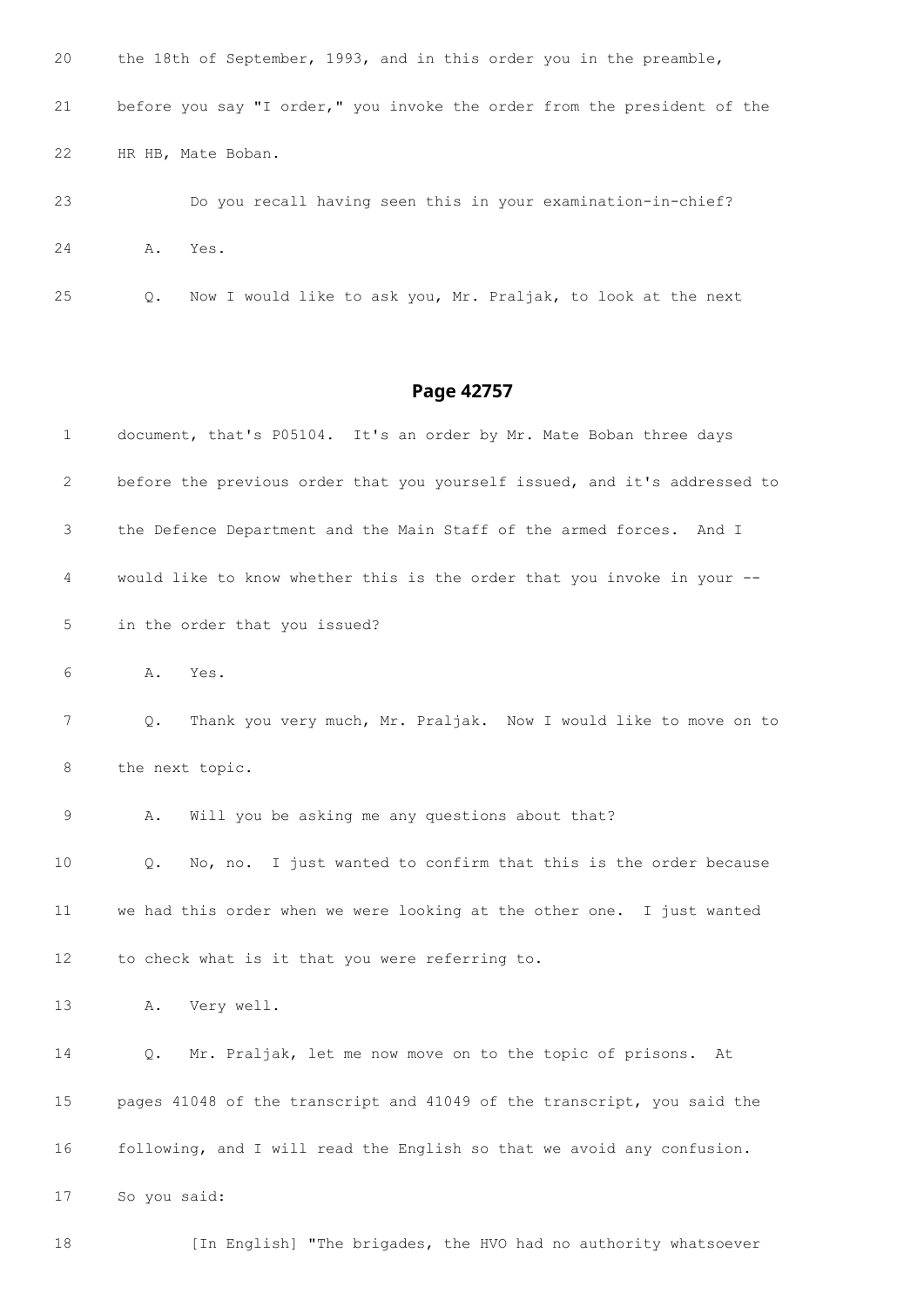20 the 18th of September, 1993, and in this order you in the preamble,

21 before you say "I order," you invoke the order from the president of the

22 HR HB, Mate Boban.

23 Do you recall having seen this in your examination-in-chief?

24 A. Yes.

25 Q. Now I would like to ask you, Mr. Praljak, to look at the next

## Page 42757

1 document, that's P05104. It's an order by Mr. Mate Boban three days

2 before the previous order that you yourself issued, and it's addressed to

3 the Defence Department and the Main Staff of the armed forces. And I

4 would like to know whether this is the order that you invoke in your --

5 in the order that you issued?

6 A. Yes.

7 Q. Thank you very much, Mr. Praljak. Now I would like to move on to

8 the next topic.

9 A. Will you be asking me any questions about that?

10 Q. No, no. I just wanted to confirm that this is the order because

11 we had this order when we were looking at the other one. I just wanted

12 to check what is it that you were referring to.

13 A. Very well.

14 Q. Mr. Praljak, let me now move on to the topic of prisons. At

15 pages 41048 of the transcript and 41049 of the transcript, you said the

16 following, and I will read the English so that we avoid any confusion.

17 So you said:

18 [In English] "The brigades, the HVO had no authority whatsoever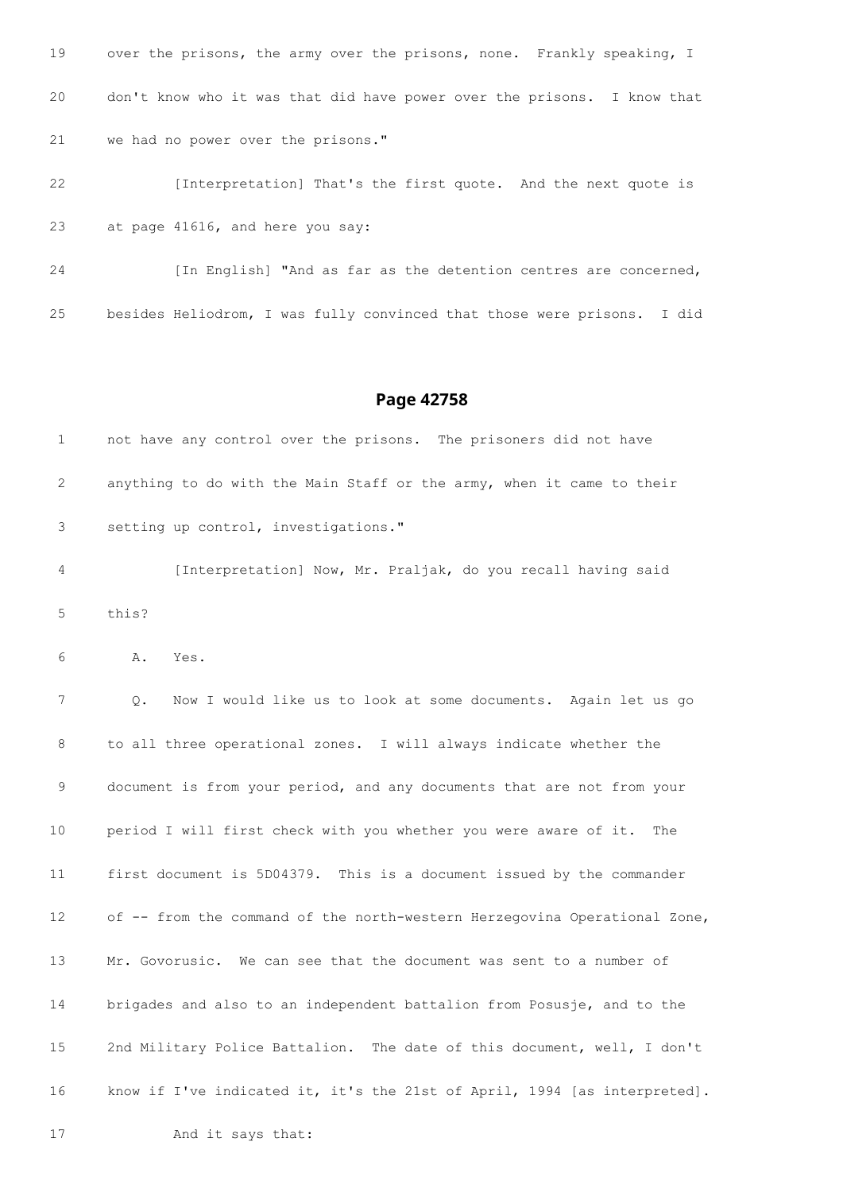19 over the prisons, the army over the prisons, none. Frankly speaking, I

20 don't know who it was that did have power over the prisons. I know that

21 we had no power over the prisons."

22 [Interpretation] That's the first quote. And the next quote is

23 at page 41616, and here you say:

24 [In English] "And as far as the detention centres are concerned,

25 besides Heliodrom, I was fully convinced that those were prisons. I did

## Page 42758

1 not have any control over the prisons. The prisoners did not have

2 anything to do with the Main Staff or the army, when it came to their

3 setting up control, investigations."

4 [Interpretation] Now, Mr. Praljak, do you recall having said

5 this?

6 A. Yes.

7 Q. Now I would like us to look at some documents. Again let us go

8 to all three operational zones. I will always indicate whether the

9 document is from your period, and any documents that are not from your

10 period I will first check with you whether you were aware of it. The

11 first document is 5D04379. This is a document issued by the commander

12 of -- from the command of the north-western Herzegovina Operational Zone,

13 Mr. Govorusic. We can see that the document was sent to a number of

14 brigades and also to an independent battalion from Posusje, and to the

15 2nd Military Police Battalion. The date of this document, well, I don't

16 know if I've indicated it, it's the 21st of April, 1994 [as interpreted].

17 And it says that: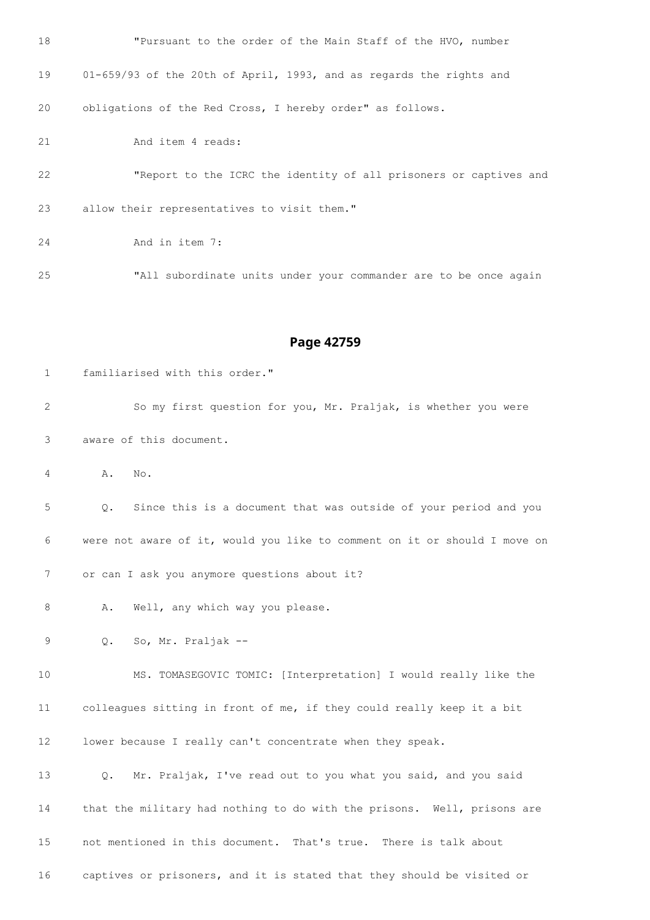18 "Pursuant to the order of the Main Staff of the HVO, number

19 01-659/93 of the 20th of April, 1993, and as regards the rights and

20 obligations of the Red Cross, I hereby order" as follows.

21 And item 4 reads:

22 "Report to the ICRC the identity of all prisoners or captives and

23 allow their representatives to visit them."

24 And in item 7:

25 "All subordinate units under your commander are to be once again

## Page 42759

1 familiarised with this order."

2 So my first question for you, Mr. Praljak, is whether you were

3 aware of this document.

4 A. No.

5 Q. Since this is a document that was outside of your period and you

6 were not aware of it, would you like to comment on it or should I move on

7 or can I ask you anymore questions about it?

8 A. Well, any which way you please.

9 Q. So, Mr. Praljak --

10 MS. TOMASEGOVIC TOMIC: [Interpretation] I would really like the

11 colleagues sitting in front of me, if they could really keep it a bit

12 lower because I really can't concentrate when they speak.

13 Q. Mr. Praljak, I've read out to you what you said, and you said

14 that the military had nothing to do with the prisons. Well, prisons are

15 not mentioned in this document. That's true. There is talk about

16 captives or prisoners, and it is stated that they should be visited or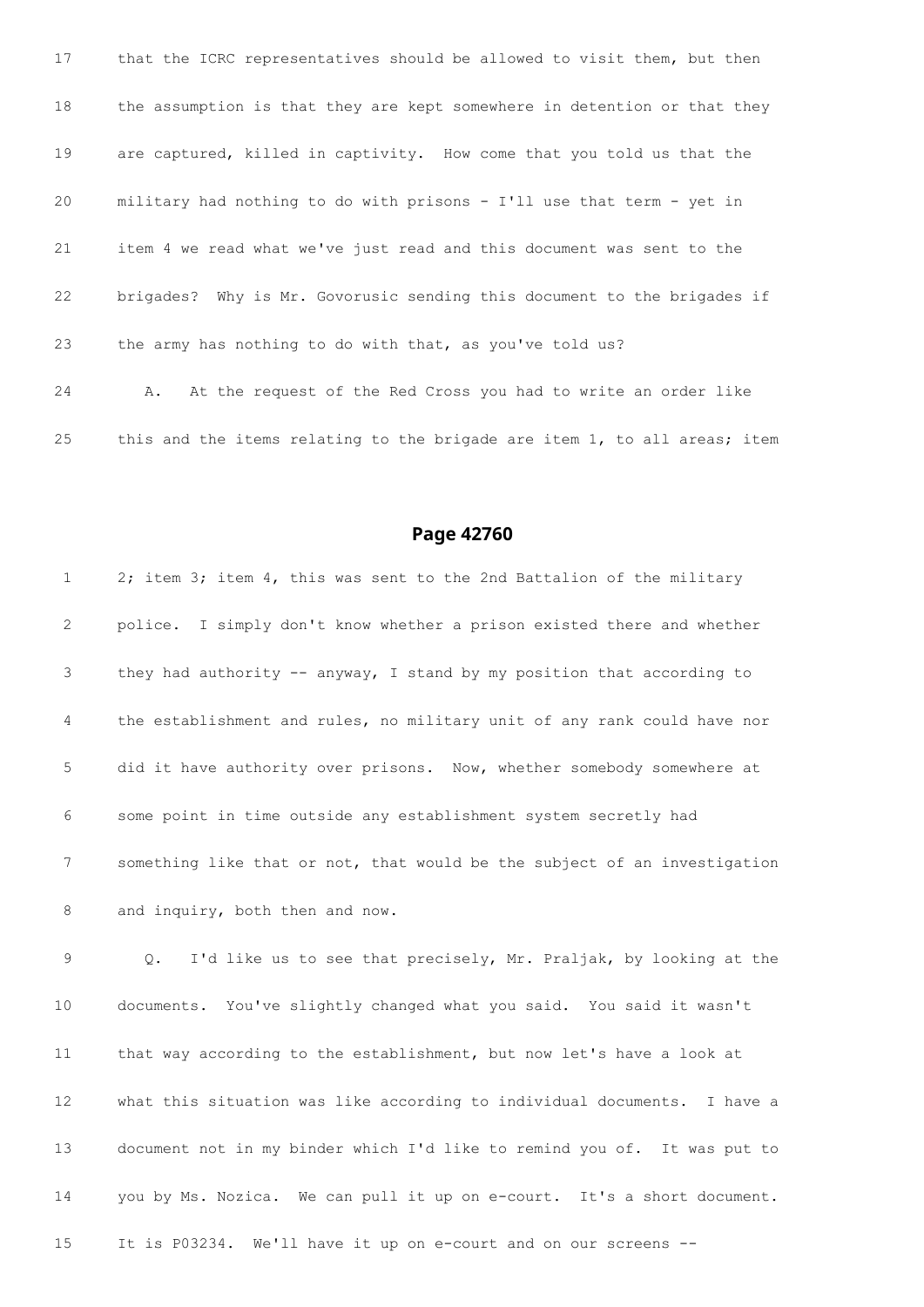17 that the ICRC representatives should be allowed to visit them, but then

18 the assumption is that they are kept somewhere in detention or that they

19 are captured, killed in captivity. How come that you told us that the

20 military had nothing to do with prisons - I'll use that term - yet in

21 item 4 we read what we've just read and this document was sent to the

22 brigades? Why is Mr. Govorusic sending this document to the brigades if

23 the army has nothing to do with that, as you've told us?

24 A. At the request of the Red Cross you had to write an order like

25 this and the items relating to the brigade are item 1, to all areas; item

## Page 42760

1 2; item 3; item 4, this was sent to the 2nd Battalion of the military

2 police. I simply don't know whether a prison existed there and whether

3 they had authority -- anyway, I stand by my position that according to

4 the establishment and rules, no military unit of any rank could have nor

5 did it have authority over prisons. Now, whether somebody somewhere at

6 some point in time outside any establishment system secretly had

7 something like that or not, that would be the subject of an investigation

8 and inquiry, both then and now.

9 Q. I'd like us to see that precisely, Mr. Praljak, by looking at the

10 documents. You've slightly changed what you said. You said it wasn't

11 that way according to the establishment, but now let's have a look at

12 what this situation was like according to individual documents. I have a

13 document not in my binder which I'd like to remind you of. It was put to

14 you by Ms. Nozica. We can pull it up on e-court. It's a short document.

15 It is P03234. We'll have it up on e-court and on our screens --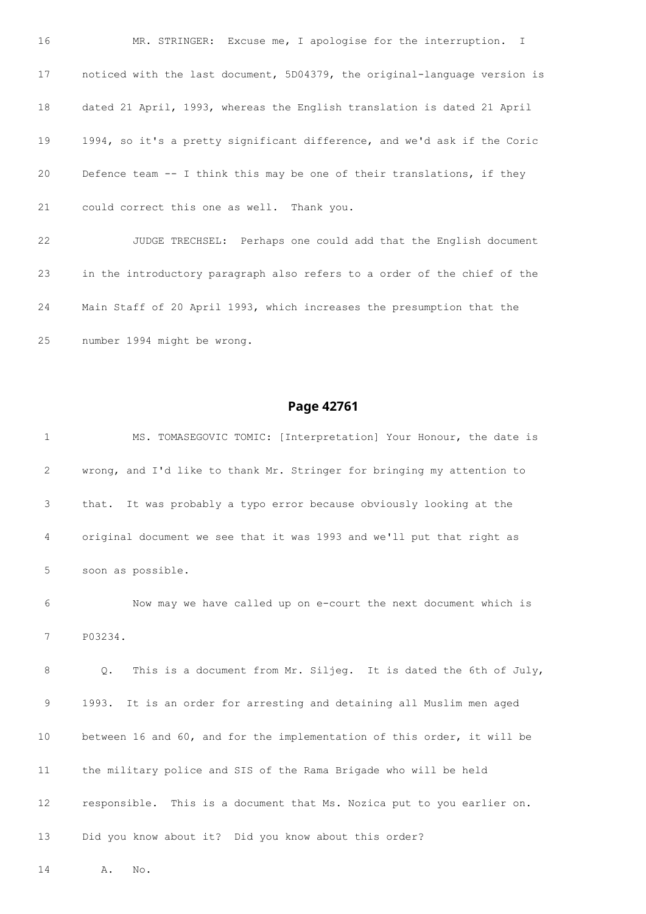16 MR. STRINGER: Excuse me, I apologise for the interruption. I

17 noticed with the last document, 5D04379, the original-language version is

18 dated 21 April, 1993, whereas the English translation is dated 21 April

19 1994, so it's a pretty significant difference, and we'd ask if the Coric

20 Defence team -- I think this may be one of their translations, if they

21 could correct this one as well. Thank you.

22 JUDGE TRECHSEL: Perhaps one could add that the English document

23 in the introductory paragraph also refers to a order of the chief of the

24 Main Staff of 20 April 1993, which increases the presumption that the

25 number 1994 might be wrong.

## Page 42761

1 MS. TOMASEGOVIC TOMIC: [Interpretation] Your Honour, the date is

2 wrong, and I'd like to thank Mr. Stringer for bringing my attention to

3 that. It was probably a typo error because obviously looking at the

4 original document we see that it was 1993 and we'll put that right as

5 soon as possible.

6 Now may we have called up on e-court the next document which is

7 P03234.

8 Q. This is a document from Mr. Siljeg. It is dated the 6th of July,

9 1993. It is an order for arresting and detaining all Muslim men aged

10 between 16 and 60, and for the implementation of this order, it will be

11 the military police and SIS of the Rama Brigade who will be held

12 responsible. This is a document that Ms. Nozica put to you earlier on.

13 Did you know about it? Did you know about this order?

14 A. No.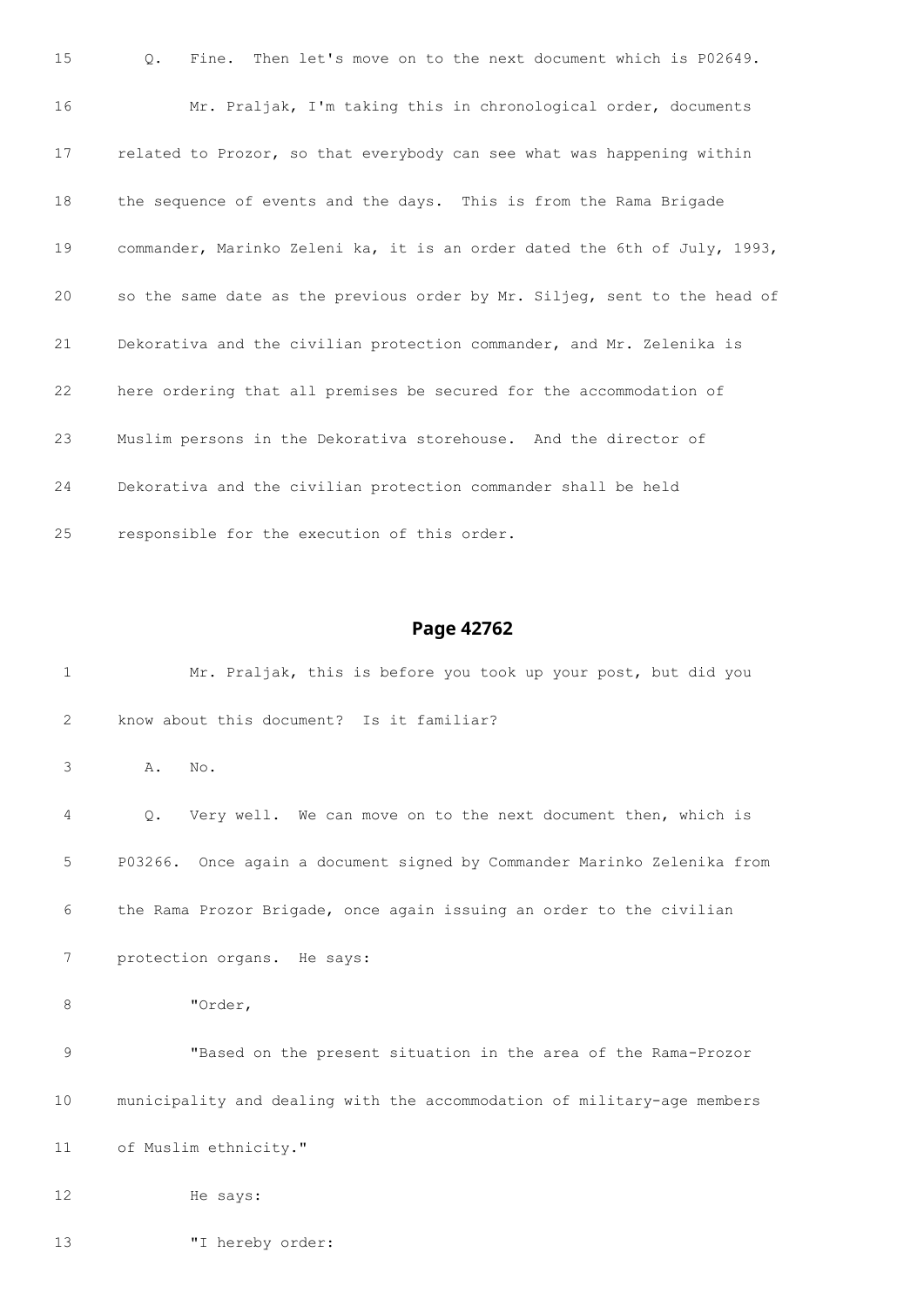15 Q. Fine. Then let's move on to the next document which is P02649.

16 Mr. Praljak, I'm taking this in chronological order, documents

17 related to Prozor, so that everybody can see what was happening within

18 the sequence of events and the days. This is from the Rama Brigade

19 commander, Marinko Zeleni ka, it is an order dated the 6th of July, 1993,

20 so the same date as the previous order by Mr. Siljeg, sent to the head of

21 Dekorativa and the civilian protection commander, and Mr. Zelenika is

22 here ordering that all premises be secured for the accommodation of

23 Muslim persons in the Dekorativa storehouse. And the director of

24 Dekorativa and the civilian protection commander shall be held

25 responsible for the execution of this order.

## Page 42762

1 Mr. Praljak, this is before you took up your post, but did you

2 know about this document? Is it familiar?

3 A. No.

4 Q. Very well. We can move on to the next document then, which is

5 P03266. Once again a document signed by Commander Marinko Zelenika from

6 the Rama Prozor Brigade, once again issuing an order to the civilian

7 protection organs. He says:

8 "Order,

9 "Based on the present situation in the area of the Rama-Prozor

10 municipality and dealing with the accommodation of military-age members

11 of Muslim ethnicity."

12 He says:

13 "I hereby order: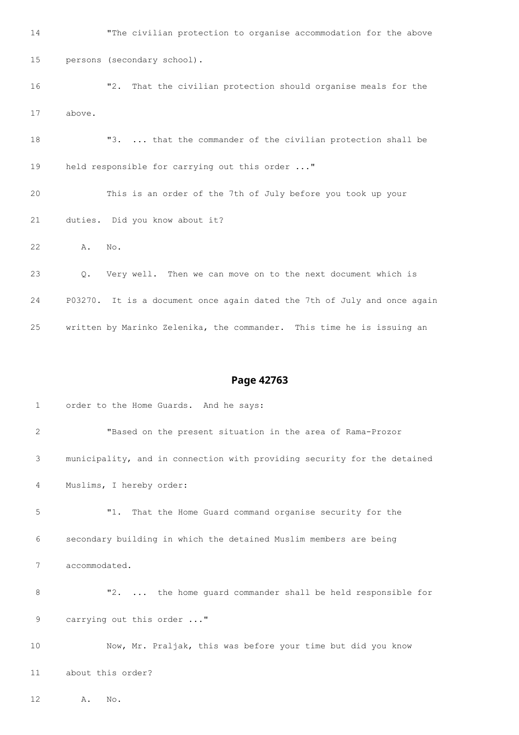14 "The civilian protection to organise accommodation for the above

15 persons (secondary school).

16 "2. That the civilian protection should organise meals for the

17 above.

18 "3. ... that the commander of the civilian protection shall be

19 held responsible for carrying out this order ..."

20 This is an order of the 7th of July before you took up your

21 duties. Did you know about it?

22 A. No.

23 Q. Very well. Then we can move on to the next document which is

24 P03270. It is a document once again dated the 7th of July and once again

25 written by Marinko Zelenika, the commander. This time he is issuing an

## Page 42763

1 order to the Home Guards. And he says:

2 "Based on the present situation in the area of Rama-Prozor

3 municipality, and in connection with providing security for the detained

4 Muslims, I hereby order:

5 "1. That the Home Guard command organise security for the

6 secondary building in which the detained Muslim members are being

7 accommodated.

8 "2. ... the home guard commander shall be held responsible for

9 carrying out this order ..."

10 Now, Mr. Praljak, this was before your time but did you know

11 about this order?

12 A. No.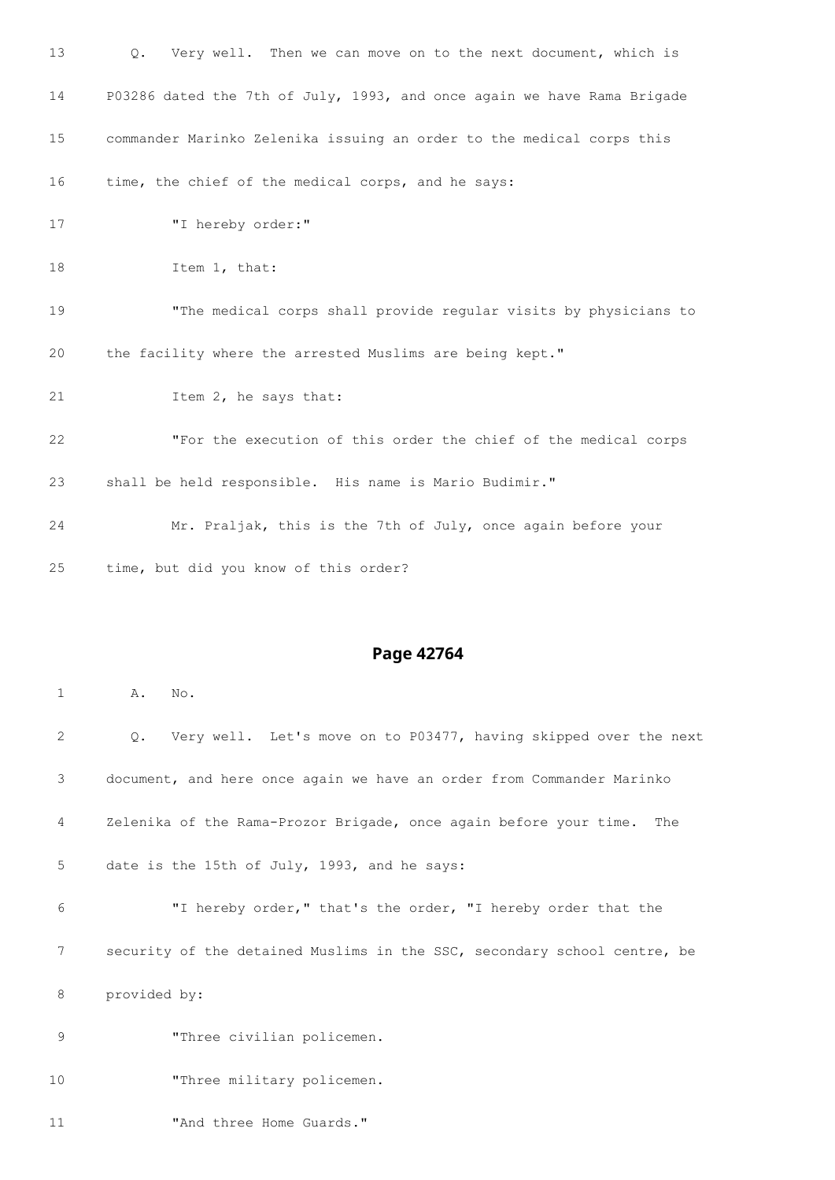13 Q. Very well. Then we can move on to the next document, which is

14 P03286 dated the 7th of July, 1993, and once again we have Rama Brigade

15 commander Marinko Zelenika issuing an order to the medical corps this

16 time, the chief of the medical corps, and he says:

17 "I hereby order:"

18 Item 1, that:

19 "The medical corps shall provide regular visits by physicians to

20 the facility where the arrested Muslims are being kept."

21 Item 2, he says that:

22 "For the execution of this order the chief of the medical corps

23 shall be held responsible. His name is Mario Budimir."

24 Mr. Praljak, this is the 7th of July, once again before your

25 time, but did you know of this order?

## Page 42764

1 A. No.

2 Q. Very well. Let's move on to P03477, having skipped over the next

3 document, and here once again we have an order from Commander Marinko

4 Zelenika of the Rama-Prozor Brigade, once again before your time. The

5 date is the 15th of July, 1993, and he says:

6 "I hereby order," that's the order, "I hereby order that the

7 security of the detained Muslims in the SSC, secondary school centre, be

8 provided by:

9 "Three civilian policemen.

10 "Three military policemen.

11 "And three Home Guards."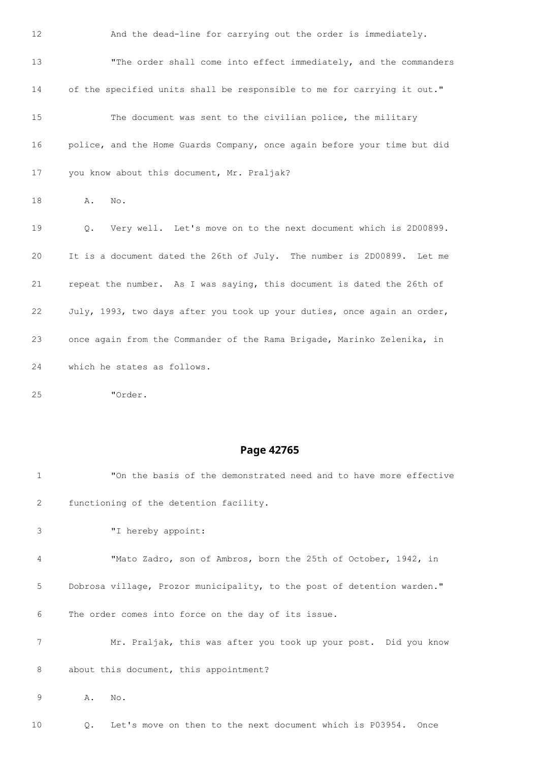12 And the dead-line for carrying out the order is immediately.

13 "The order shall come into effect immediately, and the commanders

14 of the specified units shall be responsible to me for carrying it out."

15 The document was sent to the civilian police, the military

16 police, and the Home Guards Company, once again before your time but did

17 you know about this document, Mr. Praljak?

18 A. No.

19 Q. Very well. Let's move on to the next document which is 2D00899.

20 It is a document dated the 26th of July. The number is 2D00899. Let me

21 repeat the number. As I was saying, this document is dated the 26th of

22 July, 1993, two days after you took up your duties, once again an order,

23 once again from the Commander of the Rama Brigade, Marinko Zelenika, in

24 which he states as follows.

25 "Order.

## Page 42765

1 "On the basis of the demonstrated need and to have more effective

2 functioning of the detention facility.

3 "I hereby appoint:

4 "Mato Zadro, son of Ambros, born the 25th of October, 1942, in

5 Dobrosa village, Prozor municipality, to the post of detention warden."

6 The order comes into force on the day of its issue.

7 Mr. Praljak, this was after you took up your post. Did you know

8 about this document, this appointment?

9 A. No.

10 Q. Let's move on then to the next document which is P03954. Once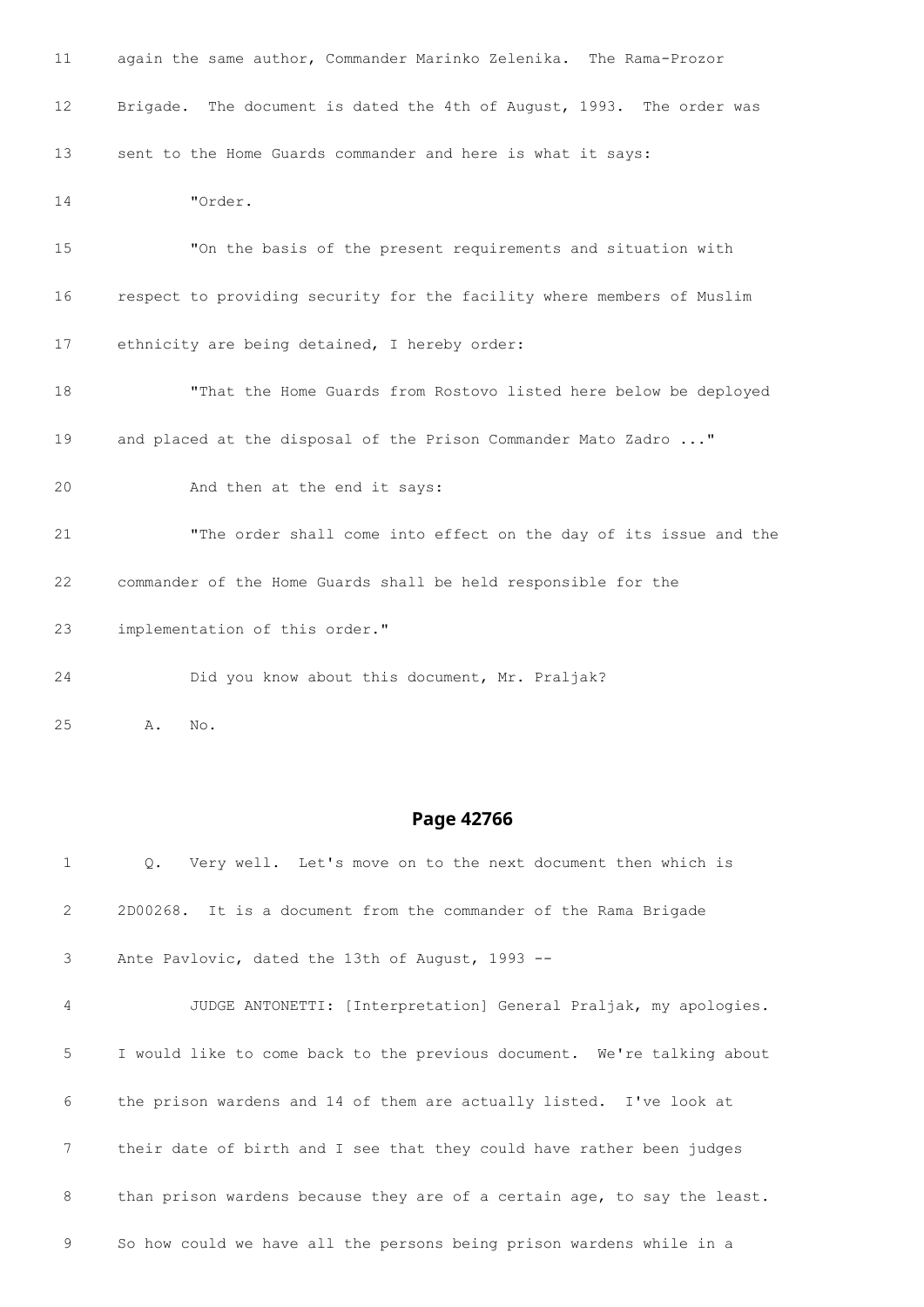11 again the same author, Commander Marinko Zelenika. The Rama-Prozor

12 Brigade. The document is dated the 4th of August, 1993. The order was

13 sent to the Home Guards commander and here is what it says:

14 "Order.

15 "On the basis of the present requirements and situation with

16 respect to providing security for the facility where members of Muslim

17 ethnicity are being detained, I hereby order:

18 "That the Home Guards from Rostovo listed here below be deployed

19 and placed at the disposal of the Prison Commander Mato Zadro ..."

20 And then at the end it says:

21 "The order shall come into effect on the day of its issue and the

22 commander of the Home Guards shall be held responsible for the

23 implementation of this order."

24 Did you know about this document, Mr. Praljak?

25 A. No.

## Page 42766

1 Q. Very well. Let's move on to the next document then which is

2 2D00268. It is a document from the commander of the Rama Brigade

3 Ante Pavlovic, dated the 13th of August, 1993 --

4 JUDGE ANTONETTI: [Interpretation] General Praljak, my apologies.

5 I would like to come back to the previous document. We're talking about

6 the prison wardens and 14 of them are actually listed. I've look at

7 their date of birth and I see that they could have rather been judges

8 than prison wardens because they are of a certain age, to say the least.

9 So how could we have all the persons being prison wardens while in a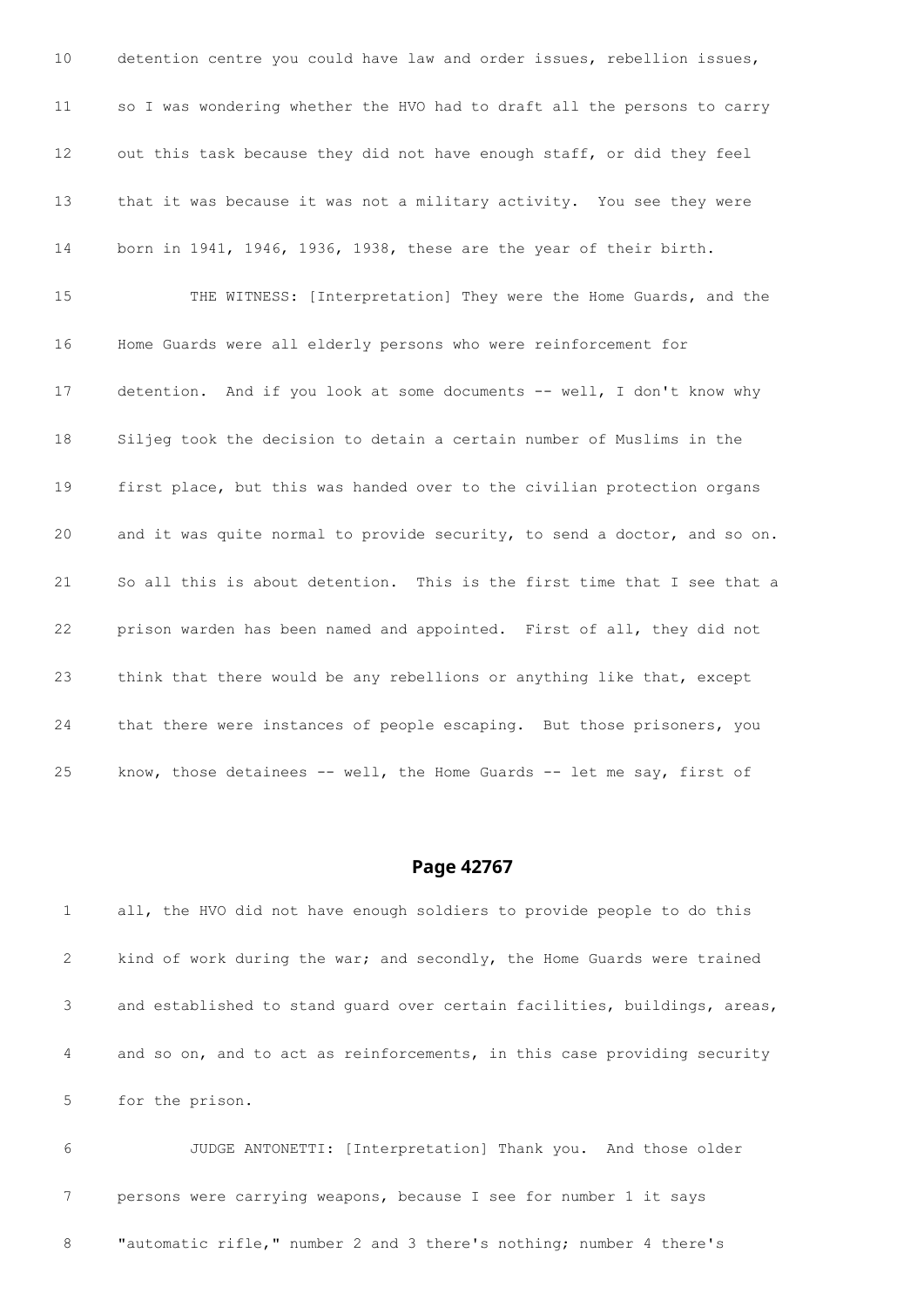10 detention centre you could have law and order issues, rebellion issues,

11 so I was wondering whether the HVO had to draft all the persons to carry

12 out this task because they did not have enough staff, or did they feel

13 that it was because it was not a military activity. You see they were

14 born in 1941, 1946, 1936, 1938, these are the year of their birth.

15 THE WITNESS: [Interpretation] They were the Home Guards, and the

16 Home Guards were all elderly persons who were reinforcement for

17 detention. And if you look at some documents -- well, I don't know why

18 Siljeg took the decision to detain a certain number of Muslims in the

19 first place, but this was handed over to the civilian protection organs

20 and it was quite normal to provide security, to send a doctor, and so on.

21 So all this is about detention. This is the first time that I see that a

22 prison warden has been named and appointed. First of all, they did not

23 think that there would be any rebellions or anything like that, except

24 that there were instances of people escaping. But those prisoners, you

25 know, those detainees -- well, the Home Guards -- let me say, first of

## Page 42767

1 all, the HVO did not have enough soldiers to provide people to do this

2 kind of work during the war; and secondly, the Home Guards were trained

3 and established to stand guard over certain facilities, buildings, areas,

4 and so on, and to act as reinforcements, in this case providing security

5 for the prison.

6 JUDGE ANTONETTI: [Interpretation] Thank you. And those older

7 persons were carrying weapons, because I see for number 1 it says

8 "automatic rifle," number 2 and 3 there's nothing; number 4 there's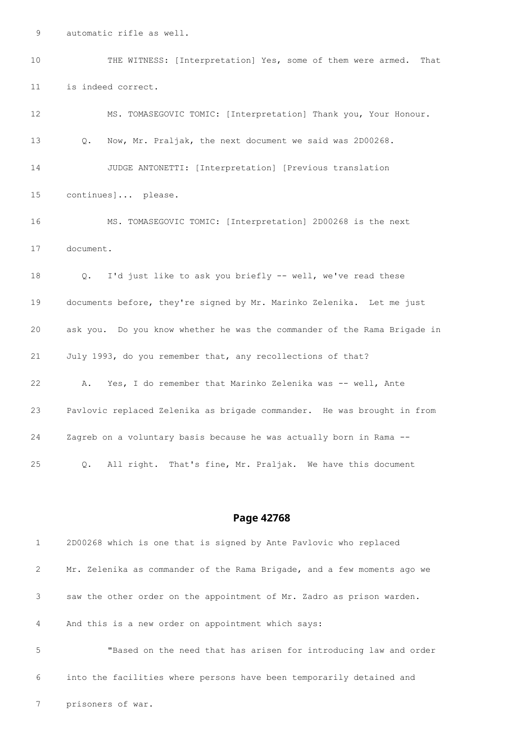automatic rifle as well.

THE WITNESS: [Interpretation] Yes, some of them were armed. That is indeed correct.

MS. TOMASEGOVIC TOMIC: [Interpretation] Thank you, Your Honour.

Q. Now, Mr. Praljak, the next document we said was 2D00268.

JUDGE ANTONETTI: [Interpretation] [Previous translation continues]... please.

MS. TOMASEGOVIC TOMIC: [Interpretation] 2D00268 is the next document.

Q. I'd just like to ask you briefly -- well, we've read these documents before, they're signed by Mr. Marinko Zelenika. Let me just ask you. Do you know whether he was the commander of the Rama Brigade in July 1993, do you remember that, any recollections of that?

A. Yes, I do remember that Marinko Zelenika was -- well, Ante Pavlovic replaced Zelenika as brigade commander. He was brought in from Zagreb on a voluntary basis because he was actually born in Rama --

Q. All right. That's fine, Mr. Praljak. We have this document

## Page 42768

2D00268 which is one that is signed by Ante Pavlovic who replaced Mr. Zelenika as commander of the Rama Brigade, and a few moments ago we saw the other order on the appointment of Mr. Zadro as prison warden. And this is a new order on appointment which says:

"Based on the need that has arisen for introducing law and order into the facilities where persons have been temporarily detained and prisoners of war.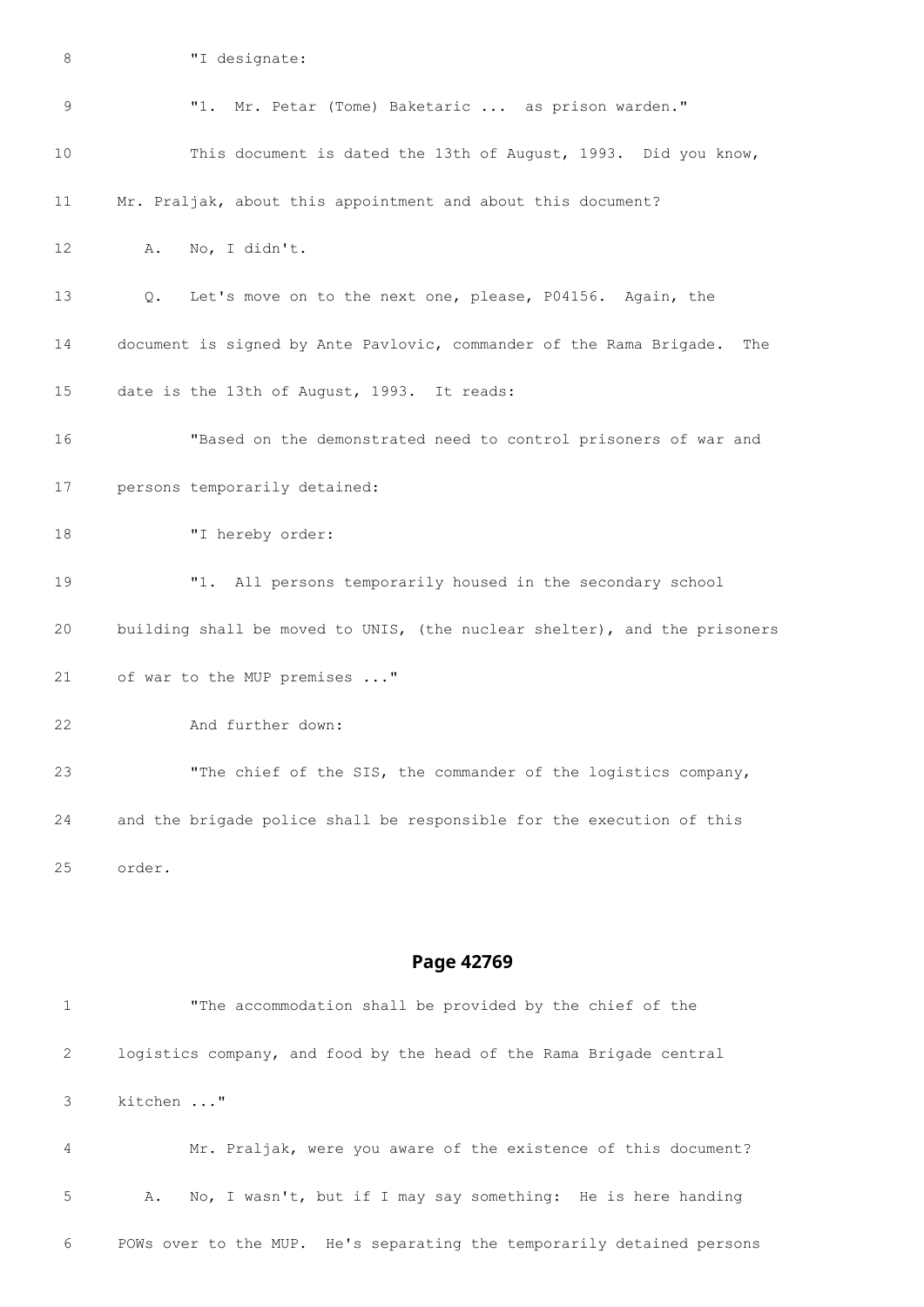8 "I designate:

9 "1. Mr. Petar (Tome) Baketaric ... as prison warden."

10 This document is dated the 13th of August, 1993. Did you know,

11 Mr. Praljak, about this appointment and about this document?

12 A. No, I didn't.

13 Q. Let's move on to the next one, please, P04156. Again, the

14 document is signed by Ante Pavlovic, commander of the Rama Brigade. The

15 date is the 13th of August, 1993. It reads:

16 "Based on the demonstrated need to control prisoners of war and

17 persons temporarily detained:

18 "I hereby order:

19 "1. All persons temporarily housed in the secondary school

20 building shall be moved to UNIS, (the nuclear shelter), and the prisoners

21 of war to the MUP premises ..."

22 And further down:

23 "The chief of the SIS, the commander of the logistics company,

24 and the brigade police shall be responsible for the execution of this

25 order.

## Page 42769

1 "The accommodation shall be provided by the chief of the

2 logistics company, and food by the head of the Rama Brigade central

3 kitchen ..."

4 Mr. Praljak, were you aware of the existence of this document?

5 A. No, I wasn't, but if I may say something: He is here handing

6 POWs over to the MUP. He's separating the temporarily detained persons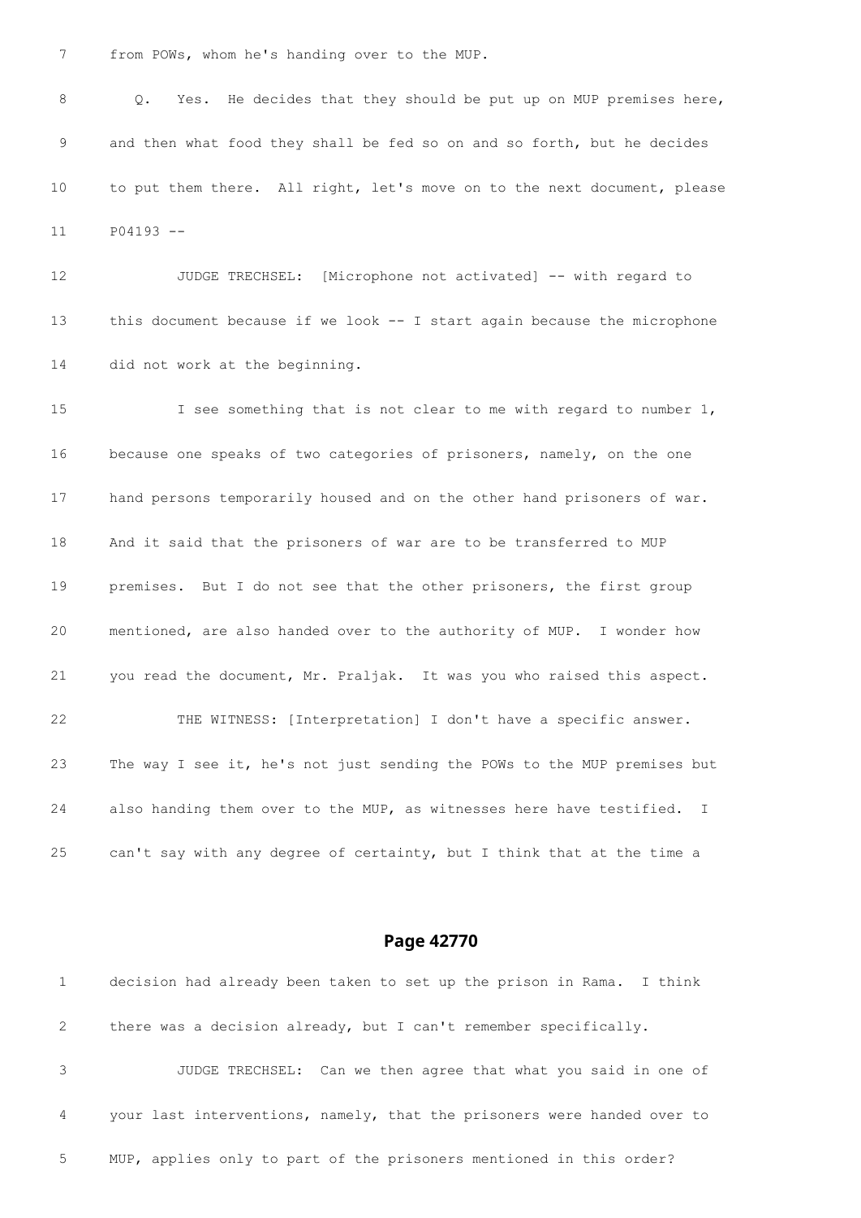7 from POWs, whom he's handing over to the MUP.

8 Q. Yes. He decides that they should be put up on MUP premises here,

9 and then what food they shall be fed so on and so forth, but he decides

10 to put them there. All right, let's move on to the next document, please

11 P04193 --

12 JUDGE TRECHSEL: [Microphone not activated] -- with regard to

13 this document because if we look -- I start again because the microphone

14 did not work at the beginning.

15 I see something that is not clear to me with regard to number 1,

16 because one speaks of two categories of prisoners, namely, on the one

17 hand persons temporarily housed and on the other hand prisoners of war.

18 And it said that the prisoners of war are to be transferred to MUP

19 premises. But I do not see that the other prisoners, the first group

20 mentioned, are also handed over to the authority of MUP. I wonder how

21 you read the document, Mr. Praljak. It was you who raised this aspect.

22 THE WITNESS: [Interpretation] I don't have a specific answer.

23 The way I see it, he's not just sending the POWs to the MUP premises but

24 also handing them over to the MUP, as witnesses here have testified. I

25 can't say with any degree of certainty, but I think that at the time a

## Page 42770

1 decision had already been taken to set up the prison in Rama. I think

2 there was a decision already, but I can't remember specifically.

3 JUDGE TRECHSEL: Can we then agree that what you said in one of

4 your last interventions, namely, that the prisoners were handed over to

5 MUP, applies only to part of the prisoners mentioned in this order?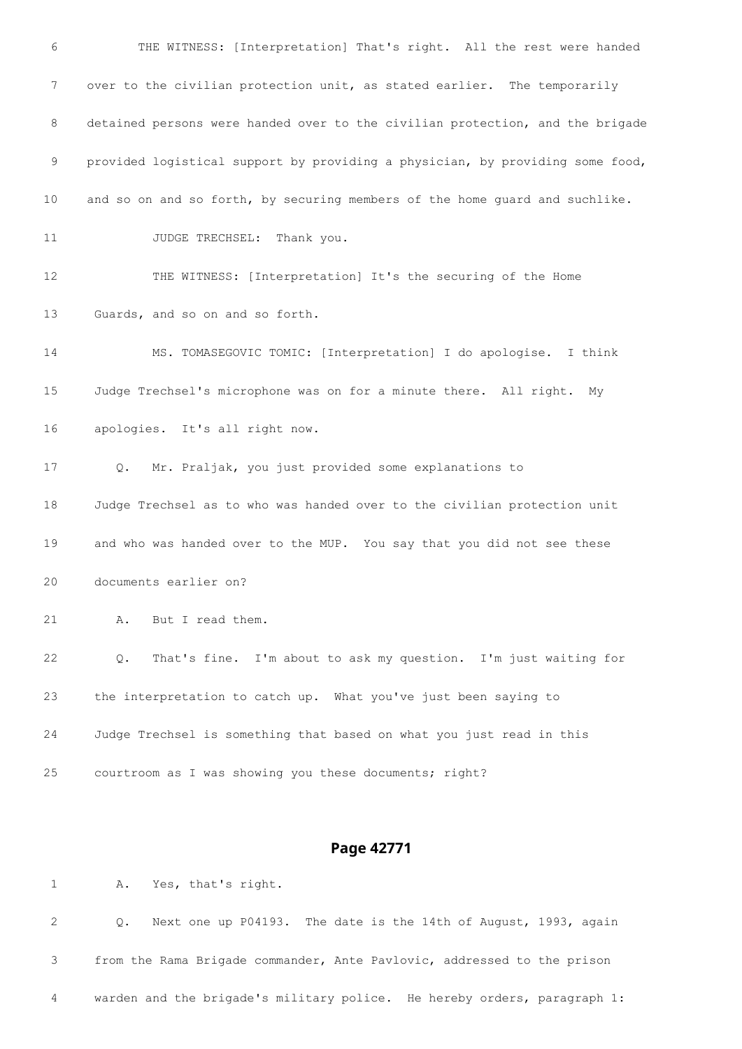6 THE WITNESS: [Interpretation] That's right. All the rest were handed

7 over to the civilian protection unit, as stated earlier. The temporarily

8 detained persons were handed over to the civilian protection, and the brigade

9 provided logistical support by providing a physician, by providing some food,

10 and so on and so forth, by securing members of the home guard and suchlike.

11 JUDGE TRECHSEL: Thank you.

12 THE WITNESS: [Interpretation] It's the securing of the Home

13 Guards, and so on and so forth.

14 MS. TOMASEGOVIC TOMIC: [Interpretation] I do apologise. I think

15 Judge Trechsel's microphone was on for a minute there. All right. My

16 apologies. It's all right now.

17 Q. Mr. Praljak, you just provided some explanations to

18 Judge Trechsel as to who was handed over to the civilian protection unit

19 and who was handed over to the MUP. You say that you did not see these

20 documents earlier on?

21 A. But I read them.

22 Q. That's fine. I'm about to ask my question. I'm just waiting for

23 the interpretation to catch up. What you've just been saying to

24 Judge Trechsel is something that based on what you just read in this

25 courtroom as I was showing you these documents; right?

## Page 42771

1 A. Yes, that's right.

2 Q. Next one up P04193. The date is the 14th of August, 1993, again

3 from the Rama Brigade commander, Ante Pavlovic, addressed to the prison

4 warden and the brigade's military police. He hereby orders, paragraph 1: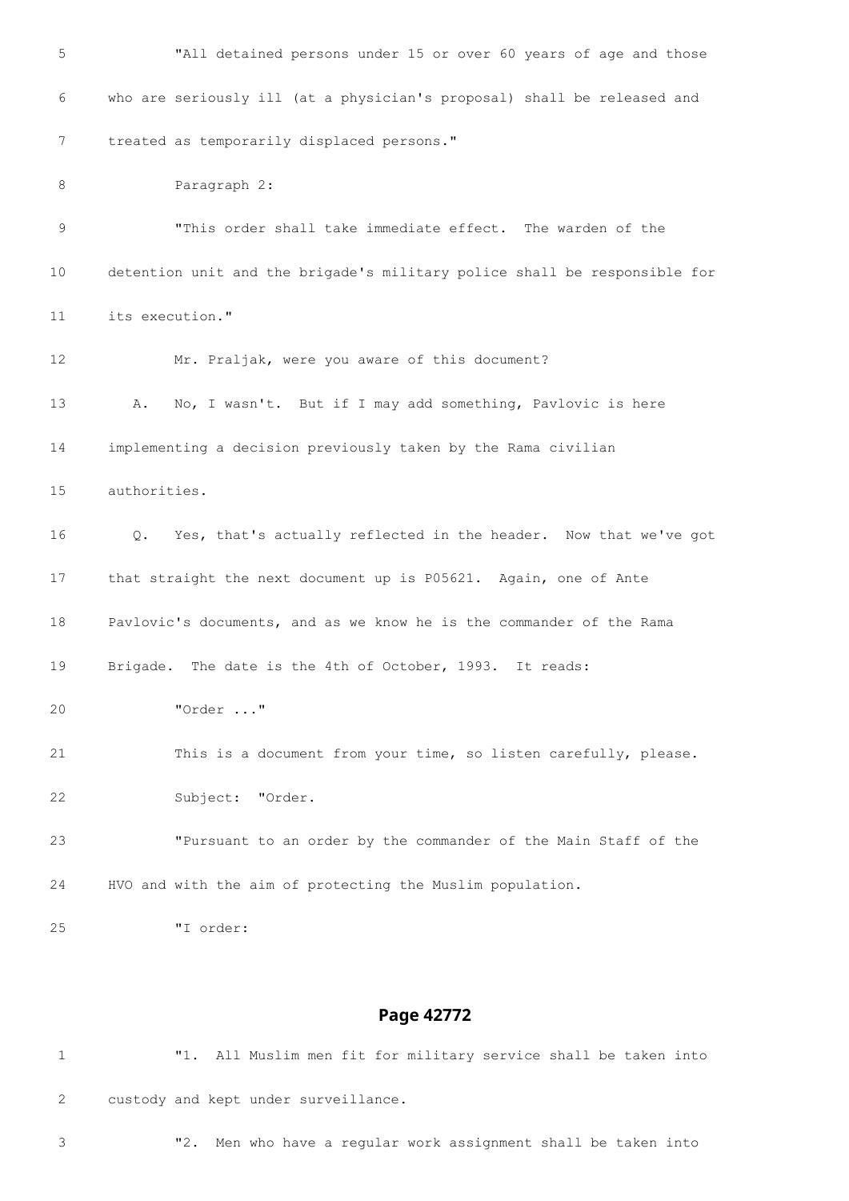5 "All detained persons under 15 or over 60 years of age and those

6 who are seriously ill (at a physician's proposal) shall be released and

7 treated as temporarily displaced persons."

8 Paragraph 2:

9 "This order shall take immediate effect. The warden of the

10 detention unit and the brigade's military police shall be responsible for

11 its execution."

12 Mr. Praljak, were you aware of this document?

13 A. No, I wasn't. But if I may add something, Pavlovic is here

14 implementing a decision previously taken by the Rama civilian

15 authorities.

16 Q. Yes, that's actually reflected in the header. Now that we've got

17 that straight the next document up is P05621. Again, one of Ante

18 Pavlovic's documents, and as we know he is the commander of the Rama

19 Brigade. The date is the 4th of October, 1993. It reads:

20 "Order ..."

21 This is a document from your time, so listen carefully, please.

22 Subject: "Order.

23 "Pursuant to an order by the commander of the Main Staff of the

24 HVO and with the aim of protecting the Muslim population.

25 "I order:

## Page 42772

1 "1. All Muslim men fit for military service shall be taken into

2 custody and kept under surveillance.

3 "2. Men who have a regular work assignment shall be taken into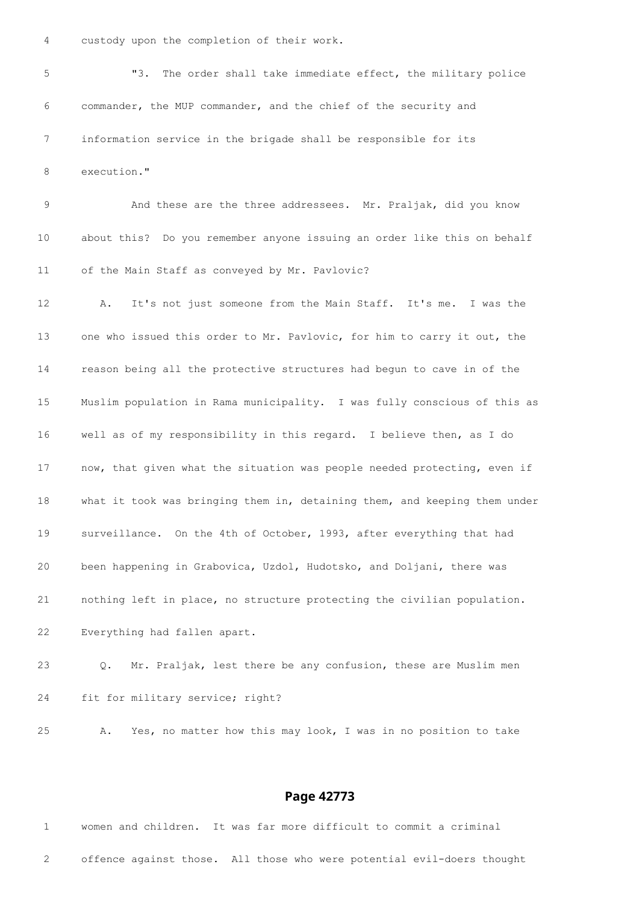custody upon the completion of their work.

"3. The order shall take immediate effect, the military police commander, the MUP commander, and the chief of the security and information service in the brigade shall be responsible for its execution."

And these are the three addressees. Mr. Praljak, did you know about this? Do you remember anyone issuing an order like this on behalf of the Main Staff as conveyed by Mr. Pavlovic?

A. It's not just someone from the Main Staff. It's me. I was the one who issued this order to Mr. Pavlovic, for him to carry it out, the reason being all the protective structures had begun to cave in of the Muslim population in Rama municipality. I was fully conscious of this as well as of my responsibility in this regard. I believe then, as I do now, that given what the situation was people needed protecting, even if what it took was bringing them in, detaining them, and keeping them under surveillance. On the 4th of October, 1993, after everything that had been happening in Grabovica, Uzdol, Hudotsko, and Doljani, there was nothing left in place, no structure protecting the civilian population. Everything had fallen apart.

Q. Mr. Praljak, lest there be any confusion, these are Muslim men fit for military service; right?

A. Yes, no matter how this may look, I was in no position to take

## Page 42773

women and children. It was far more difficult to commit a criminal offence against those. All those who were potential evil-doers thought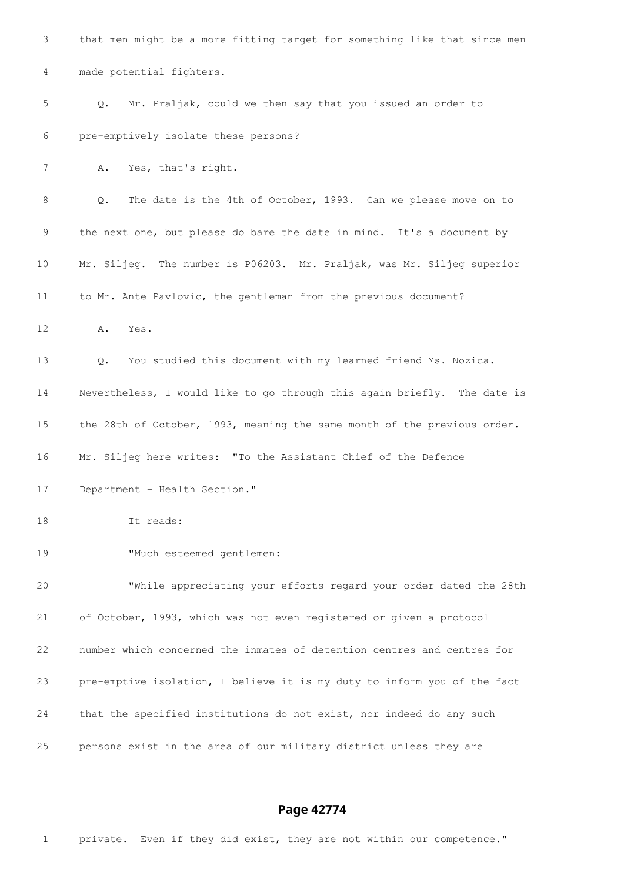3 that men might be a more fitting target for something like that since men

4 made potential fighters.

5 Q. Mr. Praljak, could we then say that you issued an order to

6 pre-emptively isolate these persons?

7 A. Yes, that's right.

8 Q. The date is the 4th of October, 1993. Can we please move on to

9 the next one, but please do bare the date in mind. It's a document by

10 Mr. Siljeg. The number is P06203. Mr. Praljak, was Mr. Siljeg superior

11 to Mr. Ante Pavlovic, the gentleman from the previous document?

12 A. Yes.

13 Q. You studied this document with my learned friend Ms. Nozica.

14 Nevertheless, I would like to go through this again briefly. The date is

15 the 28th of October, 1993, meaning the same month of the previous order.

16 Mr. Siljeg here writes: "To the Assistant Chief of the Defence

17 Department - Health Section."

18 It reads:

19 "Much esteemed gentlemen:

20 "While appreciating your efforts regard your order dated the 28th

21 of October, 1993, which was not even registered or given a protocol

22 number which concerned the inmates of detention centres and centres for

23 pre-emptive isolation, I believe it is my duty to inform you of the fact

24 that the specified institutions do not exist, nor indeed do any such

25 persons exist in the area of our military district unless they are

**Page 42774**

1 private. Even if they did exist, they are not within our competence."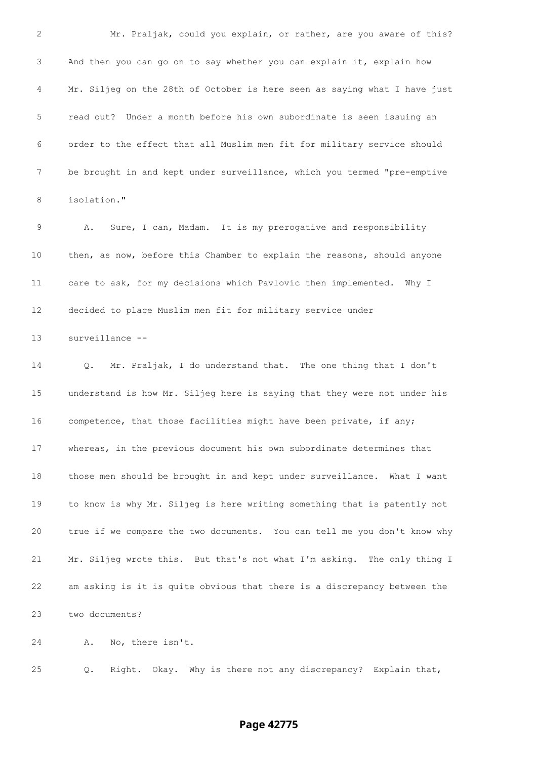2 Mr. Praljak, could you explain, or rather, are you aware of this?

3 And then you can go on to say whether you can explain it, explain how

4 Mr. Siljeg on the 28th of October is here seen as saying what I have just

5 read out? Under a month before his own subordinate is seen issuing an

6 order to the effect that all Muslim men fit for military service should

7 be brought in and kept under surveillance, which you termed "pre-emptive

8 isolation."

9 A. Sure, I can, Madam. It is my prerogative and responsibility

10 then, as now, before this Chamber to explain the reasons, should anyone

11 care to ask, for my decisions which Pavlovic then implemented. Why I

12 decided to place Muslim men fit for military service under

13 surveillance --

14 Q. Mr. Praljak, I do understand that. The one thing that I don't

15 understand is how Mr. Siljeg here is saying that they were not under his

16 competence, that those facilities might have been private, if any;

17 whereas, in the previous document his own subordinate determines that

18 those men should be brought in and kept under surveillance. What I want

19 to know is why Mr. Siljeg is here writing something that is patently not

20 true if we compare the two documents. You can tell me you don't know why

21 Mr. Siljeg wrote this. But that's not what I'm asking. The only thing I

22 am asking is it is quite obvious that there is a discrepancy between the

23 two documents?

24 A. No, there isn't.

25 Q. Right. Okay. Why is there not any discrepancy? Explain that,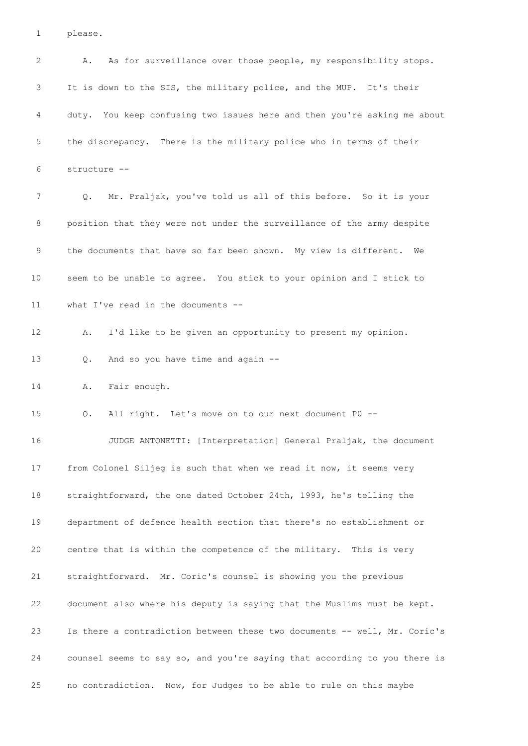please.

A. As for surveillance over those people, my responsibility stops. It is down to the SIS, the military police, and the MUP. It's their duty. You keep confusing two issues here and then you're asking me about the discrepancy. There is the military police who in terms of their structure --

Q. Mr. Praljak, you've told us all of this before. So it is your position that they were not under the surveillance of the army despite the documents that have so far been shown. My view is different. We seem to be unable to agree. You stick to your opinion and I stick to what I've read in the documents --

A. I'd like to be given an opportunity to present my opinion.

Q. And so you have time and again --

A. Fair enough.

Q. All right. Let's move on to our next document P0 --

JUDGE ANTONETTI: [Interpretation] General Praljak, the document from Colonel Siljeg is such that when we read it now, it seems very straightforward, the one dated October 24th, 1993, he's telling the department of defence health section that there's no establishment or centre that is within the competence of the military. This is very straightforward. Mr. Coric's counsel is showing you the previous document also where his deputy is saying that the Muslims must be kept. Is there a contradiction between these two documents -- well, Mr. Coric's counsel seems to say so, and you're saying that according to you there is no contradiction. Now, for Judges to be able to rule on this maybe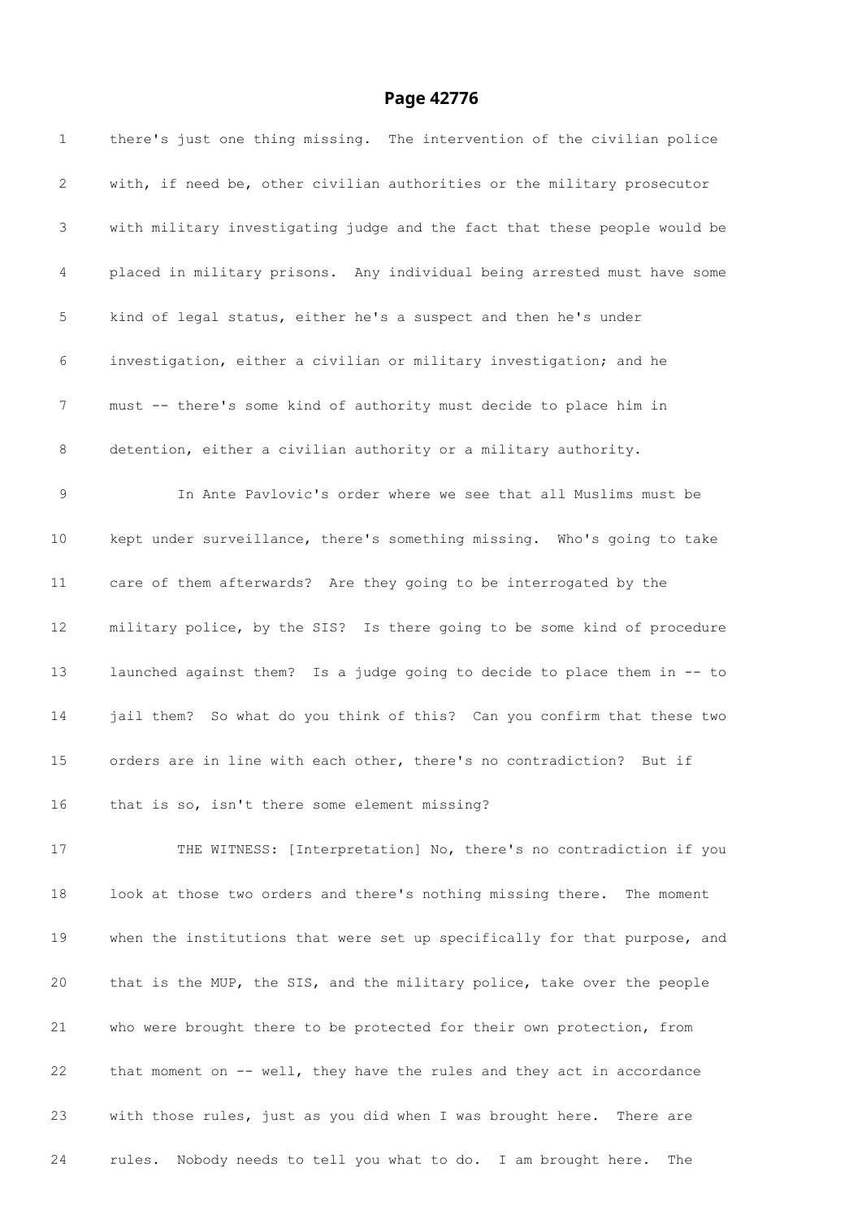there's just one thing missing. The intervention of the civilian police with, if need be, other civilian authorities or the military prosecutor with military investigating judge and the fact that these people would be placed in military prisons. Any individual being arrested must have some kind of legal status, either he's a suspect and then he's under investigation, either a civilian or military investigation; and he must -- there's some kind of authority must decide to place him in detention, either a civilian authority or a military authority.

In Ante Pavlovic's order where we see that all Muslims must be kept under surveillance, there's something missing. Who's going to take care of them afterwards? Are they going to be interrogated by the military police, by the SIS? Is there going to be some kind of procedure launched against them? Is a judge going to decide to place them in -- to jail them? So what do you think of this? Can you confirm that these two orders are in line with each other, there's no contradiction? But if that is so, isn't there some element missing?

THE WITNESS: [Interpretation] No, there's no contradiction if you look at those two orders and there's nothing missing there. The moment when the institutions that were set up specifically for that purpose, and that is the MUP, the SIS, and the military police, take over the people who were brought there to be protected for their own protection, from that moment on -- well, they have the rules and they act in accordance with those rules, just as you did when I was brought here. There are rules. Nobody needs to tell you what to do. I am brought here. The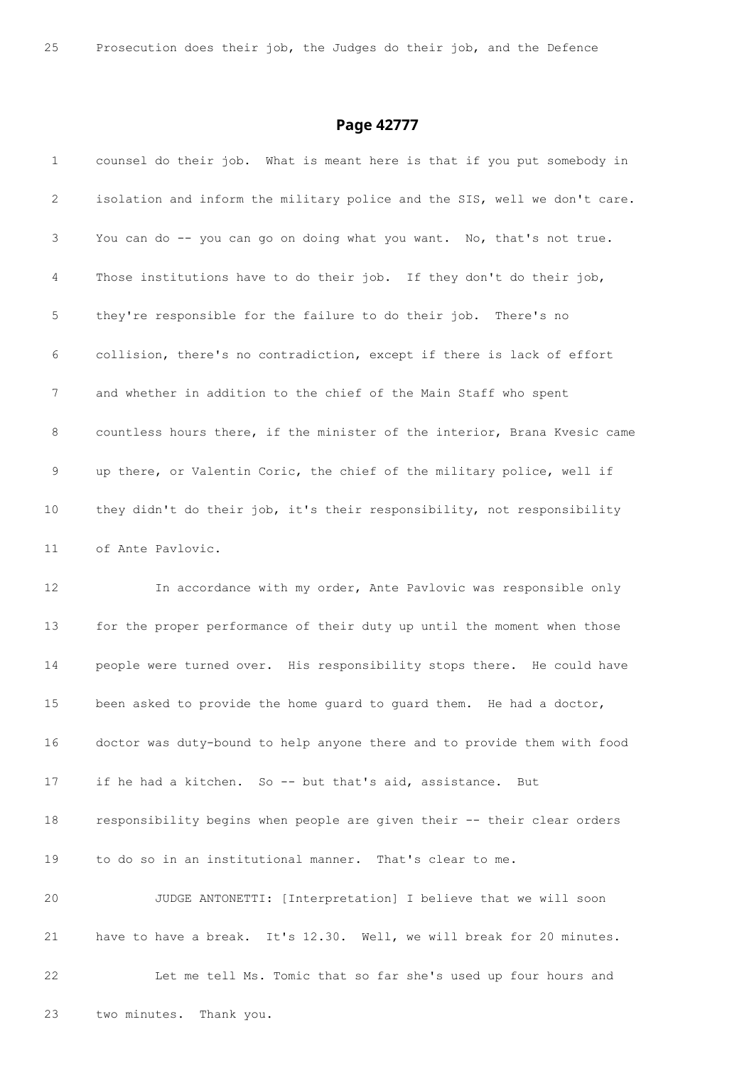25 Prosecution does their job, the Judges do their job, and the Defence

## Page 42777

1 counsel do their job. What is meant here is that if you put somebody in
2 isolation and inform the military police and the SIS, well we don't care.
3 You can do -- you can go on doing what you want. No, that's not true.
4 Those institutions have to do their job. If they don't do their job,
5 they're responsible for the failure to do their job. There's no
6 collision, there's no contradiction, except if there is lack of effort
7 and whether in addition to the chief of the Main Staff who spent
8 countless hours there, if the minister of the interior, Brana Kvesic came
9 up there, or Valentin Coric, the chief of the military police, well if
10 they didn't do their job, it's their responsibility, not responsibility
11 of Ante Pavlovic.
12 In accordance with my order, Ante Pavlovic was responsible only
13 for the proper performance of their duty up until the moment when those
14 people were turned over. His responsibility stops there. He could have
15 been asked to provide the home guard to guard them. He had a doctor,
16 doctor was duty-bound to help anyone there and to provide them with food
17 if he had a kitchen. So -- but that's aid, assistance. But
18 responsibility begins when people are given their -- their clear orders
19 to do so in an institutional manner. That's clear to me.
20 JUDGE ANTONETTI: [Interpretation] I believe that we will soon
21 have to have a break. It's 12.30. Well, we will break for 20 minutes.
22 Let me tell Ms. Tomic that so far she's used up four hours and
23 two minutes. Thank you.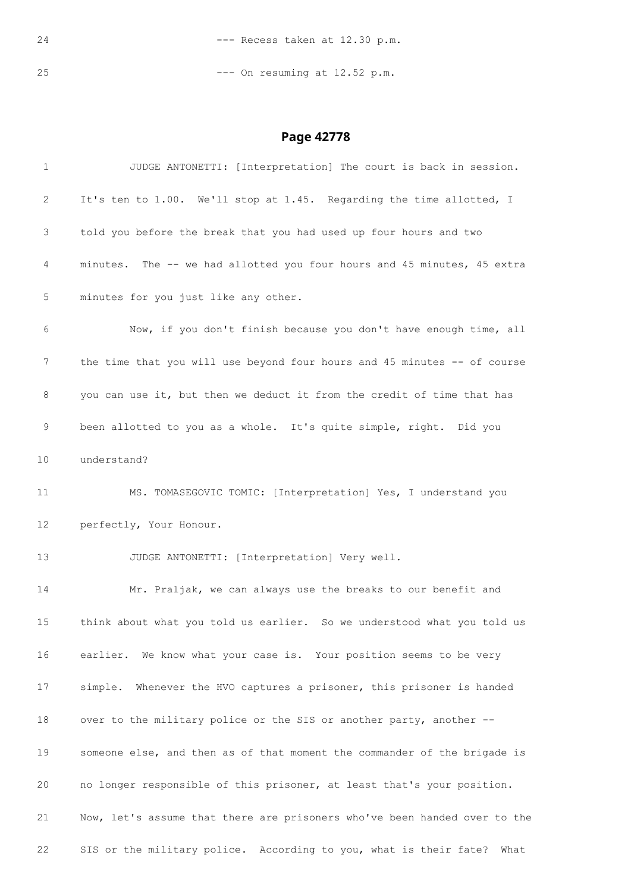24 --- Recess taken at 12.30 p.m.

25 --- On resuming at 12.52 p.m.

**Page 42778**

1 JUDGE ANTONETTI: [Interpretation] The court is back in session.

2 It's ten to 1.00. We'll stop at 1.45. Regarding the time allotted, I

3 told you before the break that you had used up four hours and two

4 minutes. The -- we had allotted you four hours and 45 minutes, 45 extra

5 minutes for you just like any other.

6 Now, if you don't finish because you don't have enough time, all

7 the time that you will use beyond four hours and 45 minutes -- of course

8 you can use it, but then we deduct it from the credit of time that has

9 been allotted to you as a whole. It's quite simple, right. Did you

10 understand?

11 MS. TOMASEGOVIC TOMIC: [Interpretation] Yes, I understand you

12 perfectly, Your Honour.

13 JUDGE ANTONETTI: [Interpretation] Very well.

14 Mr. Praljak, we can always use the breaks to our benefit and

15 think about what you told us earlier. So we understood what you told us

16 earlier. We know what your case is. Your position seems to be very

17 simple. Whenever the HVO captures a prisoner, this prisoner is handed

18 over to the military police or the SIS or another party, another --

19 someone else, and then as of that moment the commander of the brigade is

20 no longer responsible of this prisoner, at least that's your position.

21 Now, let's assume that there are prisoners who've been handed over to the

22 SIS or the military police. According to you, what is their fate? What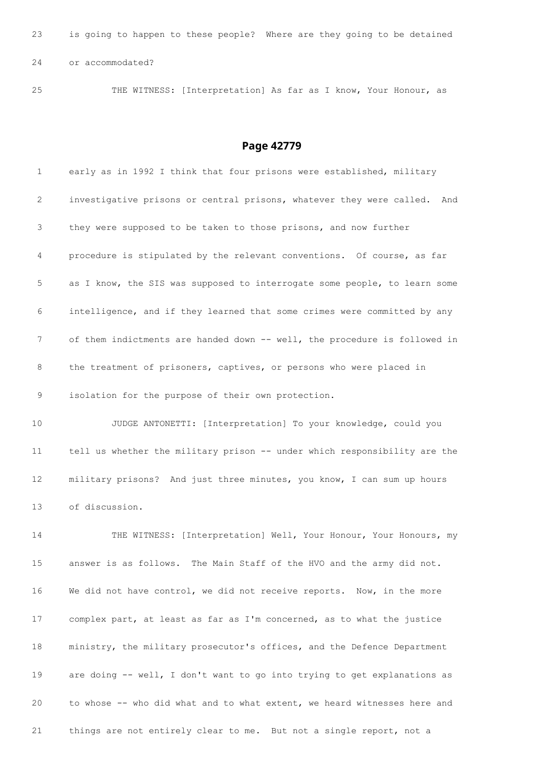23 is going to happen to these people? Where are they going to be detained

24 or accommodated?

25 THE WITNESS: [Interpretation] As far as I know, Your Honour, as

## Page 42779

1 early as in 1992 I think that four prisons were established, military

2 investigative prisons or central prisons, whatever they were called. And

3 they were supposed to be taken to those prisons, and now further

4 procedure is stipulated by the relevant conventions. Of course, as far

5 as I know, the SIS was supposed to interrogate some people, to learn some

6 intelligence, and if they learned that some crimes were committed by any

7 of them indictments are handed down -- well, the procedure is followed in

8 the treatment of prisoners, captives, or persons who were placed in

9 isolation for the purpose of their own protection.

10 JUDGE ANTONETTI: [Interpretation] To your knowledge, could you

11 tell us whether the military prison -- under which responsibility are the

12 military prisons? And just three minutes, you know, I can sum up hours

13 of discussion.

14 THE WITNESS: [Interpretation] Well, Your Honour, Your Honours, my

15 answer is as follows. The Main Staff of the HVO and the army did not.

16 We did not have control, we did not receive reports. Now, in the more

17 complex part, at least as far as I'm concerned, as to what the justice

18 ministry, the military prosecutor's offices, and the Defence Department

19 are doing -- well, I don't want to go into trying to get explanations as

20 to whose -- who did what and to what extent, we heard witnesses here and

21 things are not entirely clear to me. But not a single report, not a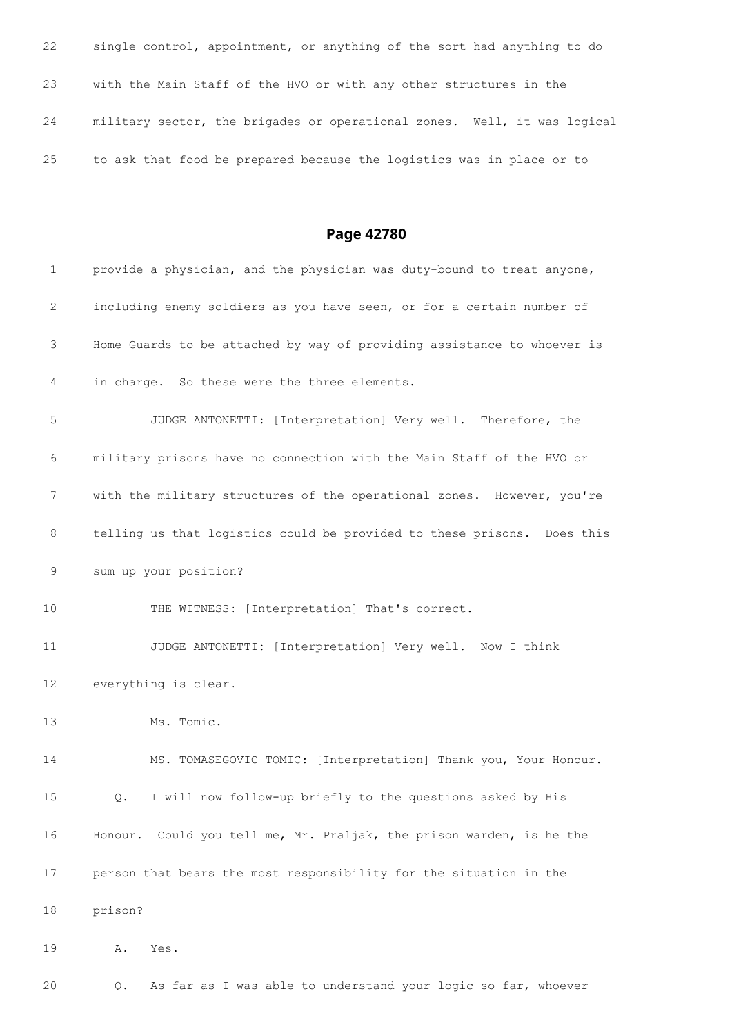22 single control, appointment, or anything of the sort had anything to do

23 with the Main Staff of the HVO or with any other structures in the

24 military sector, the brigades or operational zones. Well, it was logical

25 to ask that food be prepared because the logistics was in place or to

## Page 42780

1 provide a physician, and the physician was duty-bound to treat anyone,

2 including enemy soldiers as you have seen, or for a certain number of

3 Home Guards to be attached by way of providing assistance to whoever is

4 in charge. So these were the three elements.

5 JUDGE ANTONETTI: [Interpretation] Very well. Therefore, the

6 military prisons have no connection with the Main Staff of the HVO or

7 with the military structures of the operational zones. However, you're

8 telling us that logistics could be provided to these prisons. Does this

9 sum up your position?

10 THE WITNESS: [Interpretation] That's correct.

11 JUDGE ANTONETTI: [Interpretation] Very well. Now I think

12 everything is clear.

13 Ms. Tomic.

14 MS. TOMASEGOVIC TOMIC: [Interpretation] Thank you, Your Honour.

15 Q. I will now follow-up briefly to the questions asked by His

16 Honour. Could you tell me, Mr. Praljak, the prison warden, is he the

17 person that bears the most responsibility for the situation in the

18 prison?

19 A. Yes.

20 Q. As far as I was able to understand your logic so far, whoever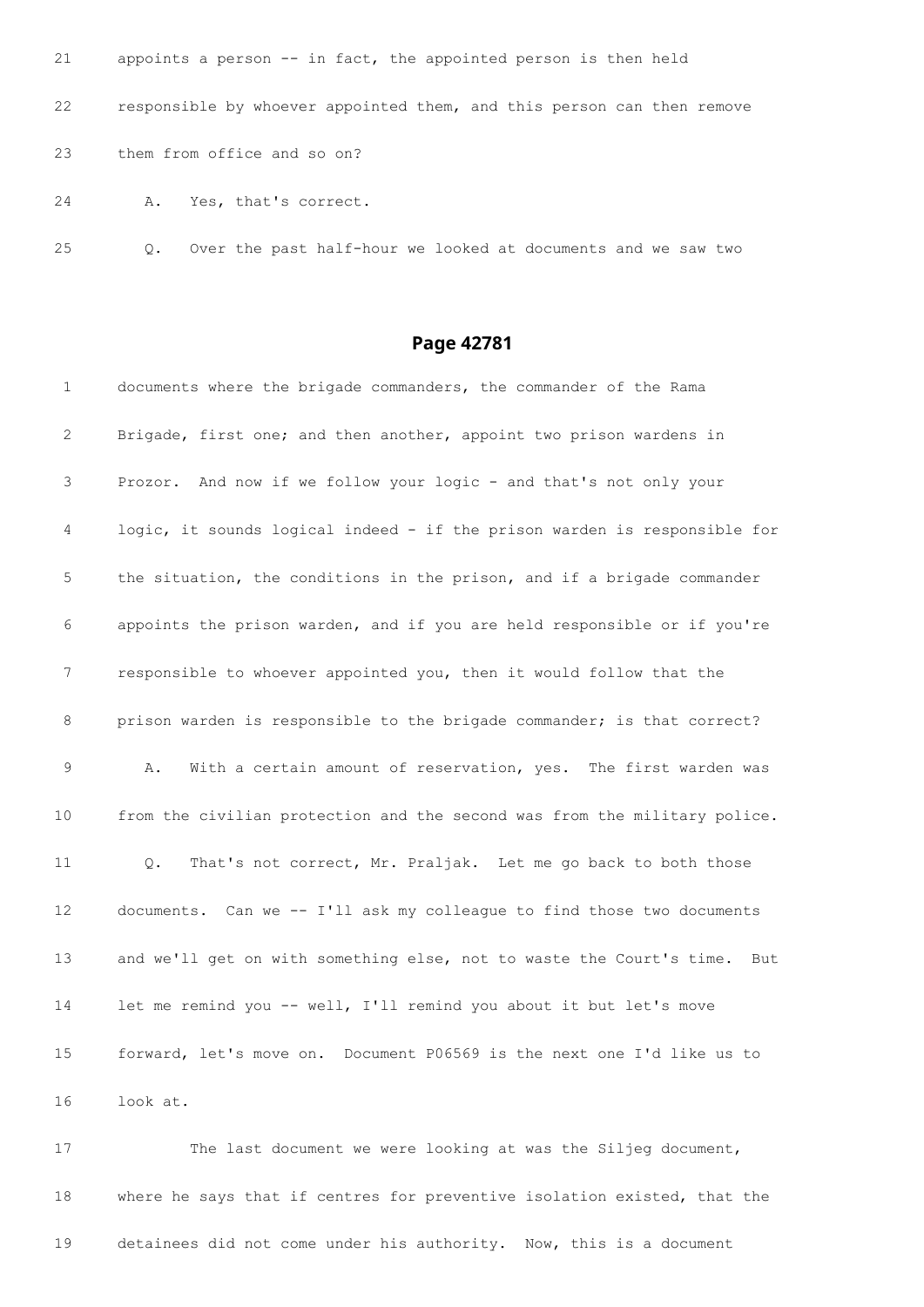21 appoints a person -- in fact, the appointed person is then held

22 responsible by whoever appointed them, and this person can then remove

23 them from office and so on?

24 A. Yes, that's correct.

25 Q. Over the past half-hour we looked at documents and we saw two

## Page 42781

1 documents where the brigade commanders, the commander of the Rama

2 Brigade, first one; and then another, appoint two prison wardens in

3 Prozor. And now if we follow your logic - and that's not only your

4 logic, it sounds logical indeed - if the prison warden is responsible for

5 the situation, the conditions in the prison, and if a brigade commander

6 appoints the prison warden, and if you are held responsible or if you're

7 responsible to whoever appointed you, then it would follow that the

8 prison warden is responsible to the brigade commander; is that correct?

9 A. With a certain amount of reservation, yes. The first warden was

10 from the civilian protection and the second was from the military police.

11 Q. That's not correct, Mr. Praljak. Let me go back to both those

12 documents. Can we -- I'll ask my colleague to find those two documents

13 and we'll get on with something else, not to waste the Court's time. But

14 let me remind you -- well, I'll remind you about it but let's move

15 forward, let's move on. Document P06569 is the next one I'd like us to

16 look at.

17 The last document we were looking at was the Siljeg document,

18 where he says that if centres for preventive isolation existed, that the

19 detainees did not come under his authority. Now, this is a document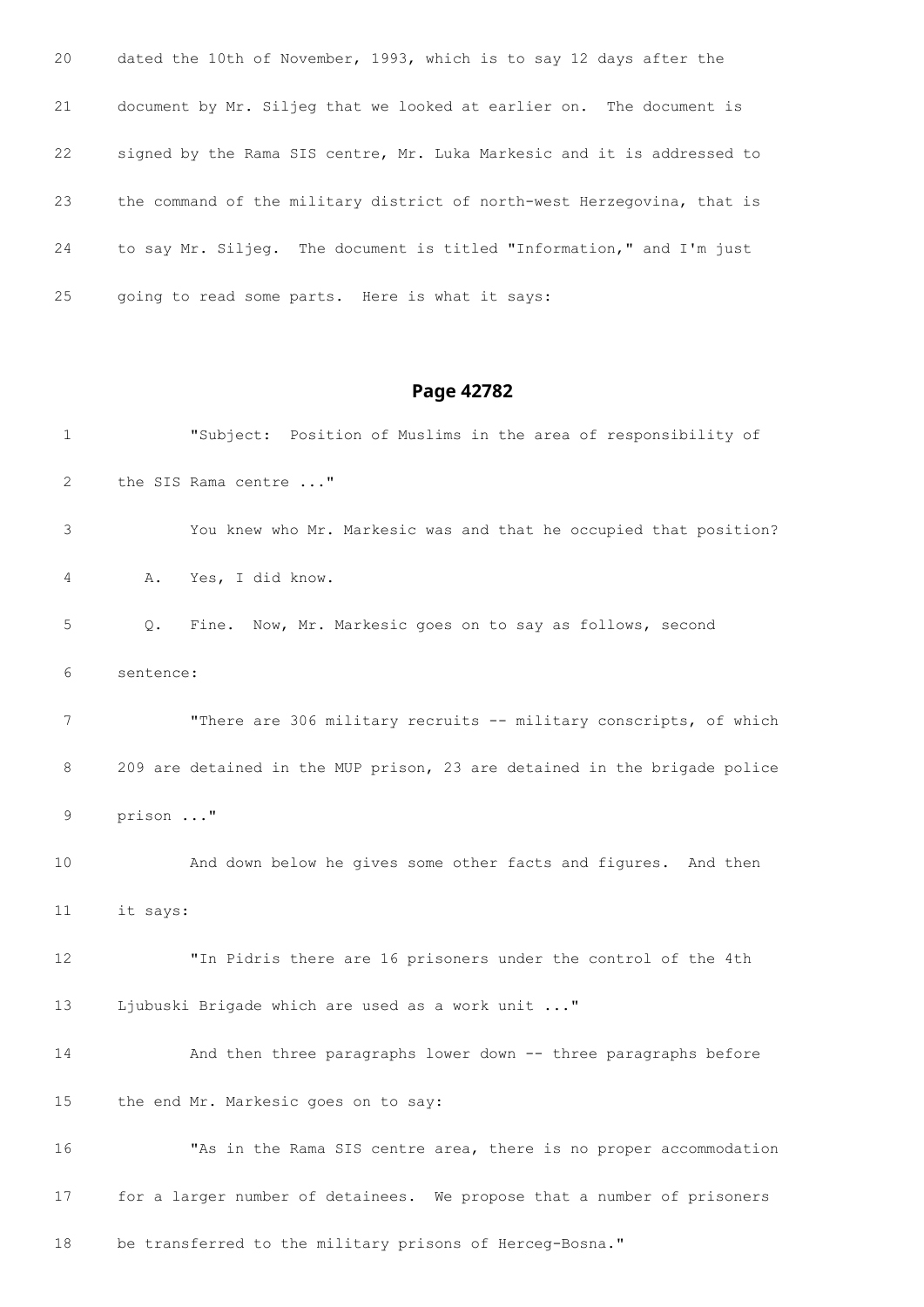20 dated the 10th of November, 1993, which is to say 12 days after the

21 document by Mr. Siljeg that we looked at earlier on. The document is

22 signed by the Rama SIS centre, Mr. Luka Markesic and it is addressed to

23 the command of the military district of north-west Herzegovina, that is

24 to say Mr. Siljeg. The document is titled "Information," and I'm just

25 going to read some parts. Here is what it says:

## Page 42782

1 "Subject: Position of Muslims in the area of responsibility of

2 the SIS Rama centre ..."

3 You knew who Mr. Markesic was and that he occupied that position?

4 A. Yes, I did know.

5 Q. Fine. Now, Mr. Markesic goes on to say as follows, second

6 sentence:

7 "There are 306 military recruits -- military conscripts, of which

8 209 are detained in the MUP prison, 23 are detained in the brigade police

9 prison ..."

10 And down below he gives some other facts and figures. And then

11 it says:

12 "In Pidris there are 16 prisoners under the control of the 4th

13 Ljubuski Brigade which are used as a work unit ..."

14 And then three paragraphs lower down -- three paragraphs before

15 the end Mr. Markesic goes on to say:

16 "As in the Rama SIS centre area, there is no proper accommodation

17 for a larger number of detainees. We propose that a number of prisoners

18 be transferred to the military prisons of Herceg-Bosna."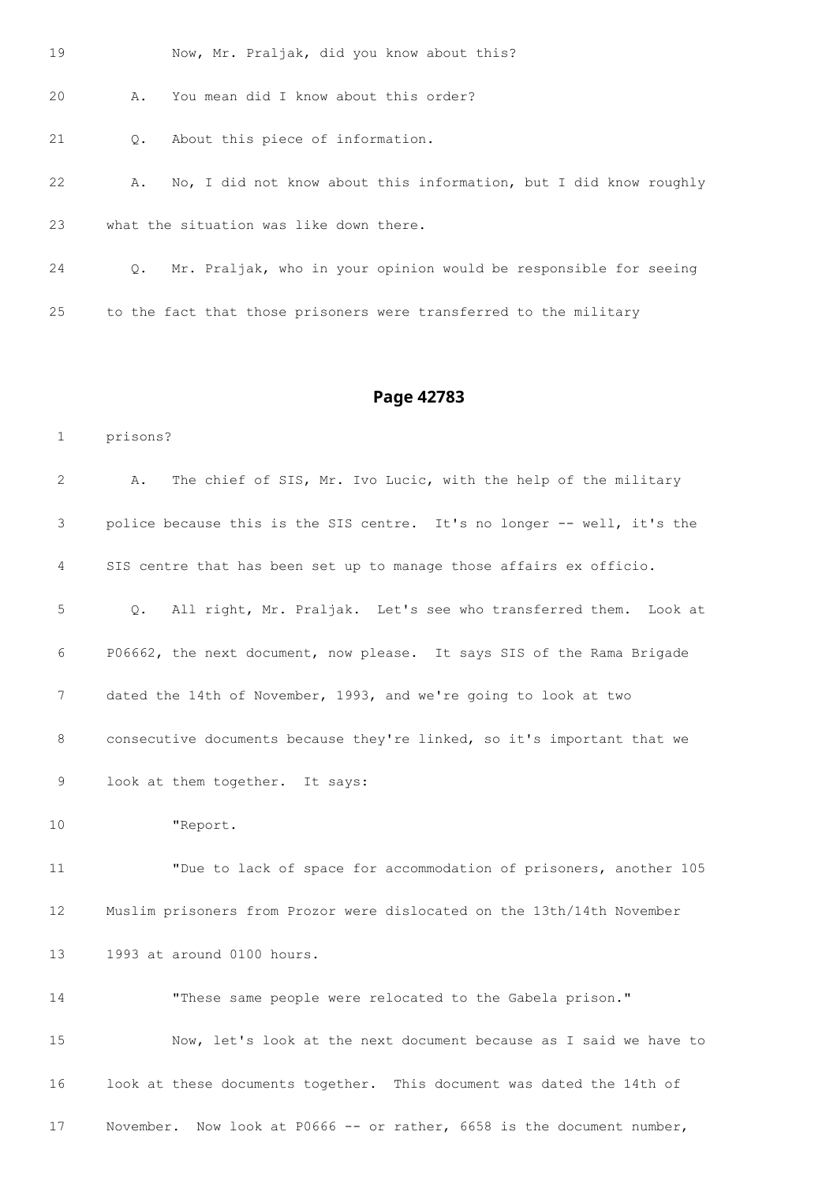19 Now, Mr. Praljak, did you know about this?

20 A. You mean did I know about this order?

21 Q. About this piece of information.

22 A. No, I did not know about this information, but I did know roughly

23 what the situation was like down there.

24 Q. Mr. Praljak, who in your opinion would be responsible for seeing

25 to the fact that those prisoners were transferred to the military

## Page 42783

1 prisons?

2 A. The chief of SIS, Mr. Ivo Lucic, with the help of the military

3 police because this is the SIS centre. It's no longer -- well, it's the

4 SIS centre that has been set up to manage those affairs ex officio.

5 Q. All right, Mr. Praljak. Let's see who transferred them. Look at

6 P06662, the next document, now please. It says SIS of the Rama Brigade

7 dated the 14th of November, 1993, and we're going to look at two

8 consecutive documents because they're linked, so it's important that we

9 look at them together. It says:

10 "Report.

11 "Due to lack of space for accommodation of prisoners, another 105

12 Muslim prisoners from Prozor were dislocated on the 13th/14th November

13 1993 at around 0100 hours.

14 "These same people were relocated to the Gabela prison."

15 Now, let's look at the next document because as I said we have to

16 look at these documents together. This document was dated the 14th of

17 November. Now look at P0666 -- or rather, 6658 is the document number,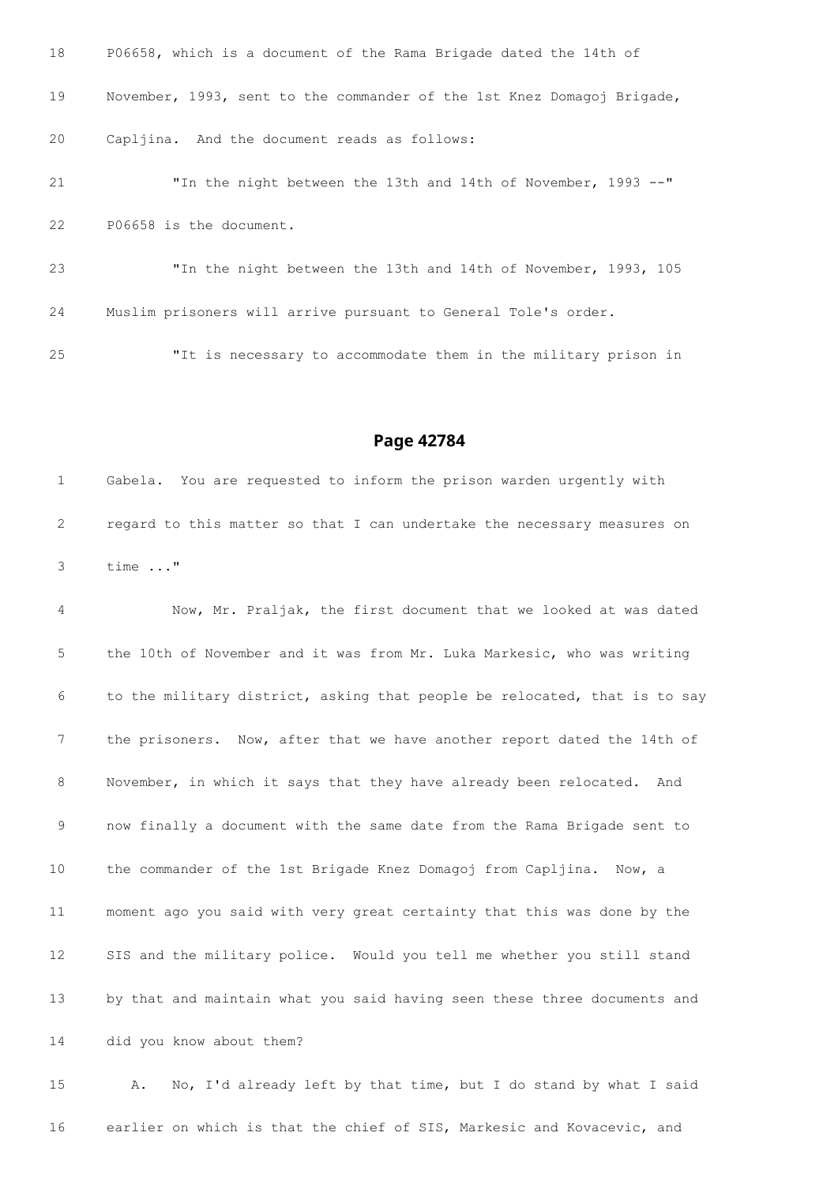18 P06658, which is a document of the Rama Brigade dated the 14th of

19 November, 1993, sent to the commander of the 1st Knez Domagoj Brigade,

20 Capljina. And the document reads as follows:

21 "In the night between the 13th and 14th of November, 1993 --"

22 P06658 is the document.

23 "In the night between the 13th and 14th of November, 1993, 105

24 Muslim prisoners will arrive pursuant to General Tole's order.

25 "It is necessary to accommodate them in the military prison in

## Page 42784

1 Gabela. You are requested to inform the prison warden urgently with

2 regard to this matter so that I can undertake the necessary measures on

3 time ..."

4 Now, Mr. Praljak, the first document that we looked at was dated

5 the 10th of November and it was from Mr. Luka Markesic, who was writing

6 to the military district, asking that people be relocated, that is to say

7 the prisoners. Now, after that we have another report dated the 14th of

8 November, in which it says that they have already been relocated. And

9 now finally a document with the same date from the Rama Brigade sent to

10 the commander of the 1st Brigade Knez Domagoj from Capljina. Now, a

11 moment ago you said with very great certainty that this was done by the

12 SIS and the military police. Would you tell me whether you still stand

13 by that and maintain what you said having seen these three documents and

14 did you know about them?

15 A. No, I'd already left by that time, but I do stand by what I said

16 earlier on which is that the chief of SIS, Markesic and Kovacevic, and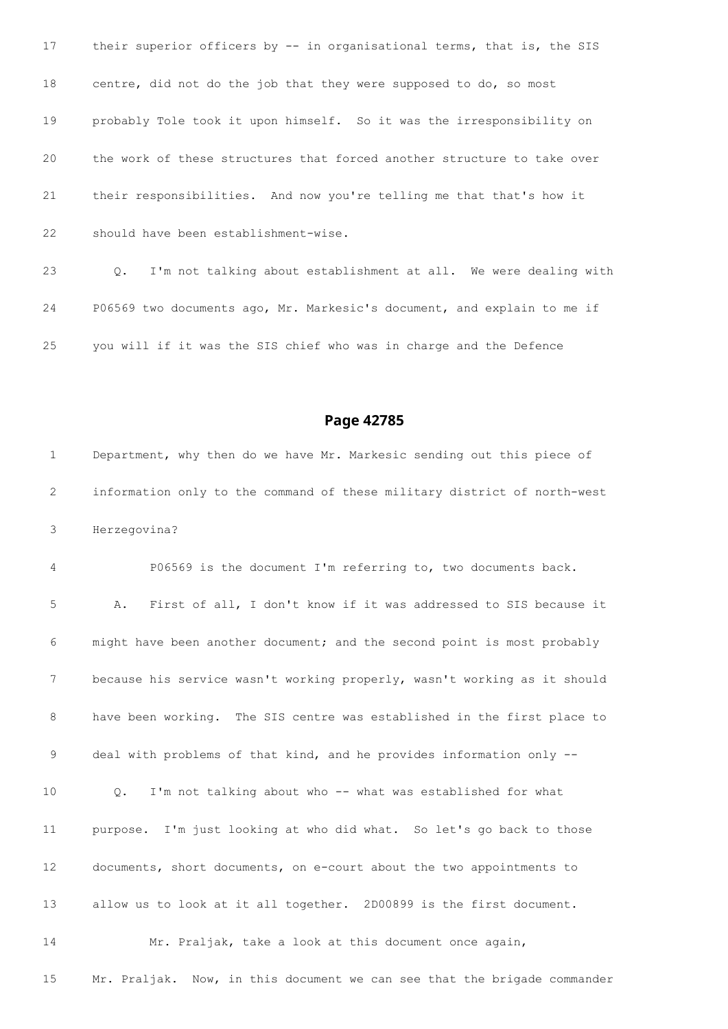17 their superior officers by -- in organisational terms, that is, the SIS

18 centre, did not do the job that they were supposed to do, so most

19 probably Tole took it upon himself. So it was the irresponsibility on

20 the work of these structures that forced another structure to take over

21 their responsibilities. And now you're telling me that that's how it

22 should have been establishment-wise.

23 Q. I'm not talking about establishment at all. We were dealing with

24 P06569 two documents ago, Mr. Markesic's document, and explain to me if

25 you will if it was the SIS chief who was in charge and the Defence

## Page 42785

1 Department, why then do we have Mr. Markesic sending out this piece of

2 information only to the command of these military district of north-west

3 Herzegovina?

4 P06569 is the document I'm referring to, two documents back.

5 A. First of all, I don't know if it was addressed to SIS because it

6 might have been another document; and the second point is most probably

7 because his service wasn't working properly, wasn't working as it should

8 have been working. The SIS centre was established in the first place to

9 deal with problems of that kind, and he provides information only --

10 Q. I'm not talking about who -- what was established for what

11 purpose. I'm just looking at who did what. So let's go back to those

12 documents, short documents, on e-court about the two appointments to

13 allow us to look at it all together. 2D00899 is the first document.

14 Mr. Praljak, take a look at this document once again,

15 Mr. Praljak. Now, in this document we can see that the brigade commander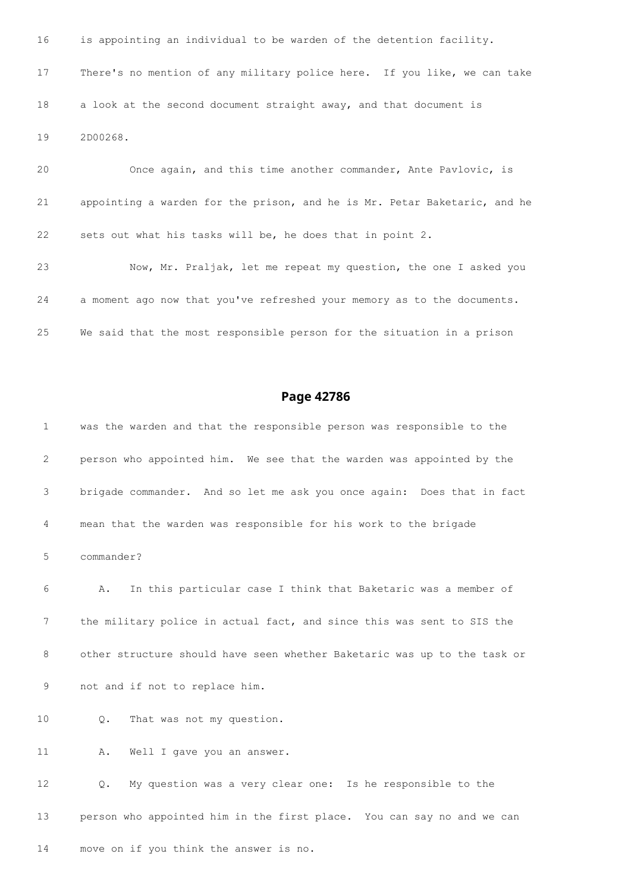16 is appointing an individual to be warden of the detention facility.

17 There's no mention of any military police here. If you like, we can take

18 a look at the second document straight away, and that document is

19 2D00268.

20 Once again, and this time another commander, Ante Pavlovic, is

21 appointing a warden for the prison, and he is Mr. Petar Baketaric, and he

22 sets out what his tasks will be, he does that in point 2.

23 Now, Mr. Praljak, let me repeat my question, the one I asked you

24 a moment ago now that you've refreshed your memory as to the documents.

25 We said that the most responsible person for the situation in a prison

## Page 42786

1 was the warden and that the responsible person was responsible to the

2 person who appointed him. We see that the warden was appointed by the

3 brigade commander. And so let me ask you once again: Does that in fact

4 mean that the warden was responsible for his work to the brigade

5 commander?

6 A. In this particular case I think that Baketaric was a member of

7 the military police in actual fact, and since this was sent to SIS the

8 other structure should have seen whether Baketaric was up to the task or

9 not and if not to replace him.

10 Q. That was not my question.

11 A. Well I gave you an answer.

12 Q. My question was a very clear one: Is he responsible to the

13 person who appointed him in the first place. You can say no and we can

14 move on if you think the answer is no.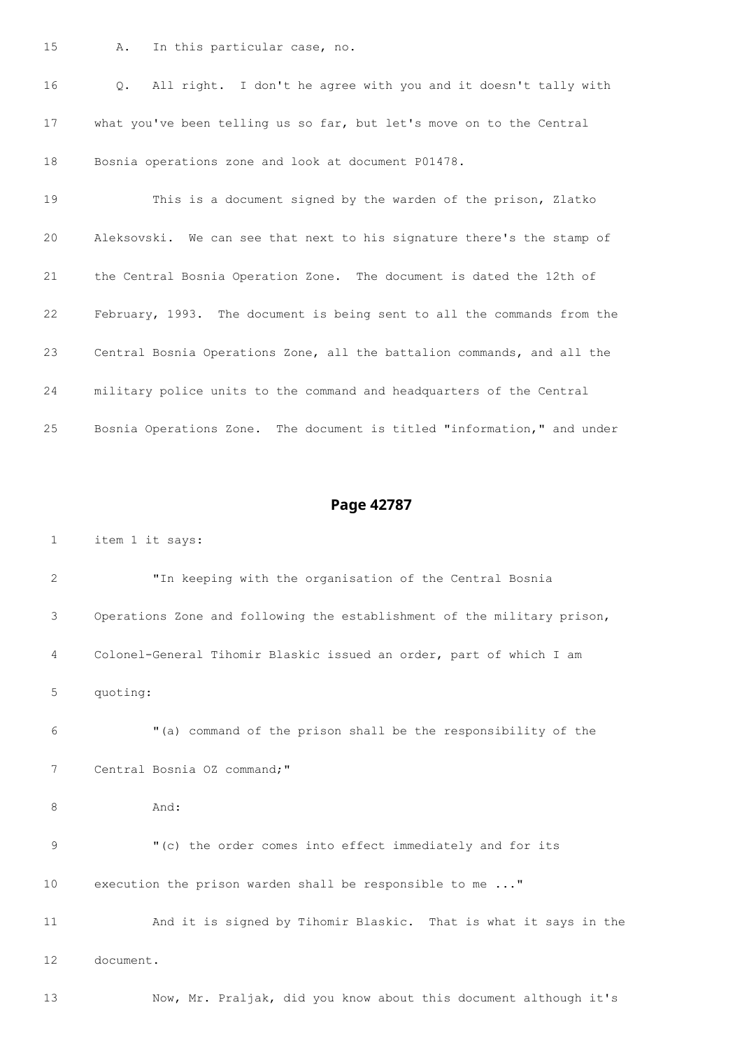15 A. In this particular case, no.

16 Q. All right. I don't he agree with you and it doesn't tally with

17 what you've been telling us so far, but let's move on to the Central

18 Bosnia operations zone and look at document P01478.

19 This is a document signed by the warden of the prison, Zlatko

20 Aleksovski. We can see that next to his signature there's the stamp of

21 the Central Bosnia Operation Zone. The document is dated the 12th of

22 February, 1993. The document is being sent to all the commands from the

23 Central Bosnia Operations Zone, all the battalion commands, and all the

24 military police units to the command and headquarters of the Central

25 Bosnia Operations Zone. The document is titled "information," and under

## Page 42787

1 item 1 it says:

2 "In keeping with the organisation of the Central Bosnia

3 Operations Zone and following the establishment of the military prison,

4 Colonel-General Tihomir Blaskic issued an order, part of which I am

5 quoting:

6 "(a) command of the prison shall be the responsibility of the

7 Central Bosnia OZ command;"

8 And:

9 "(c) the order comes into effect immediately and for its

10 execution the prison warden shall be responsible to me ..."

11 And it is signed by Tihomir Blaskic. That is what it says in the

12 document.

13 Now, Mr. Praljak, did you know about this document although it's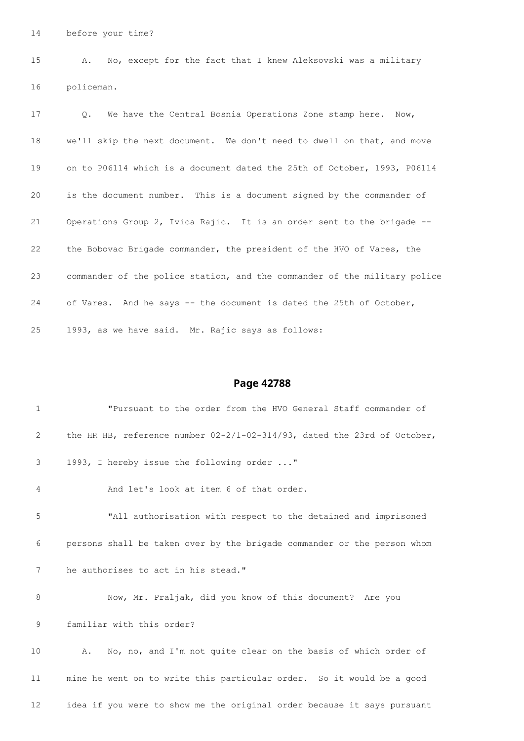14 before your time?

15 A. No, except for the fact that I knew Aleksovski was a military

16 policeman.

17 Q. We have the Central Bosnia Operations Zone stamp here. Now,

18 we'll skip the next document. We don't need to dwell on that, and move

19 on to P06114 which is a document dated the 25th of October, 1993, P06114

20 is the document number. This is a document signed by the commander of

21 Operations Group 2, Ivica Rajic. It is an order sent to the brigade --

22 the Bobovac Brigade commander, the president of the HVO of Vares, the

23 commander of the police station, and the commander of the military police

24 of Vares. And he says -- the document is dated the 25th of October,

25 1993, as we have said. Mr. Rajic says as follows:

## Page 42788

1 "Pursuant to the order from the HVO General Staff commander of

2 the HR HB, reference number 02-2/1-02-314/93, dated the 23rd of October,

3 1993, I hereby issue the following order ..."

4 And let's look at item 6 of that order.

5 "All authorisation with respect to the detained and imprisoned

6 persons shall be taken over by the brigade commander or the person whom

7 he authorises to act in his stead."

8 Now, Mr. Praljak, did you know of this document? Are you

9 familiar with this order?

10 A. No, no, and I'm not quite clear on the basis of which order of

11 mine he went on to write this particular order. So it would be a good

12 idea if you were to show me the original order because it says pursuant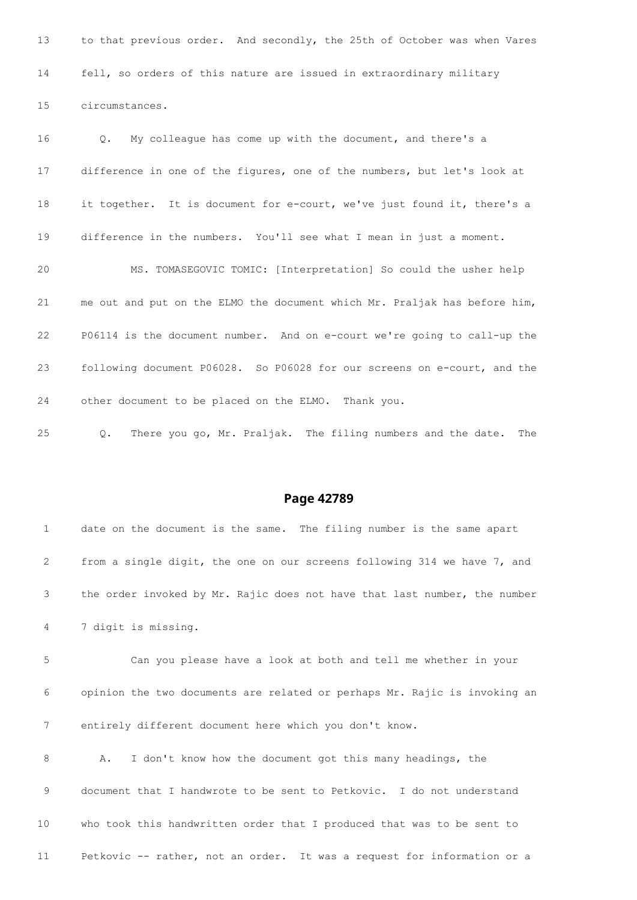13 to that previous order. And secondly, the 25th of October was when Vares

14 fell, so orders of this nature are issued in extraordinary military

15 circumstances.

16 Q. My colleague has come up with the document, and there's a

17 difference in one of the figures, one of the numbers, but let's look at

18 it together. It is document for e-court, we've just found it, there's a

19 difference in the numbers. You'll see what I mean in just a moment.

20 MS. TOMASEGOVIC TOMIC: [Interpretation] So could the usher help

21 me out and put on the ELMO the document which Mr. Praljak has before him,

22 P06114 is the document number. And on e-court we're going to call-up the

23 following document P06028. So P06028 for our screens on e-court, and the

24 other document to be placed on the ELMO. Thank you.

25 Q. There you go, Mr. Praljak. The filing numbers and the date. The

## Page 42789

1 date on the document is the same. The filing number is the same apart

2 from a single digit, the one on our screens following 314 we have 7, and

3 the order invoked by Mr. Rajic does not have that last number, the number

4 7 digit is missing.

5 Can you please have a look at both and tell me whether in your

6 opinion the two documents are related or perhaps Mr. Rajic is invoking an

7 entirely different document here which you don't know.

8 A. I don't know how the document got this many headings, the

9 document that I handwrote to be sent to Petkovic. I do not understand

10 who took this handwritten order that I produced that was to be sent to

11 Petkovic -- rather, not an order. It was a request for information or a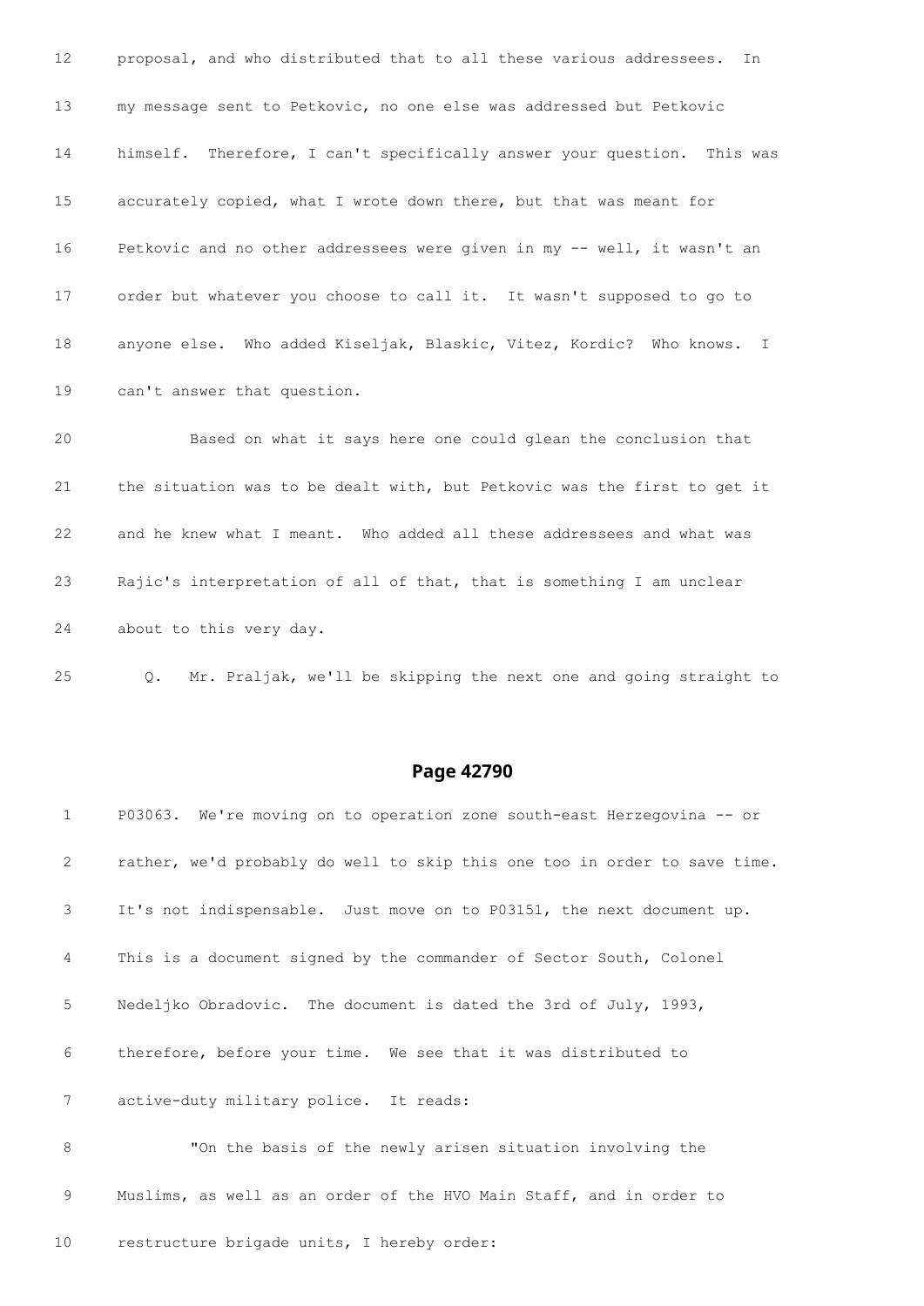12 proposal, and who distributed that to all these various addressees. In

13 my message sent to Petkovic, no one else was addressed but Petkovic

14 himself. Therefore, I can't specifically answer your question. This was

15 accurately copied, what I wrote down there, but that was meant for

16 Petkovic and no other addressees were given in my -- well, it wasn't an

17 order but whatever you choose to call it. It wasn't supposed to go to

18 anyone else. Who added Kiseljak, Blaskic, Vitez, Kordic? Who knows. I

19 can't answer that question.

20 Based on what it says here one could glean the conclusion that

21 the situation was to be dealt with, but Petkovic was the first to get it

22 and he knew what I meant. Who added all these addressees and what was

23 Rajic's interpretation of all of that, that is something I am unclear

24 about to this very day.

25 Q. Mr. Praljak, we'll be skipping the next one and going straight to

## Page 42790

1 P03063. We're moving on to operation zone south-east Herzegovina -- or

2 rather, we'd probably do well to skip this one too in order to save time.

3 It's not indispensable. Just move on to P03151, the next document up.

4 This is a document signed by the commander of Sector South, Colonel

5 Nedeljko Obradovic. The document is dated the 3rd of July, 1993,

6 therefore, before your time. We see that it was distributed to

7 active-duty military police. It reads:

8 "On the basis of the newly arisen situation involving the

9 Muslims, as well as an order of the HVO Main Staff, and in order to

10 restructure brigade units, I hereby order: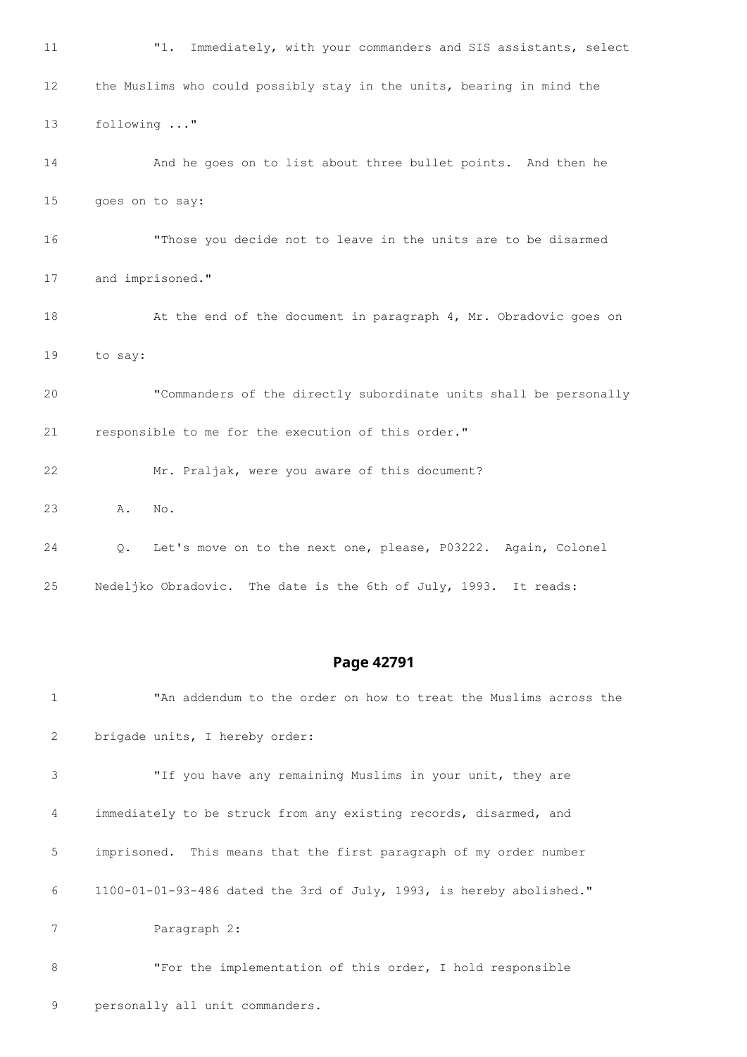"1. Immediately, with your commanders and SIS assistants, select the Muslims who could possibly stay in the units, bearing in mind the following ..."

And he goes on to list about three bullet points. And then he goes on to say:

"Those you decide not to leave in the units are to be disarmed and imprisoned."

At the end of the document in paragraph 4, Mr. Obradovic goes on to say:

"Commanders of the directly subordinate units shall be personally responsible to me for the execution of this order."

Mr. Praljak, were you aware of this document?

A. No.

Q. Let's move on to the next one, please, P03222. Again, Colonel Nedeljko Obradovic. The date is the 6th of July, 1993. It reads:

## Page 42791

"An addendum to the order on how to treat the Muslims across the brigade units, I hereby order:

"If you have any remaining Muslims in your unit, they are immediately to be struck from any existing records, disarmed, and imprisoned. This means that the first paragraph of my order number 1100-01-01-93-486 dated the 3rd of July, 1993, is hereby abolished."

Paragraph 2:

"For the implementation of this order, I hold responsible personally all unit commanders.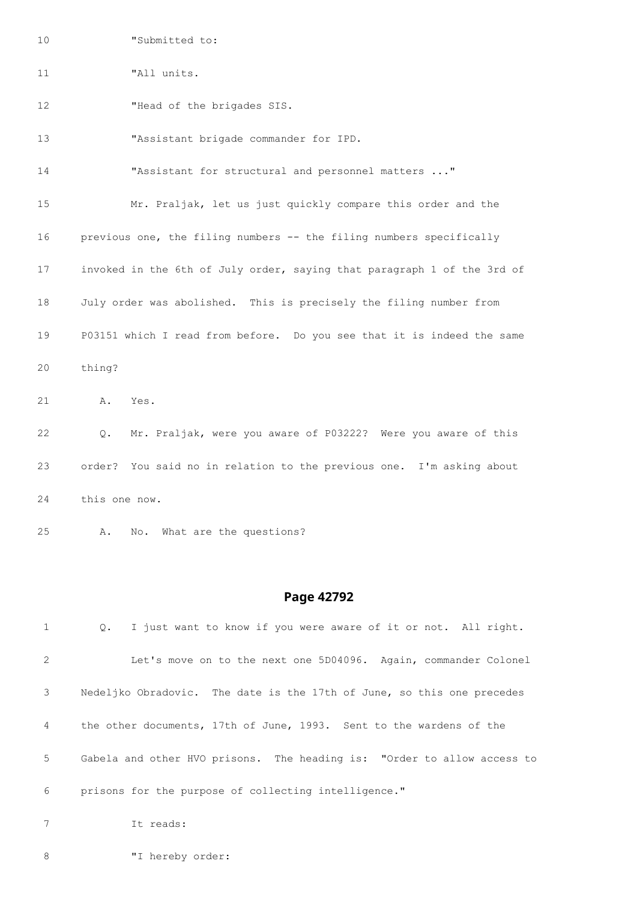10 "Submitted to:

11 "All units.

12 "Head of the brigades SIS.

13 "Assistant brigade commander for IPD.

14 "Assistant for structural and personnel matters ..."

15 Mr. Praljak, let us just quickly compare this order and the

16 previous one, the filing numbers -- the filing numbers specifically

17 invoked in the 6th of July order, saying that paragraph 1 of the 3rd of

18 July order was abolished. This is precisely the filing number from

19 P03151 which I read from before. Do you see that it is indeed the same

20 thing?

21 A. Yes.

22 Q. Mr. Praljak, were you aware of P03222? Were you aware of this

23 order? You said no in relation to the previous one. I'm asking about

24 this one now.

25 A. No. What are the questions?

## Page 42792

1 Q. I just want to know if you were aware of it or not. All right.

2 Let's move on to the next one 5D04096. Again, commander Colonel

3 Nedeljko Obradovic. The date is the 17th of June, so this one precedes

4 the other documents, 17th of June, 1993. Sent to the wardens of the

5 Gabela and other HVO prisons. The heading is: "Order to allow access to

6 prisons for the purpose of collecting intelligence."

7 It reads:

8 "I hereby order: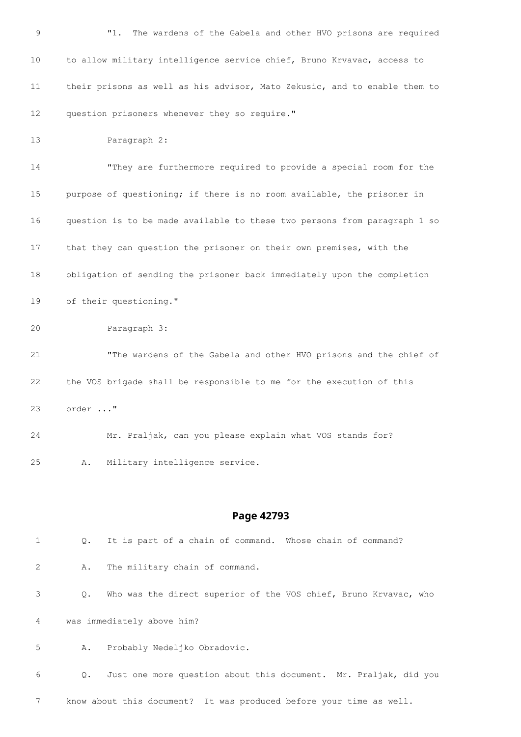9 "1. The wardens of the Gabela and other HVO prisons are required

10 to allow military intelligence service chief, Bruno Krvavac, access to

11 their prisons as well as his advisor, Mato Zekusic, and to enable them to

12 question prisoners whenever they so require."

13 Paragraph 2:

14 "They are furthermore required to provide a special room for the

15 purpose of questioning; if there is no room available, the prisoner in

16 question is to be made available to these two persons from paragraph 1 so

17 that they can question the prisoner on their own premises, with the

18 obligation of sending the prisoner back immediately upon the completion

19 of their questioning."

20 Paragraph 3:

21 "The wardens of the Gabela and other HVO prisons and the chief of

22 the VOS brigade shall be responsible to me for the execution of this

23 order ..."

24 Mr. Praljak, can you please explain what VOS stands for?

25 A. Military intelligence service.

## Page 42793

1 Q. It is part of a chain of command. Whose chain of command?

2 A. The military chain of command.

3 Q. Who was the direct superior of the VOS chief, Bruno Krvavac, who

4 was immediately above him?

5 A. Probably Nedeljko Obradovic.

6 Q. Just one more question about this document. Mr. Praljak, did you

7 know about this document? It was produced before your time as well.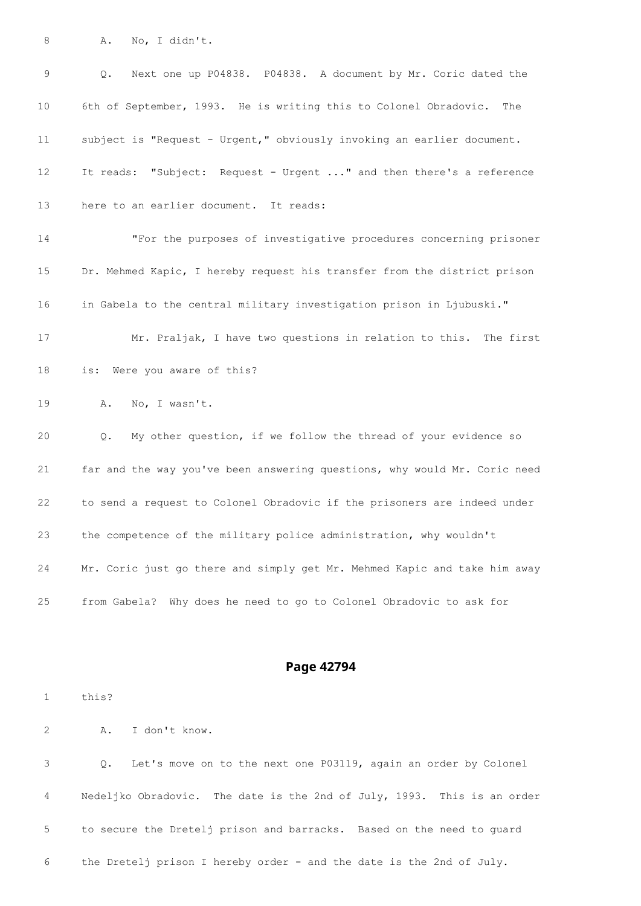8 A. No, I didn't.

9 Q. Next one up P04838. P04838. A document by Mr. Coric dated the

10 6th of September, 1993. He is writing this to Colonel Obradovic. The

11 subject is "Request - Urgent," obviously invoking an earlier document.

12 It reads: "Subject: Request - Urgent ..." and then there's a reference

13 here to an earlier document. It reads:

14 "For the purposes of investigative procedures concerning prisoner

15 Dr. Mehmed Kapic, I hereby request his transfer from the district prison

16 in Gabela to the central military investigation prison in Ljubuski."

17 Mr. Praljak, I have two questions in relation to this. The first

18 is: Were you aware of this?

19 A. No, I wasn't.

20 Q. My other question, if we follow the thread of your evidence so

21 far and the way you've been answering questions, why would Mr. Coric need

22 to send a request to Colonel Obradovic if the prisoners are indeed under

23 the competence of the military police administration, why wouldn't

24 Mr. Coric just go there and simply get Mr. Mehmed Kapic and take him away

25 from Gabela? Why does he need to go to Colonel Obradovic to ask for

## Page 42794

1 this?

2 A. I don't know.

3 Q. Let's move on to the next one P03119, again an order by Colonel

4 Nedeljko Obradovic. The date is the 2nd of July, 1993. This is an order

5 to secure the Dretelj prison and barracks. Based on the need to guard

6 the Dretelj prison I hereby order - and the date is the 2nd of July.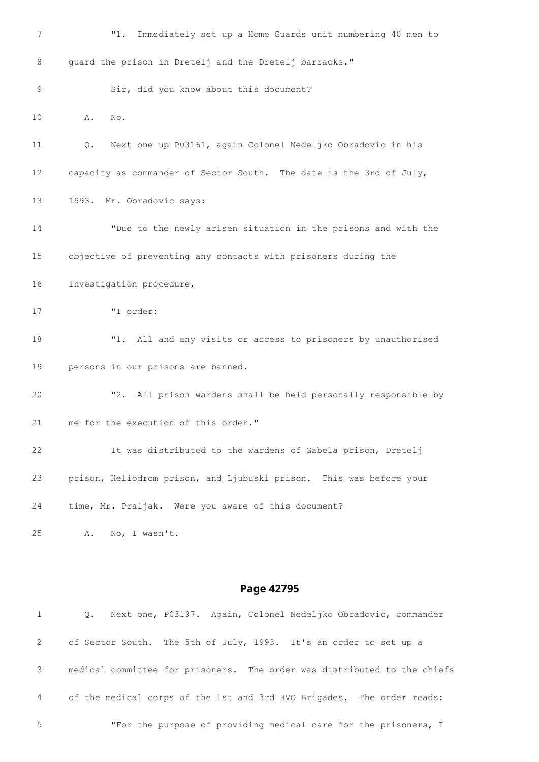"1. Immediately set up a Home Guards unit numbering 40 men to guard the prison in Dretelj and the Dretelj barracks."

Sir, did you know about this document?

A. No.

Q. Next one up P03161, again Colonel Nedeljko Obradovic in his capacity as commander of Sector South. The date is the 3rd of July, 1993. Mr. Obradovic says:

"Due to the newly arisen situation in the prisons and with the objective of preventing any contacts with prisoners during the investigation procedure,

"I order:

"1. All and any visits or access to prisoners by unauthorised persons in our prisons are banned.

"2. All prison wardens shall be held personally responsible by me for the execution of this order."

It was distributed to the wardens of Gabela prison, Dretelj prison, Heliodrom prison, and Ljubuski prison. This was before your time, Mr. Praljak. Were you aware of this document?

A. No, I wasn't.

## Page 42795

Q. Next one, P03197. Again, Colonel Nedeljko Obradovic, commander of Sector South. The 5th of July, 1993. It's an order to set up a medical committee for prisoners. The order was distributed to the chiefs of the medical corps of the 1st and 3rd HVO Brigades. The order reads:

"For the purpose of providing medical care for the prisoners, I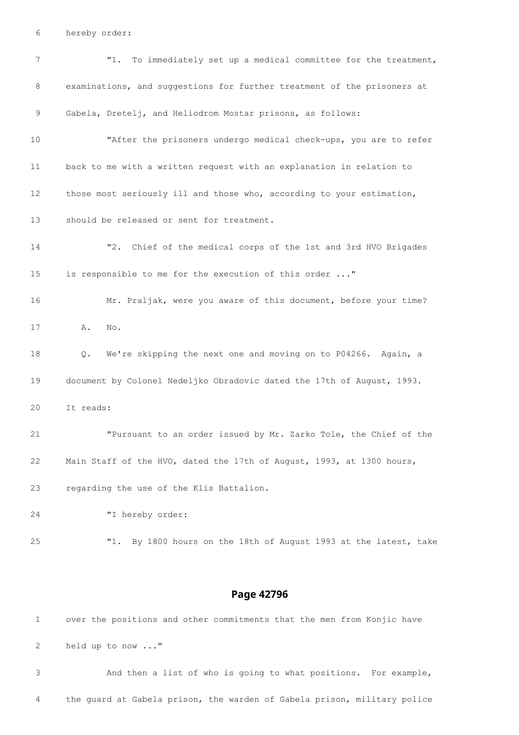6 hereby order:

7 "1. To immediately set up a medical committee for the treatment,

8 examinations, and suggestions for further treatment of the prisoners at

9 Gabela, Dretelj, and Heliodrom Mostar prisons, as follows:

10 "After the prisoners undergo medical check-ups, you are to refer

11 back to me with a written request with an explanation in relation to

12 those most seriously ill and those who, according to your estimation,

13 should be released or sent for treatment.

14 "2. Chief of the medical corps of the 1st and 3rd HVO Brigades

15 is responsible to me for the execution of this order ..."

16 Mr. Praljak, were you aware of this document, before your time?

17 A. No.

18 Q. We're skipping the next one and moving on to P04266. Again, a

19 document by Colonel Nedeljko Obradovic dated the 17th of August, 1993.

20 It reads:

21 "Pursuant to an order issued by Mr. Zarko Tole, the Chief of the

22 Main Staff of the HVO, dated the 17th of August, 1993, at 1300 hours,

23 regarding the use of the Klis Battalion.

24 "I hereby order:

25 "1. By 1800 hours on the 18th of August 1993 at the latest, take

## Page 42796

1 over the positions and other commitments that the men from Konjic have

2 held up to now ..."

3 And then a list of who is going to what positions. For example,

4 the guard at Gabela prison, the warden of Gabela prison, military police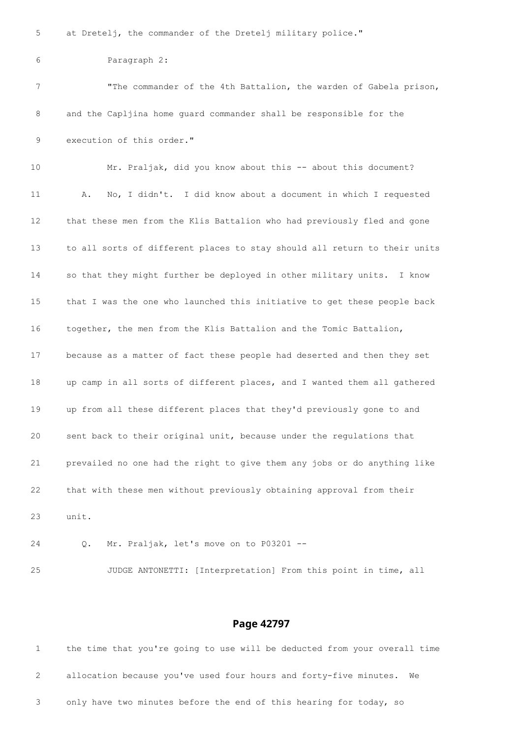5 at Dretelj, the commander of the Dretelj military police."

6 Paragraph 2:

7 "The commander of the 4th Battalion, the warden of Gabela prison,

8 and the Capljina home guard commander shall be responsible for the

9 execution of this order."

10 Mr. Praljak, did you know about this -- about this document?

11 A. No, I didn't. I did know about a document in which I requested

12 that these men from the Klis Battalion who had previously fled and gone

13 to all sorts of different places to stay should all return to their units

14 so that they might further be deployed in other military units. I know

15 that I was the one who launched this initiative to get these people back

16 together, the men from the Klis Battalion and the Tomic Battalion,

17 because as a matter of fact these people had deserted and then they set

18 up camp in all sorts of different places, and I wanted them all gathered

19 up from all these different places that they'd previously gone to and

20 sent back to their original unit, because under the regulations that

21 prevailed no one had the right to give them any jobs or do anything like

22 that with these men without previously obtaining approval from their

23 unit.

24 Q. Mr. Praljak, let's move on to P03201 --

25 JUDGE ANTONETTI: [Interpretation] From this point in time, all

## Page 42797

1 the time that you're going to use will be deducted from your overall time

2 allocation because you've used four hours and forty-five minutes. We

3 only have two minutes before the end of this hearing for today, so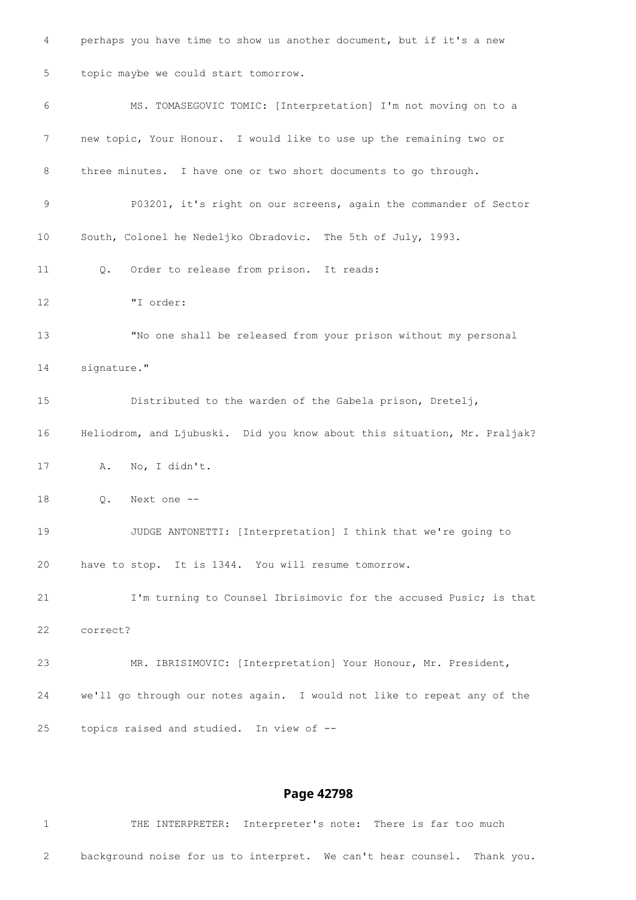4 perhaps you have time to show us another document, but if it's a new

5 topic maybe we could start tomorrow.

6 MS. TOMASEGOVIC TOMIC: [Interpretation] I'm not moving on to a

7 new topic, Your Honour. I would like to use up the remaining two or

8 three minutes. I have one or two short documents to go through.

9 P03201, it's right on our screens, again the commander of Sector

10 South, Colonel he Nedeljko Obradovic. The 5th of July, 1993.

11 Q. Order to release from prison. It reads:

12 "I order:

13 "No one shall be released from your prison without my personal

14 signature."

15 Distributed to the warden of the Gabela prison, Dretelj,

16 Heliodrom, and Ljubuski. Did you know about this situation, Mr. Praljak?

17 A. No, I didn't.

18 Q. Next one --

19 JUDGE ANTONETTI: [Interpretation] I think that we're going to

20 have to stop. It is 1344. You will resume tomorrow.

21 I'm turning to Counsel Ibrisimovic for the accused Pusic; is that

22 correct?

23 MR. IBRISIMOVIC: [Interpretation] Your Honour, Mr. President,

24 we'll go through our notes again. I would not like to repeat any of the

25 topics raised and studied. In view of --

## Page 42798

1 THE INTERPRETER: Interpreter's note: There is far too much

2 background noise for us to interpret. We can't hear counsel. Thank you.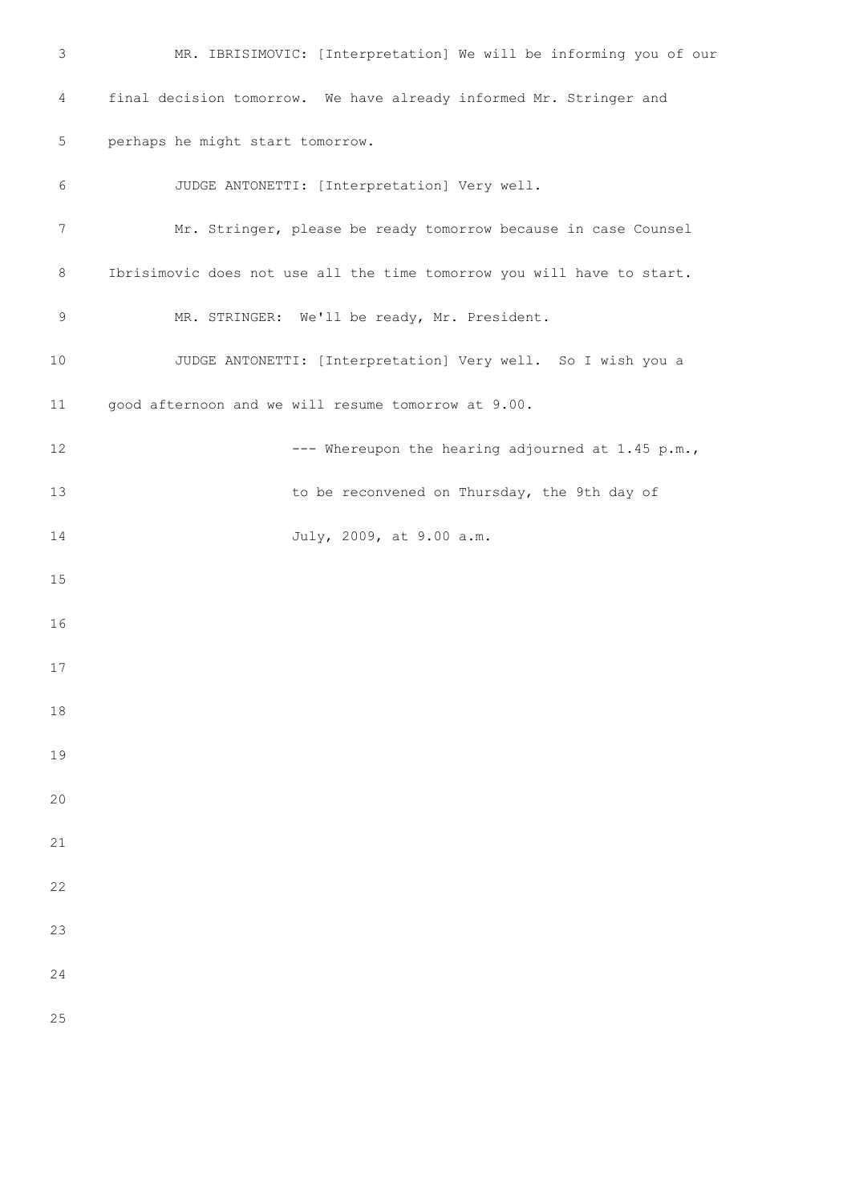MR. IBRISIMOVIC: [Interpretation] We will be informing you of our final decision tomorrow. We have already informed Mr. Stringer and perhaps he might start tomorrow.

JUDGE ANTONETTI: [Interpretation] Very well.

Mr. Stringer, please be ready tomorrow because in case Counsel Ibrisimovic does not use all the time tomorrow you will have to start.

MR. STRINGER: We'll be ready, Mr. President.

JUDGE ANTONETTI: [Interpretation] Very well. So I wish you a good afternoon and we will resume tomorrow at 9.00.

--- Whereupon the hearing adjourned at 1.45 p.m., to be reconvened on Thursday, the 9th day of July, 2009, at 9.00 a.m.